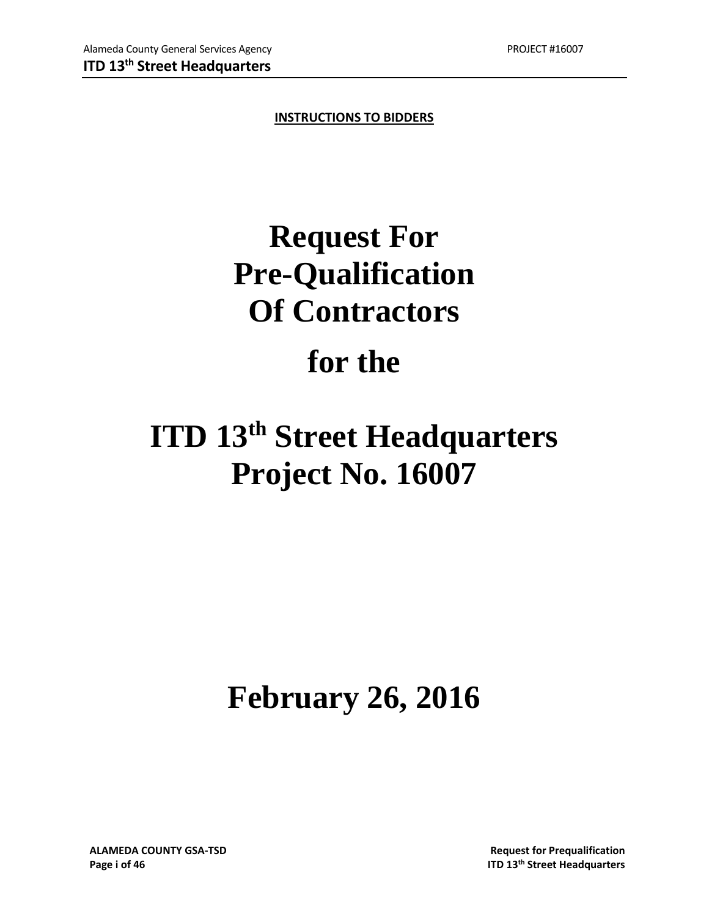**INSTRUCTIONS TO BIDDERS**

# Request For Pre-Qualification Of Contractors

# for the

# ITD 13th Street Headquarters Project No. 16007

# February 26, 2016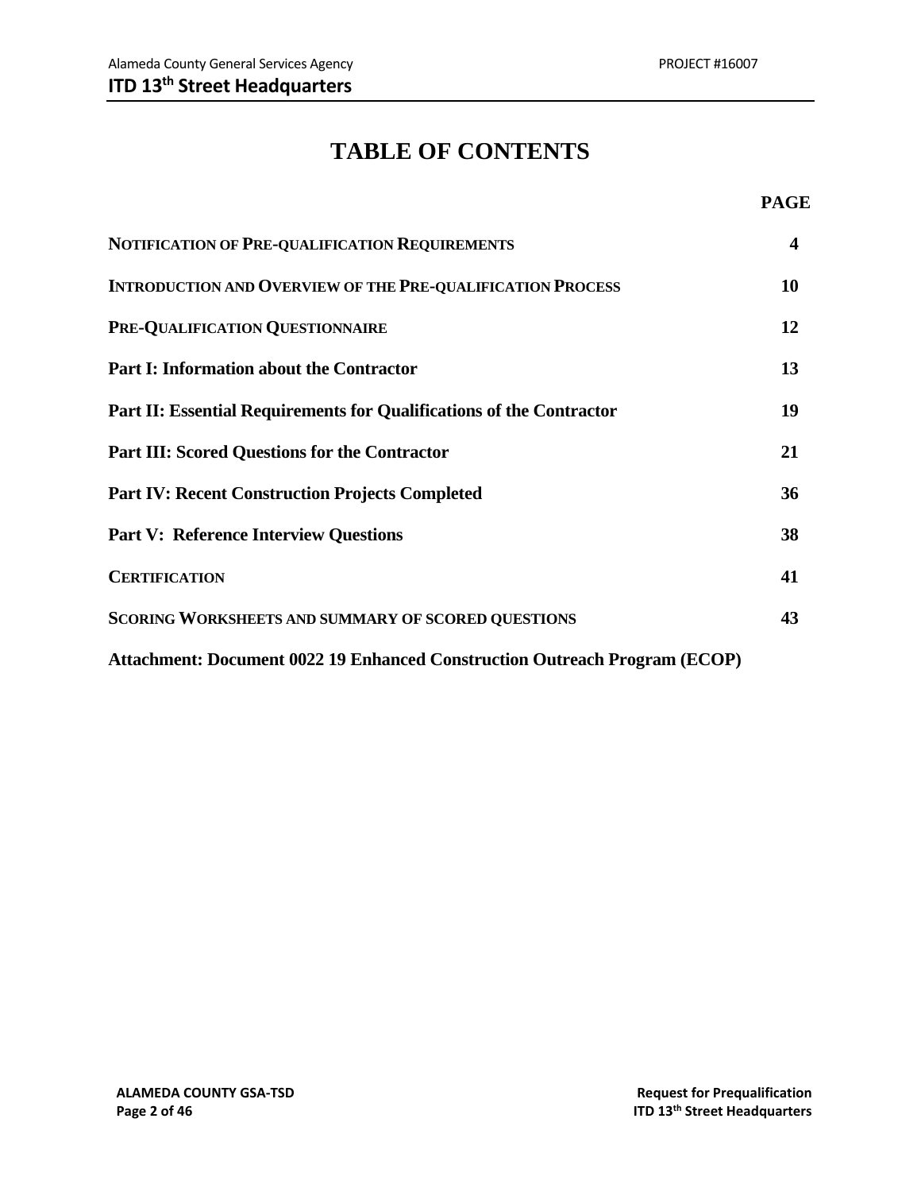# TABLE OF CONTENTS

| | PAGE |
|---|---|
| **NOTIFICATION OF PRE-QUALIFICATION REQUIREMENTS** | **4** |
| **INTRODUCTION AND OVERVIEW OF THE PRE-QUALIFICATION PROCESS** | **10** |
| **PRE-QUALIFICATION QUESTIONNAIRE** | **12** |
| **Part I: Information about the Contractor** | **13** |
| **Part II: Essential Requirements for Qualifications of the Contractor** | **19** |
| **Part III: Scored Questions for the Contractor** | **21** |
| **Part IV: Recent Construction Projects Completed** | **36** |
| **Part V: Reference Interview Questions** | **38** |
| **CERTIFICATION** | **41** |
| **SCORING WORKSHEETS AND SUMMARY OF SCORED QUESTIONS** | **43** |
| **Attachment: Document 0022 19 Enhanced Construction Outreach Program (ECOP)** | |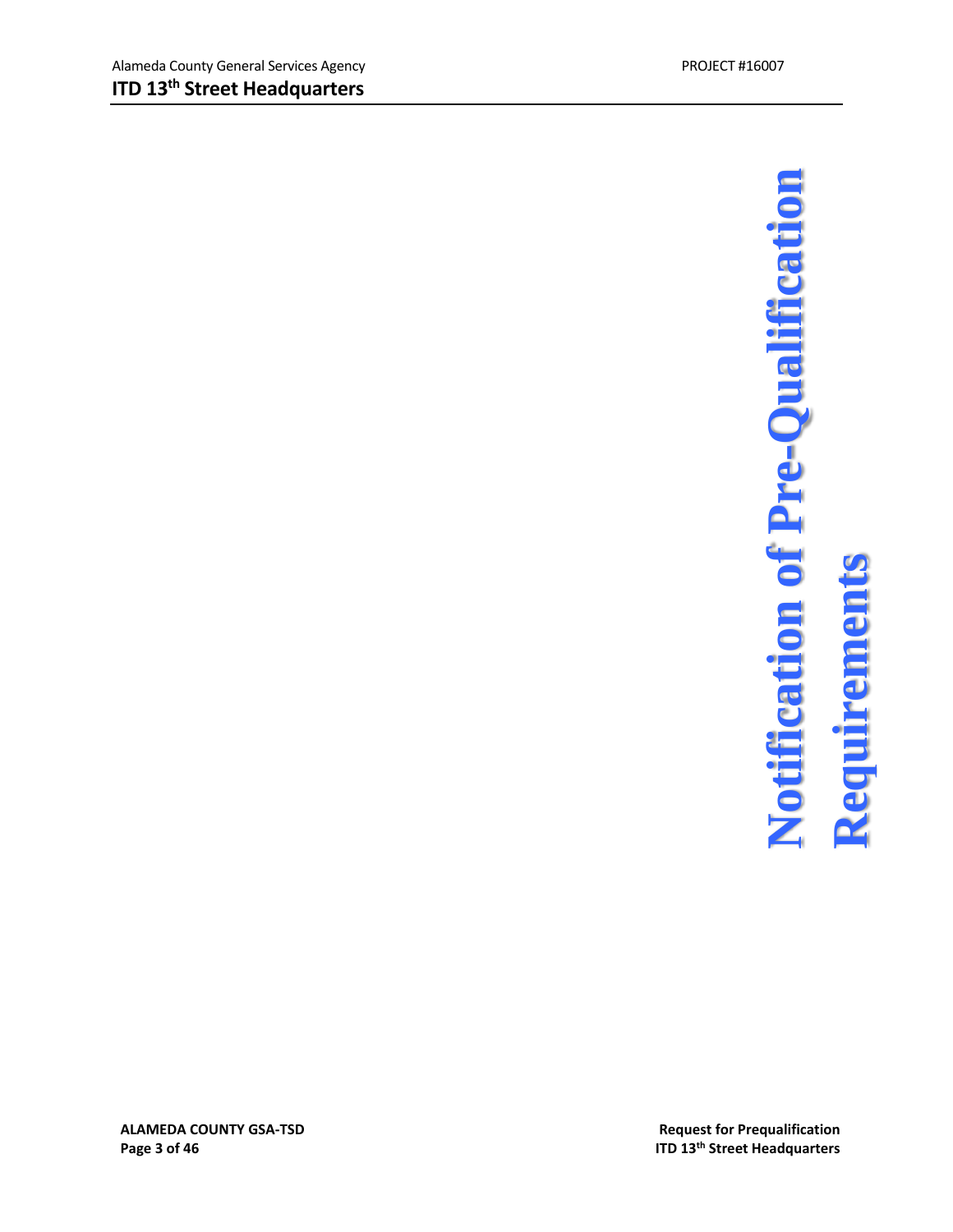# Notification of Pre-Qualification Requirements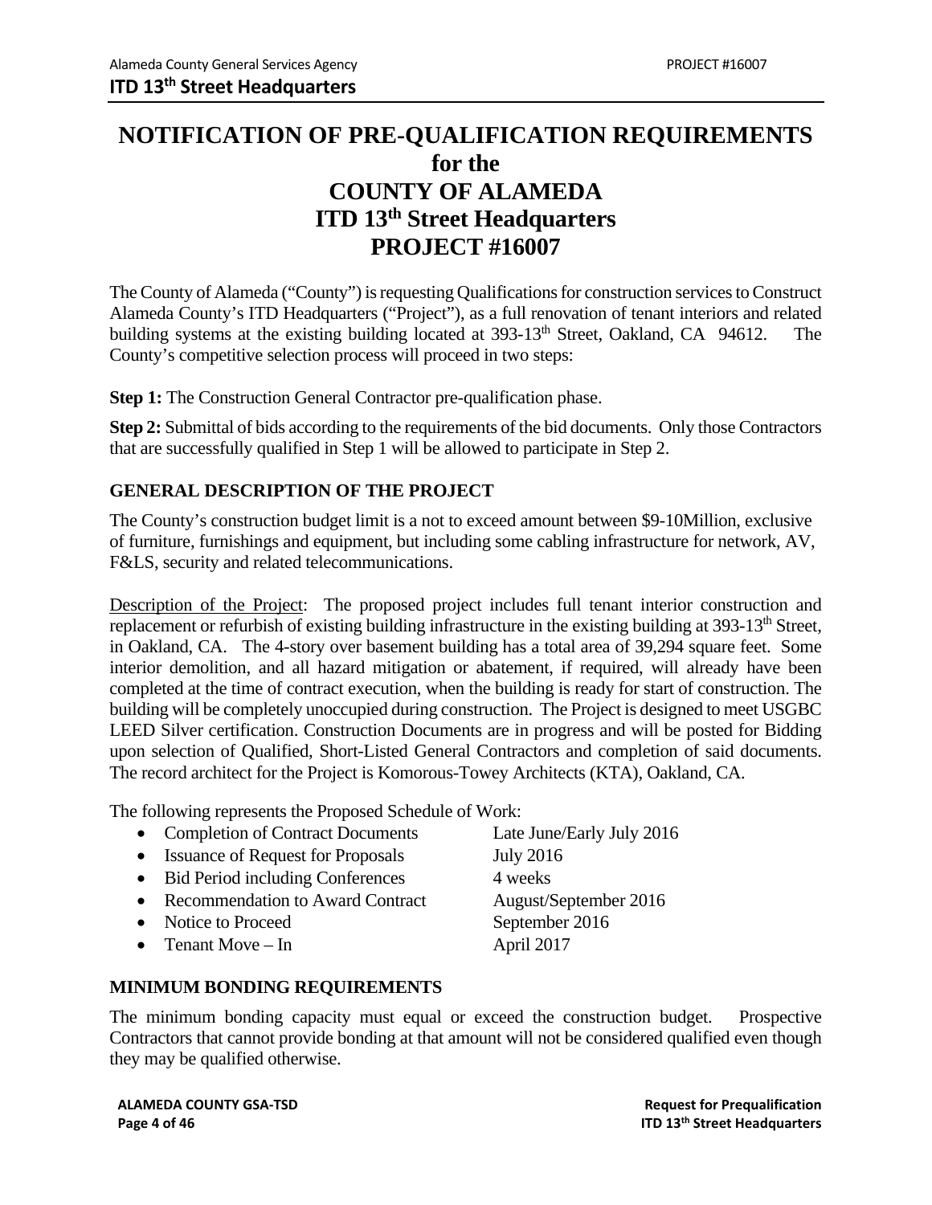# NOTIFICATION OF PRE-QUALIFICATION REQUIREMENTS
# for the
# COUNTY OF ALAMEDA
# ITD 13th Street Headquarters
# PROJECT #16007

The County of Alameda ("County") is requesting Qualifications for construction services to Construct Alameda County's ITD Headquarters ("Project"), as a full renovation of tenant interiors and related building systems at the existing building located at 393-13th Street, Oakland, CA 94612. The County's competitive selection process will proceed in two steps:

**Step 1:** The Construction General Contractor pre-qualification phase.

**Step 2:** Submittal of bids according to the requirements of the bid documents. Only those Contractors that are successfully qualified in Step 1 will be allowed to participate in Step 2.

## GENERAL DESCRIPTION OF THE PROJECT

The County's construction budget limit is a not to exceed amount between $9-10Million, exclusive of furniture, furnishings and equipment, but including some cabling infrastructure for network, AV, F&LS, security and related telecommunications.

Description of the Project: The proposed project includes full tenant interior construction and replacement or refurbish of existing building infrastructure in the existing building at 393-13th Street, in Oakland, CA. The 4-story over basement building has a total area of 39,294 square feet. Some interior demolition, and all hazard mitigation or abatement, if required, will already have been completed at the time of contract execution, when the building is ready for start of construction. The building will be completely unoccupied during construction. The Project is designed to meet USGBC LEED Silver certification. Construction Documents are in progress and will be posted for Bidding upon selection of Qualified, Short-Listed General Contractors and completion of said documents. The record architect for the Project is Komorous-Towey Architects (KTA), Oakland, CA.

The following represents the Proposed Schedule of Work:

- Completion of Contract Documents — Late June/Early July 2016
- Issuance of Request for Proposals — July 2016
- Bid Period including Conferences — 4 weeks
- Recommendation to Award Contract — August/September 2016
- Notice to Proceed — September 2016
- Tenant Move – In — April 2017

## MINIMUM BONDING REQUIREMENTS

The minimum bonding capacity must equal or exceed the construction budget. Prospective Contractors that cannot provide bonding at that amount will not be considered qualified even though they may be qualified otherwise.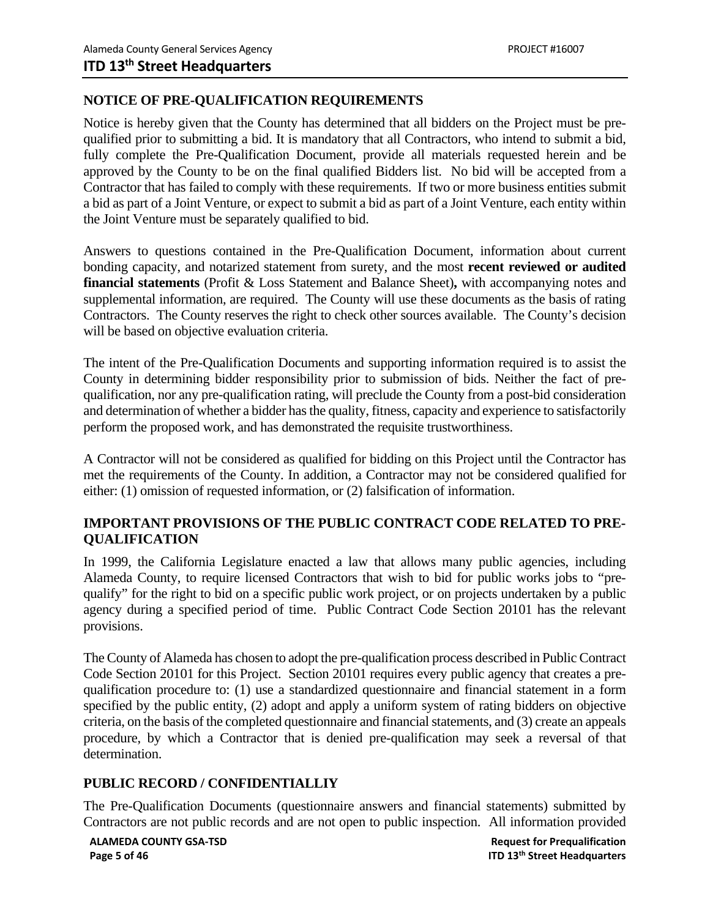## NOTICE OF PRE-QUALIFICATION REQUIREMENTS

Notice is hereby given that the County has determined that all bidders on the Project must be pre-qualified prior to submitting a bid. It is mandatory that all Contractors, who intend to submit a bid, fully complete the Pre-Qualification Document, provide all materials requested herein and be approved by the County to be on the final qualified Bidders list. No bid will be accepted from a Contractor that has failed to comply with these requirements. If two or more business entities submit a bid as part of a Joint Venture, or expect to submit a bid as part of a Joint Venture, each entity within the Joint Venture must be separately qualified to bid.

Answers to questions contained in the Pre-Qualification Document, information about current bonding capacity, and notarized statement from surety, and the most **recent reviewed or audited financial statements** (Profit & Loss Statement and Balance Sheet)**,** with accompanying notes and supplemental information, are required. The County will use these documents as the basis of rating Contractors. The County reserves the right to check other sources available. The County's decision will be based on objective evaluation criteria.

The intent of the Pre-Qualification Documents and supporting information required is to assist the County in determining bidder responsibility prior to submission of bids. Neither the fact of pre-qualification, nor any pre-qualification rating, will preclude the County from a post-bid consideration and determination of whether a bidder has the quality, fitness, capacity and experience to satisfactorily perform the proposed work, and has demonstrated the requisite trustworthiness.

A Contractor will not be considered as qualified for bidding on this Project until the Contractor has met the requirements of the County. In addition, a Contractor may not be considered qualified for either: (1) omission of requested information, or (2) falsification of information.

## IMPORTANT PROVISIONS OF THE PUBLIC CONTRACT CODE RELATED TO PRE-QUALIFICATION

In 1999, the California Legislature enacted a law that allows many public agencies, including Alameda County, to require licensed Contractors that wish to bid for public works jobs to "pre-qualify" for the right to bid on a specific public work project, or on projects undertaken by a public agency during a specified period of time. Public Contract Code Section 20101 has the relevant provisions.

The County of Alameda has chosen to adopt the pre-qualification process described in Public Contract Code Section 20101 for this Project. Section 20101 requires every public agency that creates a pre-qualification procedure to: (1) use a standardized questionnaire and financial statement in a form specified by the public entity, (2) adopt and apply a uniform system of rating bidders on objective criteria, on the basis of the completed questionnaire and financial statements, and (3) create an appeals procedure, by which a Contractor that is denied pre-qualification may seek a reversal of that determination.

## PUBLIC RECORD / CONFIDENTIALLIY

The Pre-Qualification Documents (questionnaire answers and financial statements) submitted by Contractors are not public records and are not open to public inspection. All information provided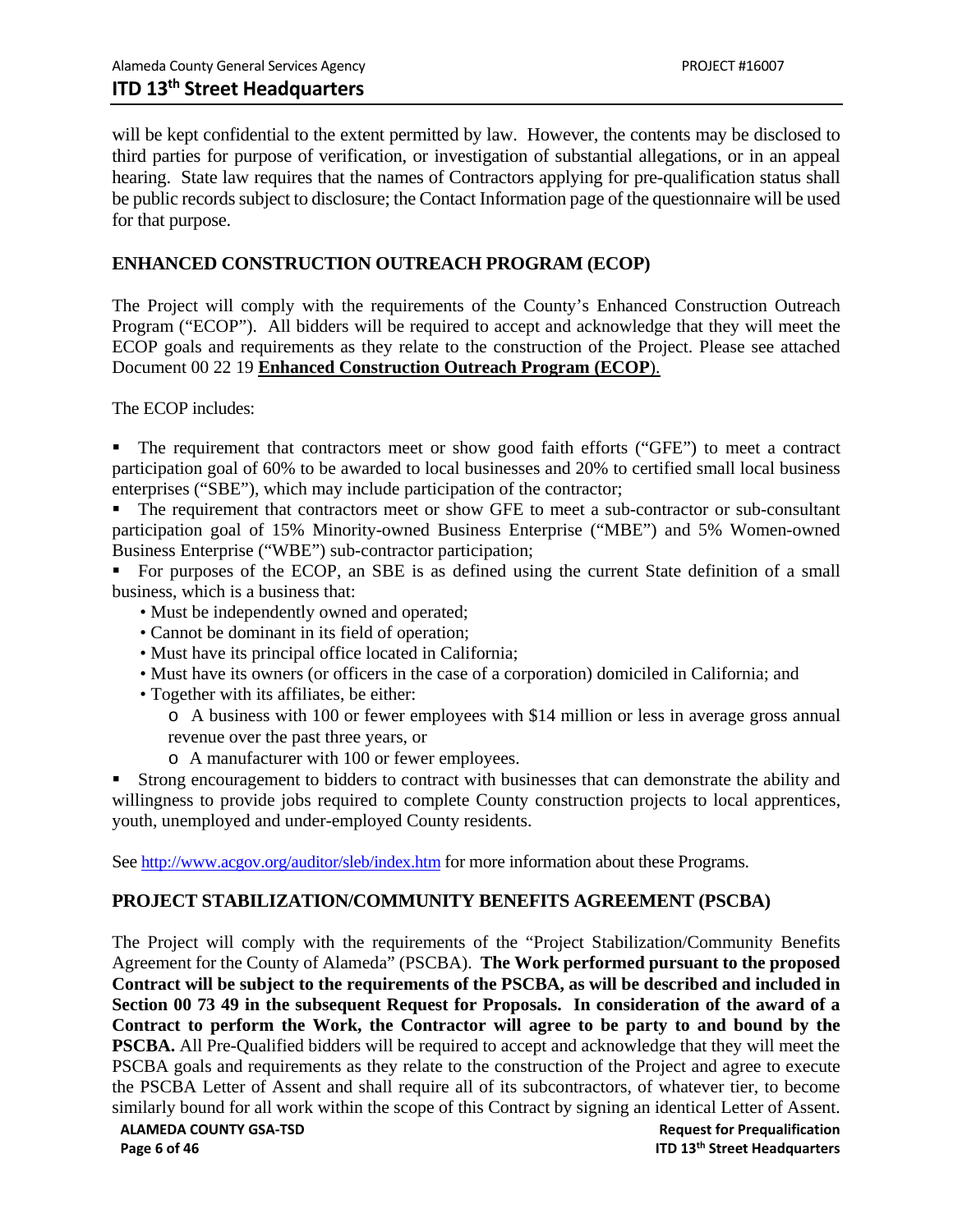will be kept confidential to the extent permitted by law. However, the contents may be disclosed to third parties for purpose of verification, or investigation of substantial allegations, or in an appeal hearing. State law requires that the names of Contractors applying for pre-qualification status shall be public records subject to disclosure; the Contact Information page of the questionnaire will be used for that purpose.

## ENHANCED CONSTRUCTION OUTREACH PROGRAM (ECOP)

The Project will comply with the requirements of the County's Enhanced Construction Outreach Program ("ECOP"). All bidders will be required to accept and acknowledge that they will meet the ECOP goals and requirements as they relate to the construction of the Project. Please see attached Document 00 22 19 **Enhanced Construction Outreach Program (ECOP**).

The ECOP includes:

- The requirement that contractors meet or show good faith efforts ("GFE") to meet a contract participation goal of 60% to be awarded to local businesses and 20% to certified small local business enterprises ("SBE"), which may include participation of the contractor;
- The requirement that contractors meet or show GFE to meet a sub-contractor or sub-consultant participation goal of 15% Minority-owned Business Enterprise ("MBE") and 5% Women-owned Business Enterprise ("WBE") sub-contractor participation;
- For purposes of the ECOP, an SBE is as defined using the current State definition of a small business, which is a business that:
  - Must be independently owned and operated;
  - Cannot be dominant in its field of operation;
  - Must have its principal office located in California;
  - Must have its owners (or officers in the case of a corporation) domiciled in California; and
  - Together with its affiliates, be either:
    - A business with 100 or fewer employees with $14 million or less in average gross annual revenue over the past three years, or
    - A manufacturer with 100 or fewer employees.
- Strong encouragement to bidders to contract with businesses that can demonstrate the ability and willingness to provide jobs required to complete County construction projects to local apprentices, youth, unemployed and under-employed County residents.

See http://www.acgov.org/auditor/sleb/index.htm for more information about these Programs.

## PROJECT STABILIZATION/COMMUNITY BENEFITS AGREEMENT (PSCBA)

The Project will comply with the requirements of the "Project Stabilization/Community Benefits Agreement for the County of Alameda" (PSCBA). **The Work performed pursuant to the proposed Contract will be subject to the requirements of the PSCBA, as will be described and included in Section 00 73 49 in the subsequent Request for Proposals. In consideration of the award of a Contract to perform the Work, the Contractor will agree to be party to and bound by the PSCBA.** All Pre-Qualified bidders will be required to accept and acknowledge that they will meet the PSCBA goals and requirements as they relate to the construction of the Project and agree to execute the PSCBA Letter of Assent and shall require all of its subcontractors, of whatever tier, to become similarly bound for all work within the scope of this Contract by signing an identical Letter of Assent.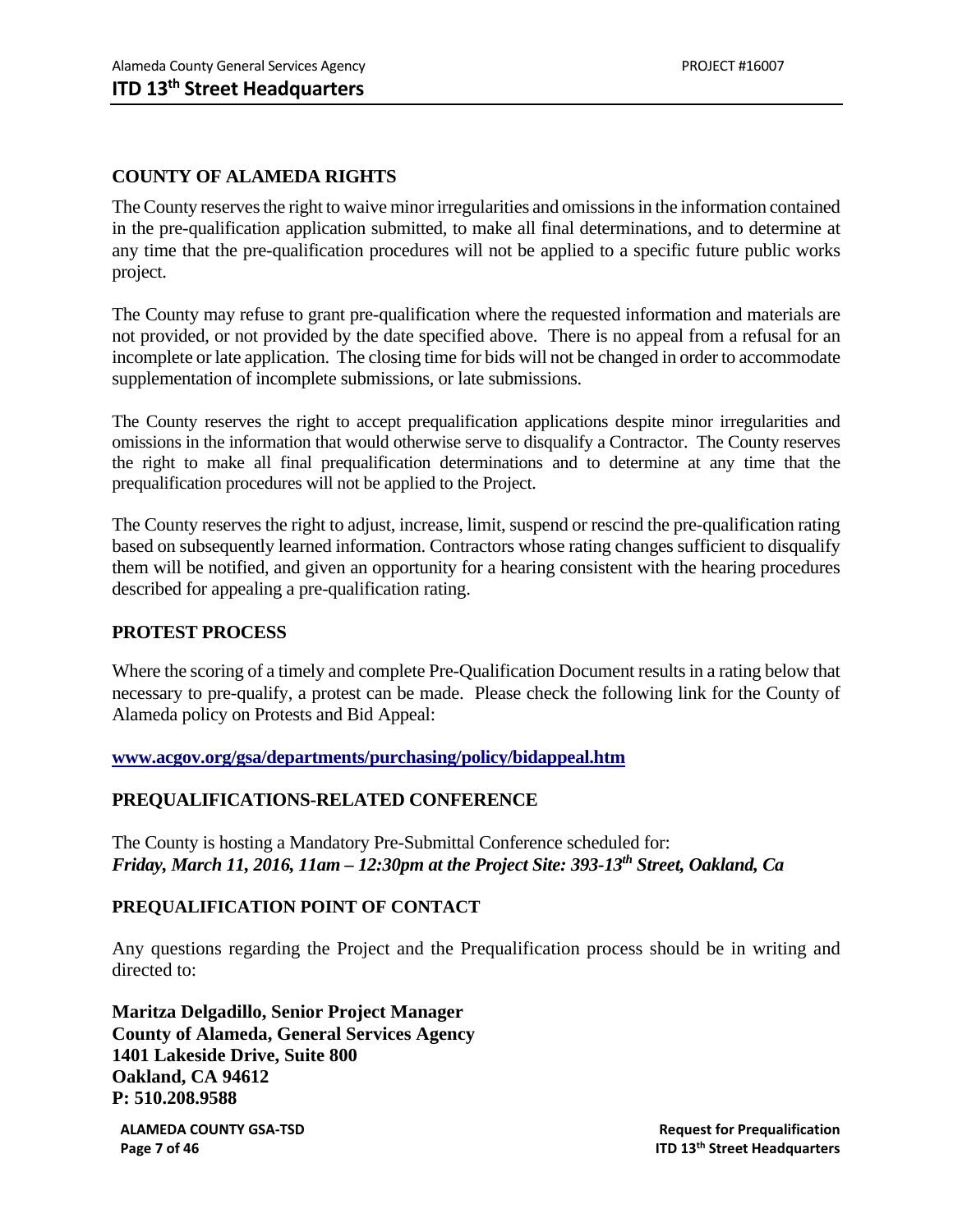## COUNTY OF ALAMEDA RIGHTS

The County reserves the right to waive minor irregularities and omissions in the information contained in the pre-qualification application submitted, to make all final determinations, and to determine at any time that the pre-qualification procedures will not be applied to a specific future public works project.

The County may refuse to grant pre-qualification where the requested information and materials are not provided, or not provided by the date specified above. There is no appeal from a refusal for an incomplete or late application. The closing time for bids will not be changed in order to accommodate supplementation of incomplete submissions, or late submissions.

The County reserves the right to accept prequalification applications despite minor irregularities and omissions in the information that would otherwise serve to disqualify a Contractor. The County reserves the right to make all final prequalification determinations and to determine at any time that the prequalification procedures will not be applied to the Project.

The County reserves the right to adjust, increase, limit, suspend or rescind the pre-qualification rating based on subsequently learned information. Contractors whose rating changes sufficient to disqualify them will be notified, and given an opportunity for a hearing consistent with the hearing procedures described for appealing a pre-qualification rating.

## PROTEST PROCESS

Where the scoring of a timely and complete Pre-Qualification Document results in a rating below that necessary to pre-qualify, a protest can be made. Please check the following link for the County of Alameda policy on Protests and Bid Appeal:

**www.acgov.org/gsa/departments/purchasing/policy/bidappeal.htm**

## PREQUALIFICATIONS-RELATED CONFERENCE

The County is hosting a Mandatory Pre-Submittal Conference scheduled for:
***Friday, March 11, 2016, 11am – 12:30pm at the Project Site: 393-13th Street, Oakland, Ca***

## PREQUALIFICATION POINT OF CONTACT

Any questions regarding the Project and the Prequalification process should be in writing and directed to:

**Maritza Delgadillo, Senior Project Manager**
**County of Alameda, General Services Agency**
**1401 Lakeside Drive, Suite 800**
**Oakland, CA 94612**
**P: 510.208.9588**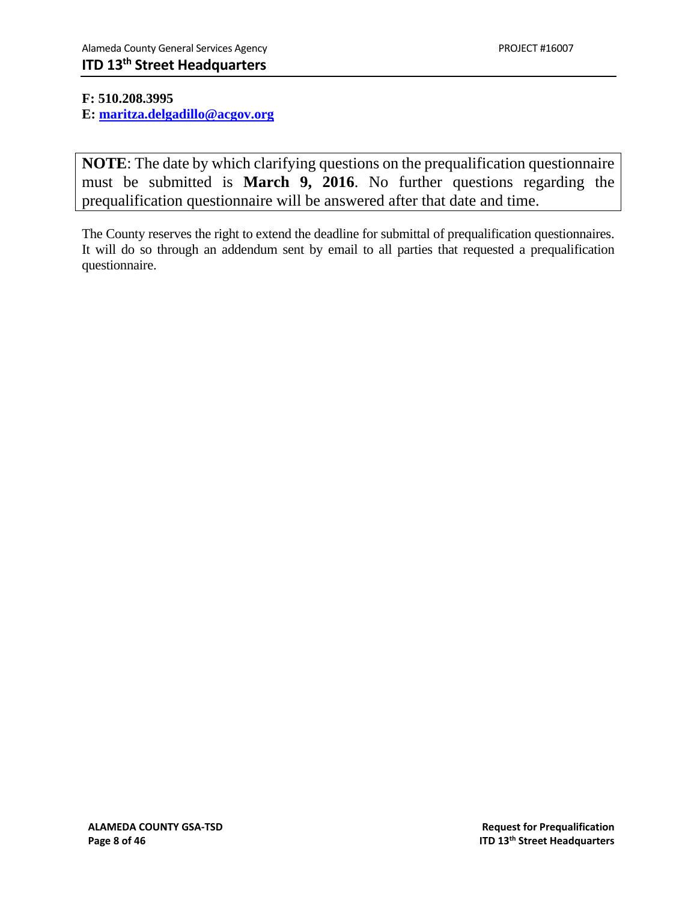**F: 510.208.3995**
**E: [maritza.delgadillo@acgov.org](mailto:maritza.delgadillo@acgov.org)**

**NOTE**: The date by which clarifying questions on the prequalification questionnaire must be submitted is **March 9, 2016**. No further questions regarding the prequalification questionnaire will be answered after that date and time.

The County reserves the right to extend the deadline for submittal of prequalification questionnaires. It will do so through an addendum sent by email to all parties that requested a prequalification questionnaire.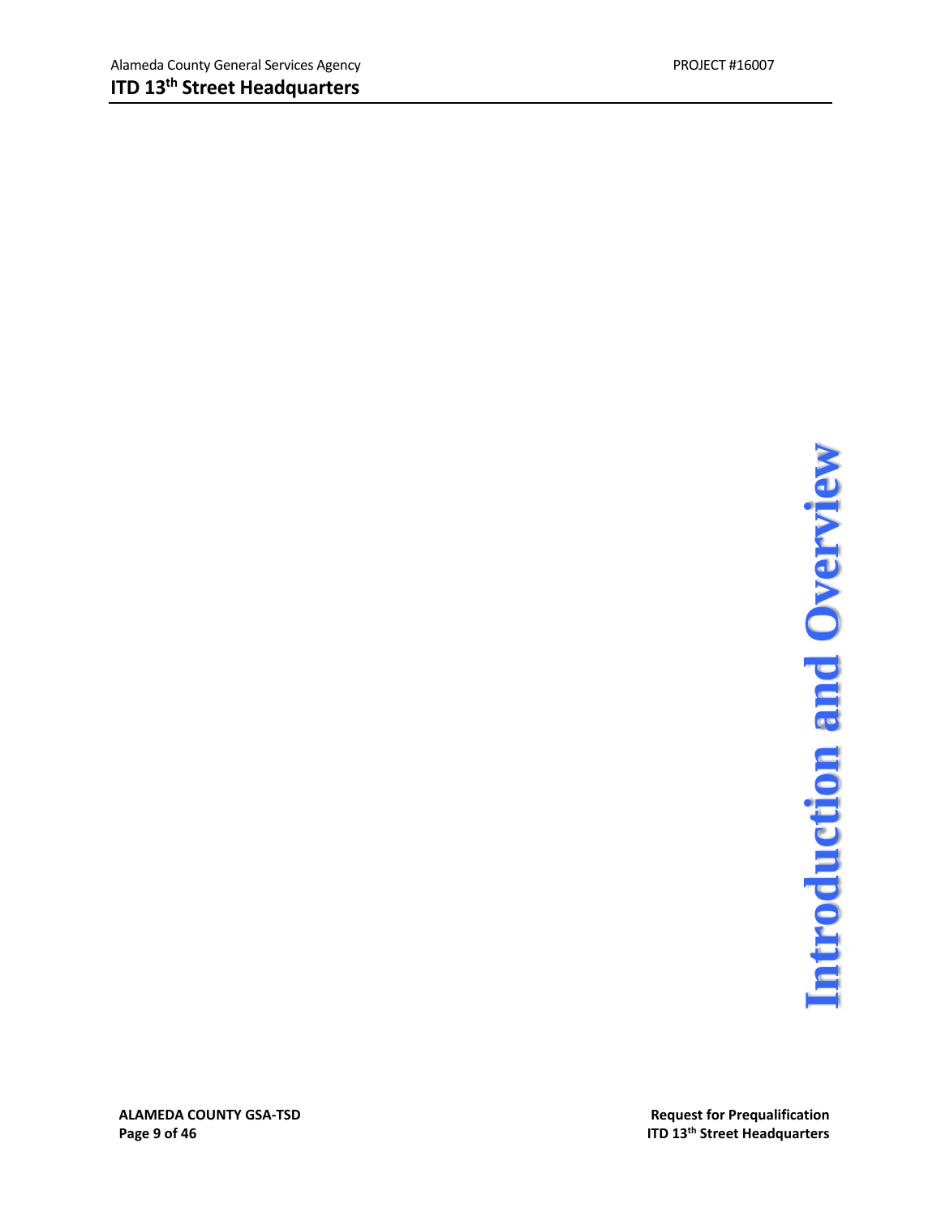# Introduction and Overview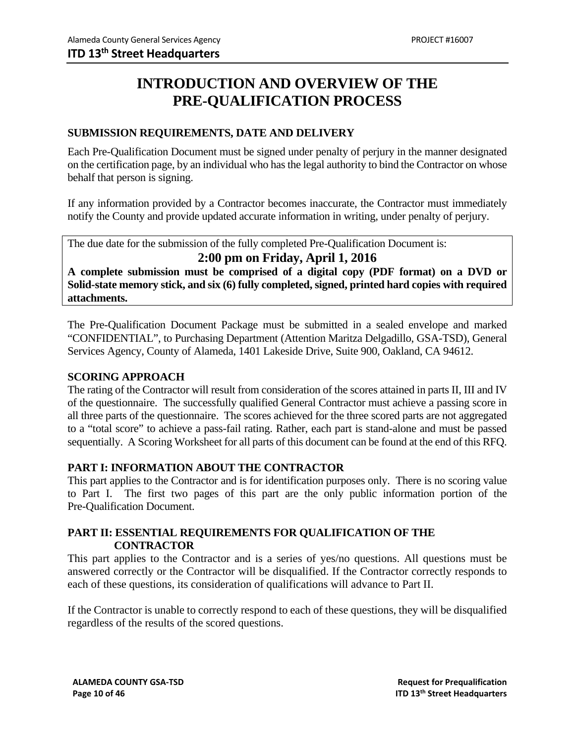# INTRODUCTION AND OVERVIEW OF THE PRE-QUALIFICATION PROCESS

## SUBMISSION REQUIREMENTS, DATE AND DELIVERY

Each Pre-Qualification Document must be signed under penalty of perjury in the manner designated on the certification page, by an individual who has the legal authority to bind the Contractor on whose behalf that person is signing.

If any information provided by a Contractor becomes inaccurate, the Contractor must immediately notify the County and provide updated accurate information in writing, under penalty of perjury.

The due date for the submission of the fully completed Pre-Qualification Document is:

**2:00 pm on Friday, April 1, 2016**

**A complete submission must be comprised of a digital copy (PDF format) on a DVD or Solid-state memory stick, and six (6) fully completed, signed, printed hard copies with required attachments.**

The Pre-Qualification Document Package must be submitted in a sealed envelope and marked "CONFIDENTIAL", to Purchasing Department (Attention Maritza Delgadillo, GSA-TSD), General Services Agency, County of Alameda, 1401 Lakeside Drive, Suite 900, Oakland, CA 94612.

## SCORING APPROACH

The rating of the Contractor will result from consideration of the scores attained in parts II, III and IV of the questionnaire. The successfully qualified General Contractor must achieve a passing score in all three parts of the questionnaire. The scores achieved for the three scored parts are not aggregated to a "total score" to achieve a pass-fail rating. Rather, each part is stand-alone and must be passed sequentially. A Scoring Worksheet for all parts of this document can be found at the end of this RFQ.

## PART I: INFORMATION ABOUT THE CONTRACTOR

This part applies to the Contractor and is for identification purposes only. There is no scoring value to Part I. The first two pages of this part are the only public information portion of the Pre-Qualification Document.

## PART II: ESSENTIAL REQUIREMENTS FOR QUALIFICATION OF THE CONTRACTOR

This part applies to the Contractor and is a series of yes/no questions. All questions must be answered correctly or the Contractor will be disqualified. If the Contractor correctly responds to each of these questions, its consideration of qualifications will advance to Part II.

If the Contractor is unable to correctly respond to each of these questions, they will be disqualified regardless of the results of the scored questions.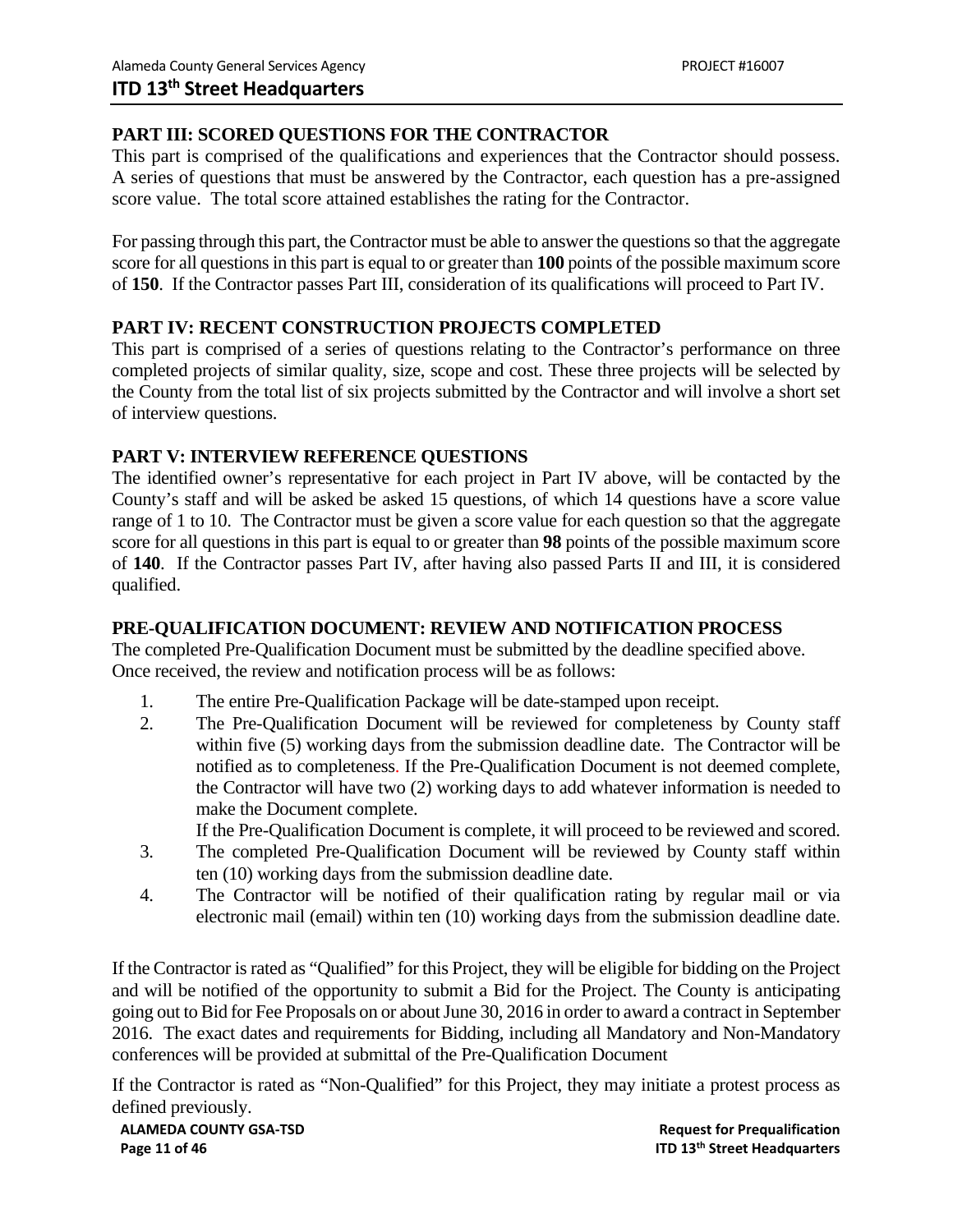## PART III: SCORED QUESTIONS FOR THE CONTRACTOR

This part is comprised of the qualifications and experiences that the Contractor should possess. A series of questions that must be answered by the Contractor, each question has a pre-assigned score value. The total score attained establishes the rating for the Contractor.

For passing through this part, the Contractor must be able to answer the questions so that the aggregate score for all questions in this part is equal to or greater than **100** points of the possible maximum score of **150**. If the Contractor passes Part III, consideration of its qualifications will proceed to Part IV.

## PART IV: RECENT CONSTRUCTION PROJECTS COMPLETED

This part is comprised of a series of questions relating to the Contractor's performance on three completed projects of similar quality, size, scope and cost. These three projects will be selected by the County from the total list of six projects submitted by the Contractor and will involve a short set of interview questions.

## PART V: INTERVIEW REFERENCE QUESTIONS

The identified owner's representative for each project in Part IV above, will be contacted by the County's staff and will be asked be asked 15 questions, of which 14 questions have a score value range of 1 to 10. The Contractor must be given a score value for each question so that the aggregate score for all questions in this part is equal to or greater than **98** points of the possible maximum score of **140**. If the Contractor passes Part IV, after having also passed Parts II and III, it is considered qualified.

## PRE-QUALIFICATION DOCUMENT: REVIEW AND NOTIFICATION PROCESS

The completed Pre-Qualification Document must be submitted by the deadline specified above. Once received, the review and notification process will be as follows:

1. The entire Pre-Qualification Package will be date-stamped upon receipt.
2. The Pre-Qualification Document will be reviewed for completeness by County staff within five (5) working days from the submission deadline date. The Contractor will be notified as to completeness. If the Pre-Qualification Document is not deemed complete, the Contractor will have two (2) working days to add whatever information is needed to make the Document complete.
   If the Pre-Qualification Document is complete, it will proceed to be reviewed and scored.
3. The completed Pre-Qualification Document will be reviewed by County staff within ten (10) working days from the submission deadline date.
4. The Contractor will be notified of their qualification rating by regular mail or via electronic mail (email) within ten (10) working days from the submission deadline date.

If the Contractor is rated as "Qualified" for this Project, they will be eligible for bidding on the Project and will be notified of the opportunity to submit a Bid for the Project. The County is anticipating going out to Bid for Fee Proposals on or about June 30, 2016 in order to award a contract in September 2016. The exact dates and requirements for Bidding, including all Mandatory and Non-Mandatory conferences will be provided at submittal of the Pre-Qualification Document

If the Contractor is rated as "Non-Qualified" for this Project, they may initiate a protest process as defined previously.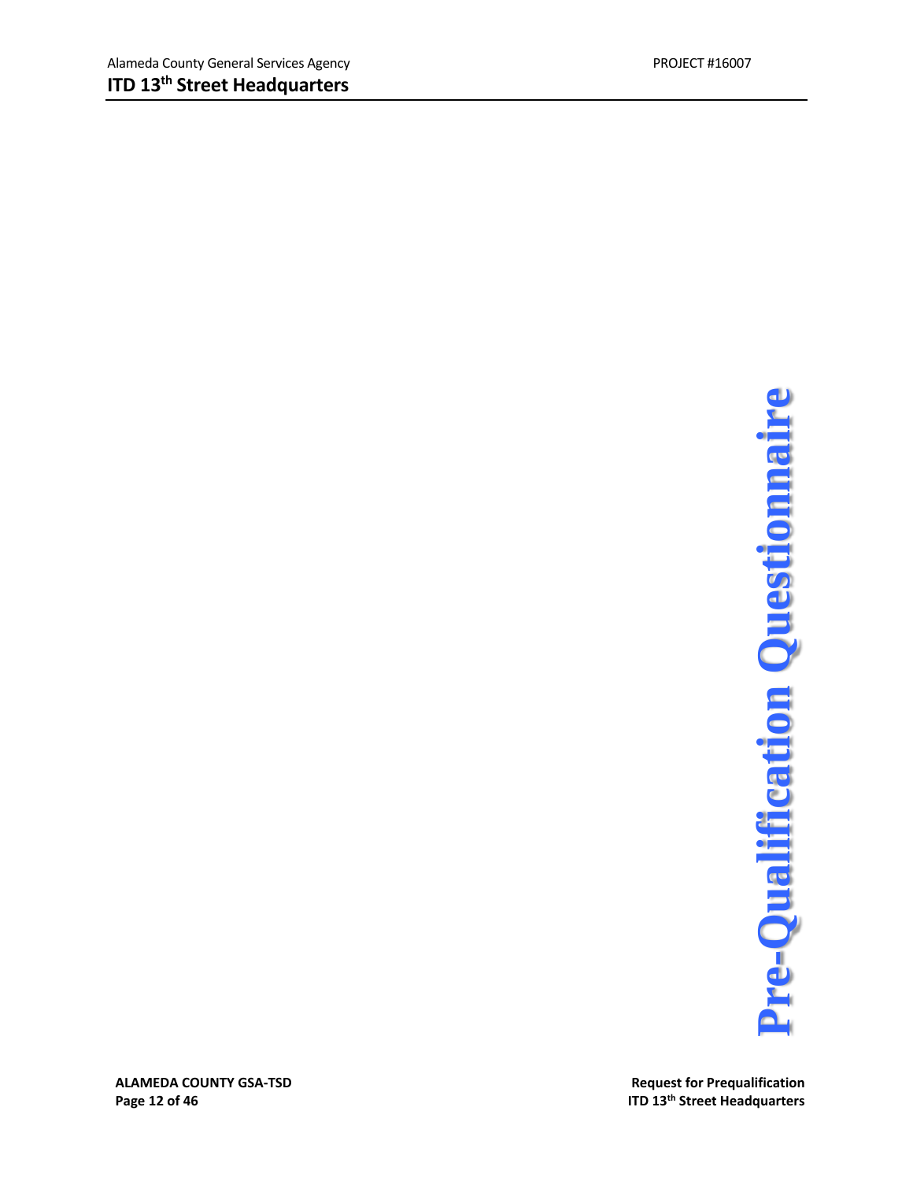# Pre-Qualification Questionnaire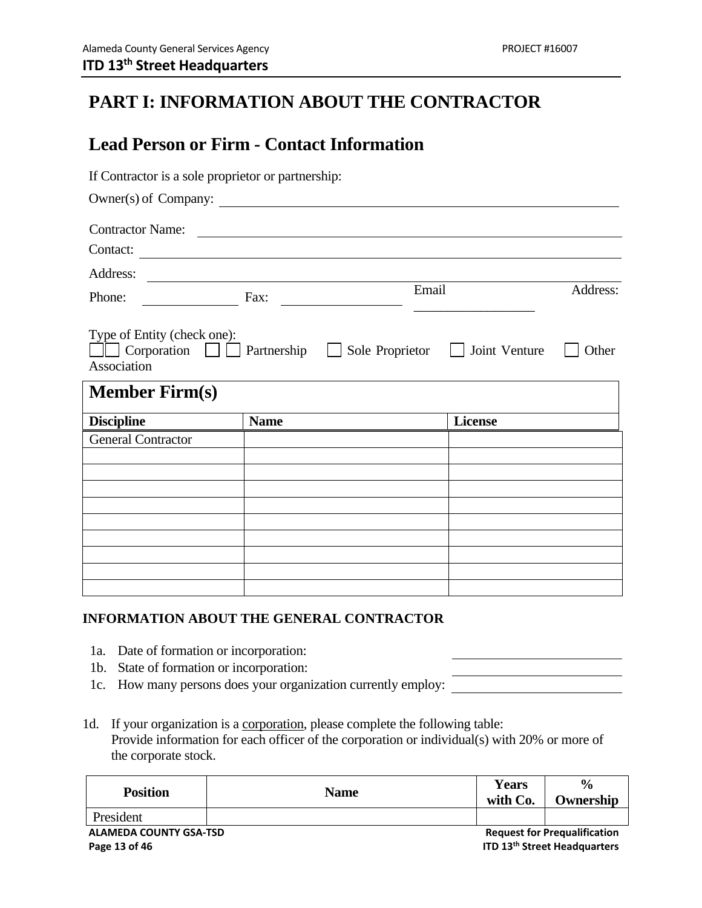# PART I: INFORMATION ABOUT THE CONTRACTOR

## Lead Person or Firm - Contact Information

If Contractor is a sole proprietor or partnership:

Owner(s) of Company: ______________________________

Contractor Name: ______________________________

Contact: ______________________________

Address: ______________________________

Phone: ____________ Fax: ____________ Email Address: ____________

Type of Entity (check one):
☐☐ Corporation ☐ ☐ Partnership ☐ Sole Proprietor ☐ Joint Venture ☐ Other Association

## Member Firm(s)

| Discipline | Name | License |
|---|---|---|
| General Contractor | | |
| | | |
| | | |
| | | |
| | | |
| | | |
| | | |
| | | |
| | | |
| | | |

### INFORMATION ABOUT THE GENERAL CONTRACTOR

1a. Date of formation or incorporation: ____________
1b. State of formation or incorporation: ____________
1c. How many persons does your organization currently employ: ____________

1d. If your organization is a corporation, please complete the following table:
Provide information for each officer of the corporation or individual(s) with 20% or more of the corporate stock.

| Position | Name | Years with Co. | % Ownership |
|---|---|---|---|
| President | | | |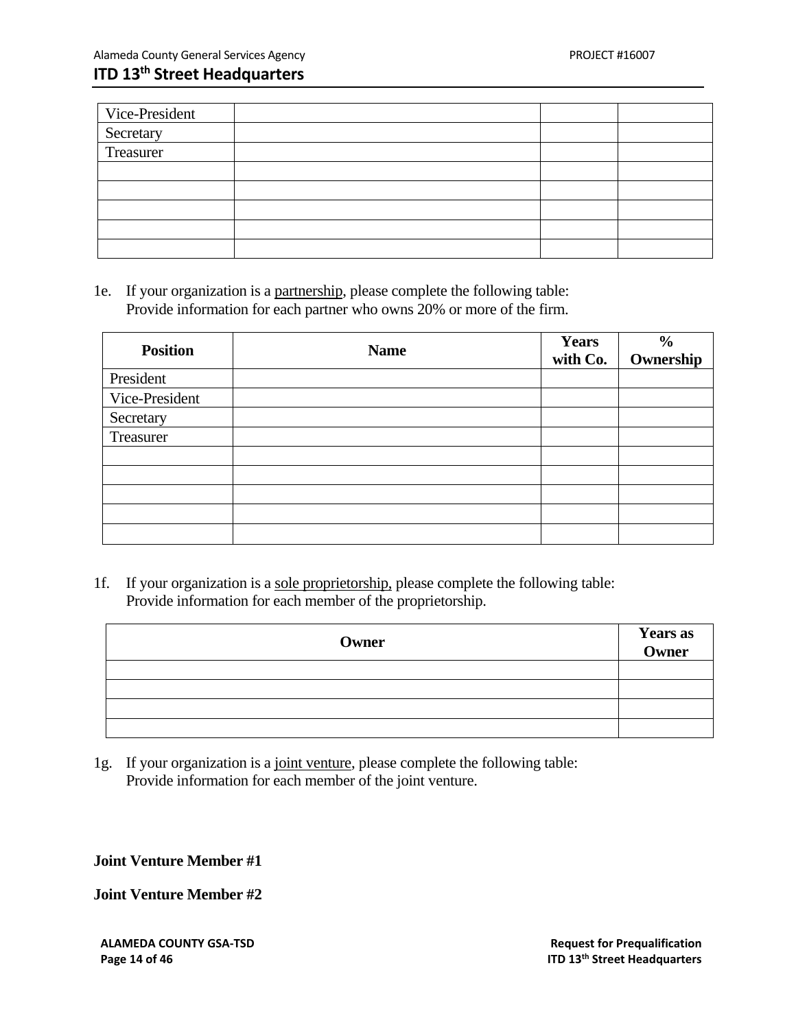| | | | |
|---|---|---|---|
| Vice-President | | | |
| Secretary | | | |
| Treasurer | | | |
| | | | |
| | | | |
| | | | |
| | | | |
| | | | |

1e. If your organization is a partnership, please complete the following table: Provide information for each partner who owns 20% or more of the firm.

| Position | Name | Years with Co. | % Ownership |
|---|---|---|---|
| President | | | |
| Vice-President | | | |
| Secretary | | | |
| Treasurer | | | |
| | | | |
| | | | |
| | | | |
| | | | |
| | | | |

1f. If your organization is a sole proprietorship, please complete the following table: Provide information for each member of the proprietorship.

| Owner | Years as Owner |
|---|---|
| | |
| | |
| | |
| | |

1g. If your organization is a joint venture, please complete the following table: Provide information for each member of the joint venture.

**Joint Venture Member #1**

**Joint Venture Member #2**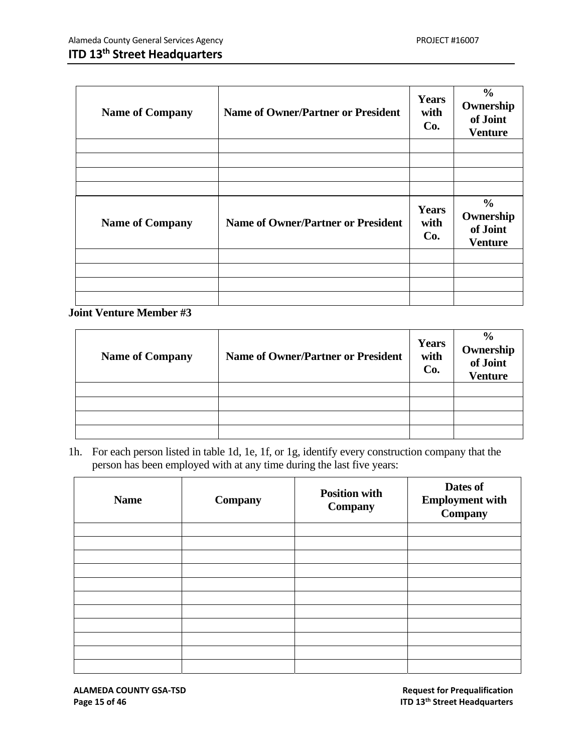| Name of Company | Name of Owner/Partner or President | Years with Co. | % Ownership of Joint Venture |
|---|---|---|---|
| | | | |
| | | | |
| | | | |
| | | | |

| Name of Company | Name of Owner/Partner or President | Years with Co. | % Ownership of Joint Venture |
|---|---|---|---|
| | | | |
| | | | |
| | | | |
| | | | |

**Joint Venture Member #3**

| Name of Company | Name of Owner/Partner or President | Years with Co. | % Ownership of Joint Venture |
|---|---|---|---|
| | | | |
| | | | |
| | | | |
| | | | |

1h. For each person listed in table 1d, 1e, 1f, or 1g, identify every construction company that the person has been employed with at any time during the last five years:

| Name | Company | Position with Company | Dates of Employment with Company |
|---|---|---|---|
| | | | |
| | | | |
| | | | |
| | | | |
| | | | |
| | | | |
| | | | |
| | | | |
| | | | |
| | | | |
| | | | |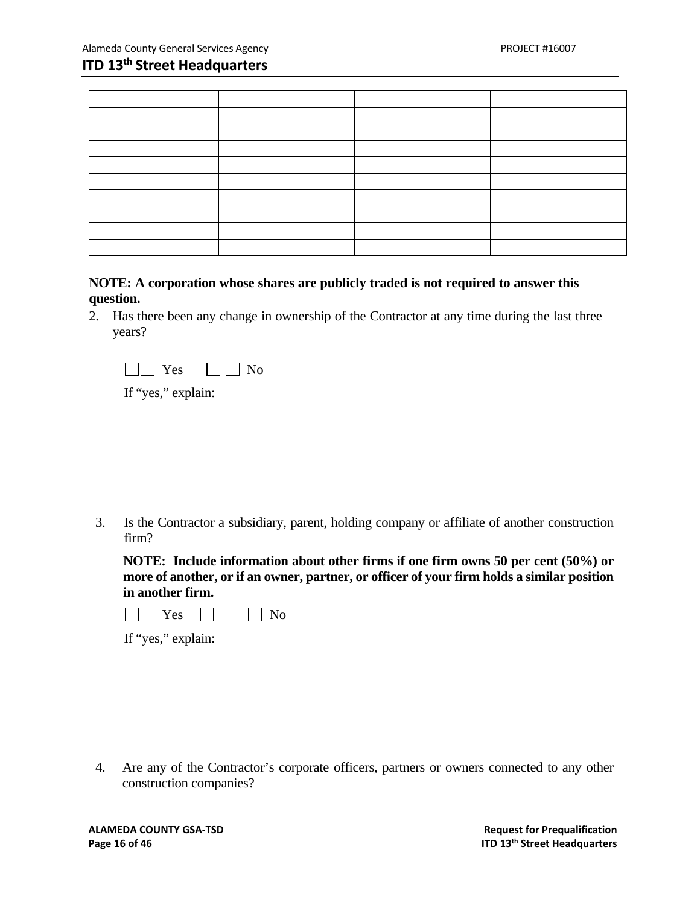| | | | |
|---|---|---|---|
| | | | |
| | | | |
| | | | |
| | | | |
| | | | |
| | | | |
| | | | |
| | | | |
| | | | |

**NOTE: A corporation whose shares are publicly traded is not required to answer this question.**

2. Has there been any change in ownership of the Contractor at any time during the last three years?

   ☐ Yes ☐ No

   If "yes," explain:

3. Is the Contractor a subsidiary, parent, holding company or affiliate of another construction firm?

   **NOTE: Include information about other firms if one firm owns 50 per cent (50%) or more of another, or if an owner, partner, or officer of your firm holds a similar position in another firm.**

   ☐ Yes ☐ No

   If "yes," explain:

4. Are any of the Contractor's corporate officers, partners or owners connected to any other construction companies?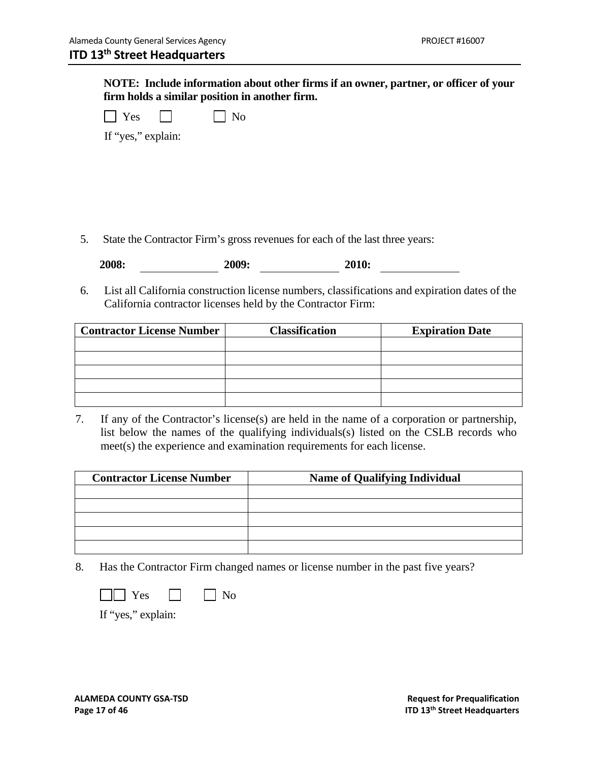**NOTE: Include information about other firms if an owner, partner, or officer of your firm holds a similar position in another firm.**

☐ Yes ☐ ☐ No

If "yes," explain:

5. State the Contractor Firm's gross revenues for each of the last three years:

   **2008:** ____________ **2009:** ____________ **2010:** ____________

6. List all California construction license numbers, classifications and expiration dates of the California contractor licenses held by the Contractor Firm:

| Contractor License Number | Classification | Expiration Date |
|---|---|---|
| | | |
| | | |
| | | |
| | | |
| | | |

7. If any of the Contractor's license(s) are held in the name of a corporation or partnership, list below the names of the qualifying individuals(s) listed on the CSLB records who meet(s) the experience and examination requirements for each license.

| Contractor License Number | Name of Qualifying Individual |
|---|---|
| | |
| | |
| | |
| | |
| | |

8. Has the Contractor Firm changed names or license number in the past five years?

   ☐☐ Yes ☐ ☐ No

   If "yes," explain: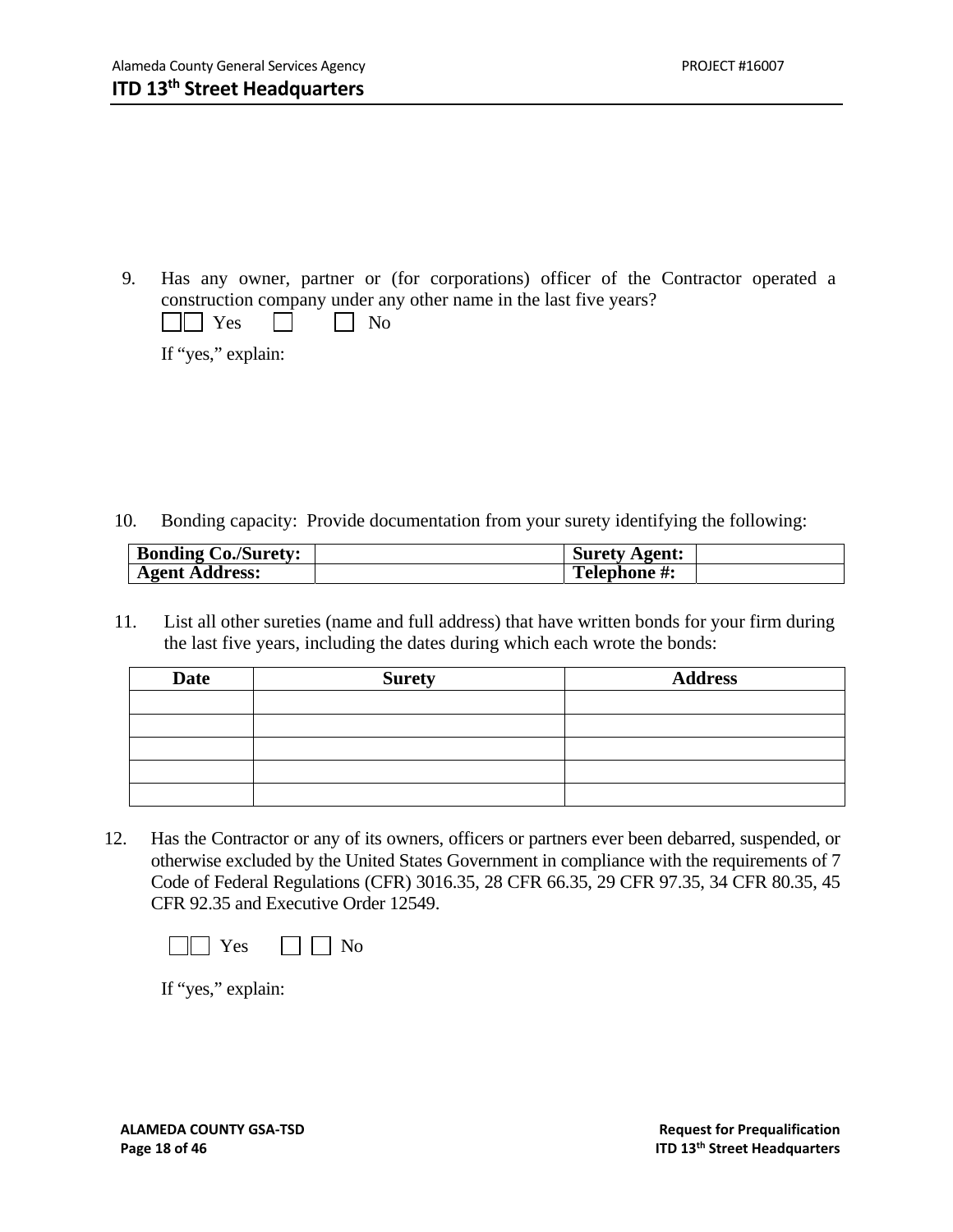9. Has any owner, partner or (for corporations) officer of the Contractor operated a construction company under any other name in the last five years?

   ☐☐ Yes ☐ ☐ No

   If "yes," explain:

10. Bonding capacity: Provide documentation from your surety identifying the following:

| **Bonding Co./Surety:** | | **Surety Agent:** | |
|---|---|---|---|
| **Agent Address:** | | **Telephone #:** | |

11. List all other sureties (name and full address) that have written bonds for your firm during the last five years, including the dates during which each wrote the bonds:

| Date | Surety | Address |
|---|---|---|
| | | |
| | | |
| | | |
| | | |
| | | |

12. Has the Contractor or any of its owners, officers or partners ever been debarred, suspended, or otherwise excluded by the United States Government in compliance with the requirements of 7 Code of Federal Regulations (CFR) 3016.35, 28 CFR 66.35, 29 CFR 97.35, 34 CFR 80.35, 45 CFR 92.35 and Executive Order 12549.

    ☐☐ Yes ☐ ☐ No

    If "yes," explain: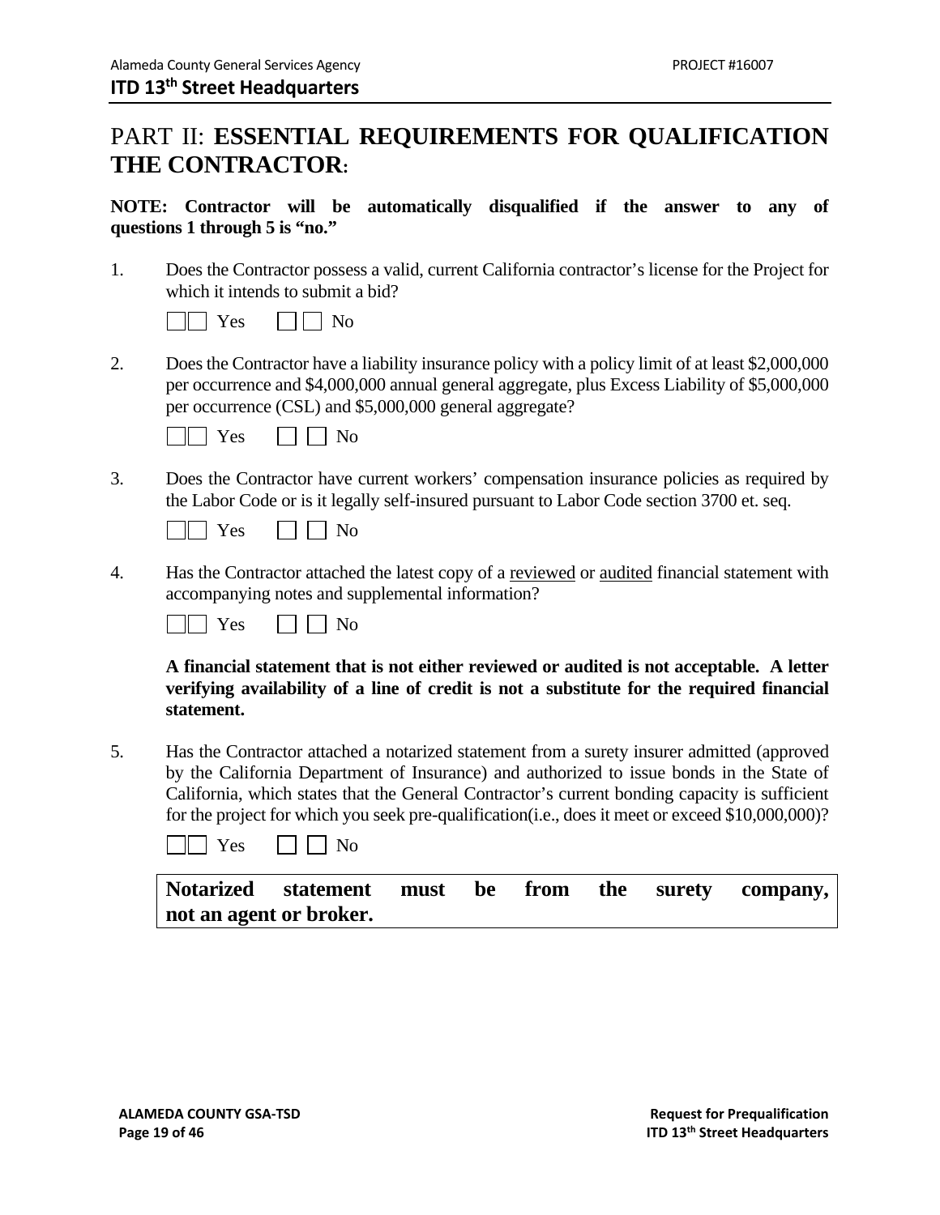# PART II: **ESSENTIAL REQUIREMENTS FOR QUALIFICATION THE CONTRACTOR:**

**NOTE: Contractor will be automatically disqualified if the answer to any of questions 1 through 5 is "no."**

1. Does the Contractor possess a valid, current California contractor's license for the Project for which it intends to submit a bid?

   ☐☐ Yes ☐ ☐ No

2. Does the Contractor have a liability insurance policy with a policy limit of at least $2,000,000 per occurrence and $4,000,000 annual general aggregate, plus Excess Liability of $5,000,000 per occurrence (CSL) and $5,000,000 general aggregate?

   ☐☐ Yes ☐ ☐ No

3. Does the Contractor have current workers' compensation insurance policies as required by the Labor Code or is it legally self-insured pursuant to Labor Code section 3700 et. seq.

   ☐☐ Yes ☐ ☐ No

4. Has the Contractor attached the latest copy of a reviewed or audited financial statement with accompanying notes and supplemental information?

   ☐☐ Yes ☐ ☐ No

   **A financial statement that is not either reviewed or audited is not acceptable. A letter verifying availability of a line of credit is not a substitute for the required financial statement.**

5. Has the Contractor attached a notarized statement from a surety insurer admitted (approved by the California Department of Insurance) and authorized to issue bonds in the State of California, which states that the General Contractor's current bonding capacity is sufficient for the project for which you seek pre-qualification(i.e., does it meet or exceed $10,000,000)?

   ☐☐ Yes ☐ ☐ No

   **Notarized statement must be from the surety company, not an agent or broker.**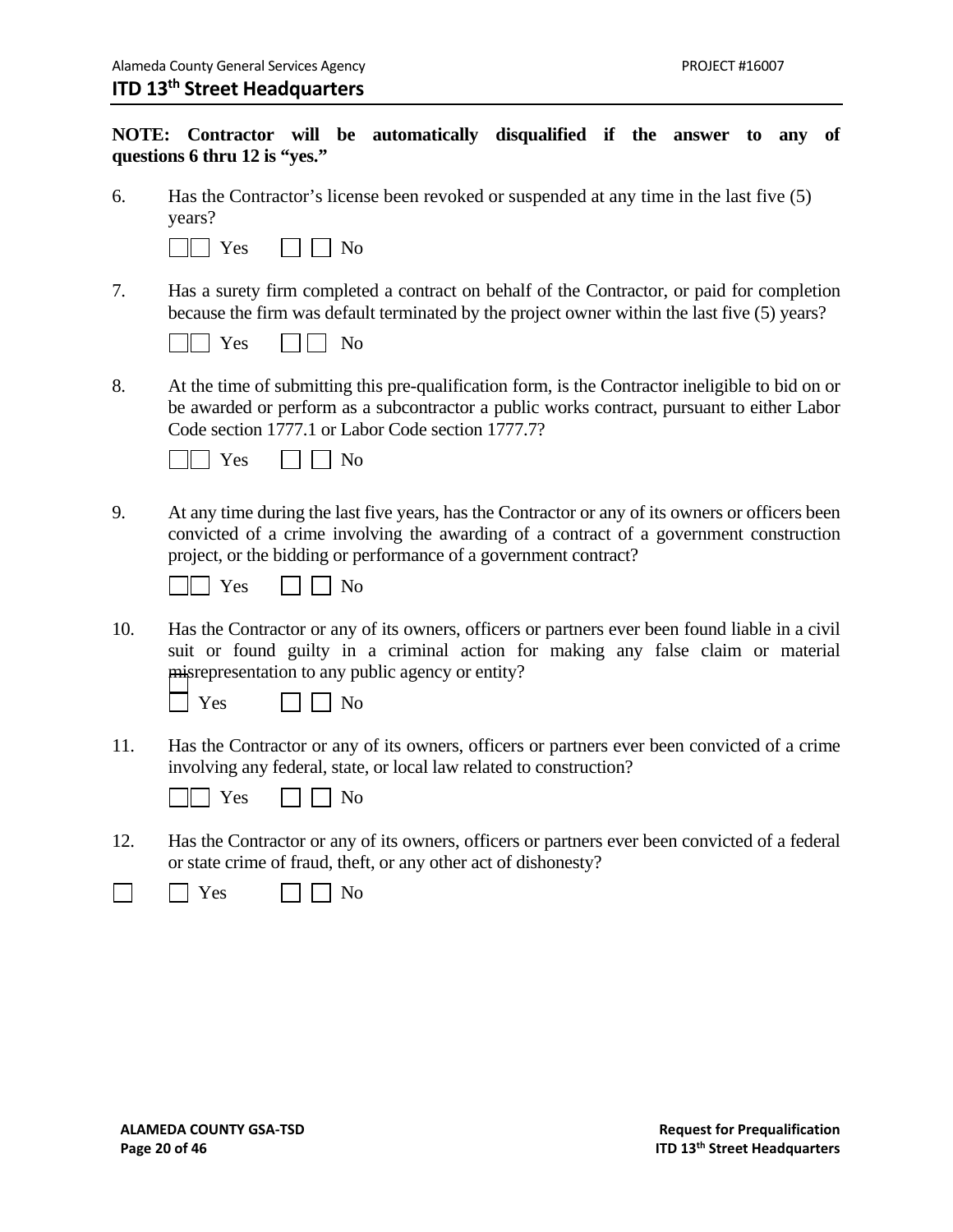**NOTE: Contractor will be automatically disqualified if the answer to any of questions 6 thru 12 is "yes."**

6. Has the Contractor's license been revoked or suspended at any time in the last five (5) years?

   ☐ Yes ☐ No

7. Has a surety firm completed a contract on behalf of the Contractor, or paid for completion because the firm was default terminated by the project owner within the last five (5) years?

   ☐ Yes ☐ No

8. At the time of submitting this pre-qualification form, is the Contractor ineligible to bid on or be awarded or perform as a subcontractor a public works contract, pursuant to either Labor Code section 1777.1 or Labor Code section 1777.7?

   ☐ Yes ☐ No

9. At any time during the last five years, has the Contractor or any of its owners or officers been convicted of a crime involving the awarding of a contract of a government construction project, or the bidding or performance of a government contract?

   ☐ Yes ☐ No

10. Has the Contractor or any of its owners, officers or partners ever been found liable in a civil suit or found guilty in a criminal action for making any false claim or material misrepresentation to any public agency or entity?

    ☐ Yes ☐ No

11. Has the Contractor or any of its owners, officers or partners ever been convicted of a crime involving any federal, state, or local law related to construction?

    ☐ Yes ☐ No

12. Has the Contractor or any of its owners, officers or partners ever been convicted of a federal or state crime of fraud, theft, or any other act of dishonesty?

    ☐ Yes ☐ No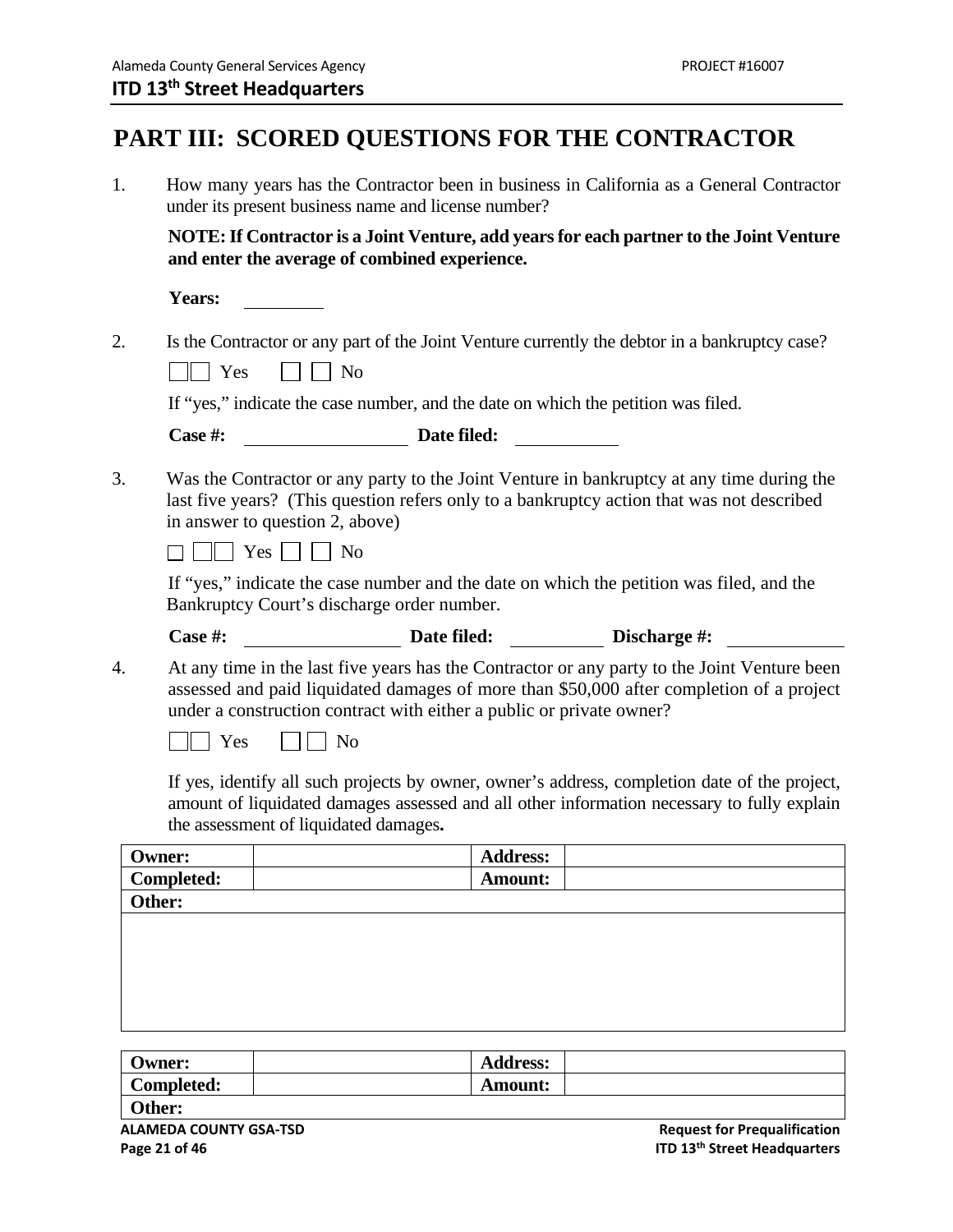# PART III: SCORED QUESTIONS FOR THE CONTRACTOR

1. How many years has the Contractor been in business in California as a General Contractor under its present business name and license number?

   **NOTE: If Contractor is a Joint Venture, add years for each partner to the Joint Venture and enter the average of combined experience.**

   **Years:** ________

2. Is the Contractor or any part of the Joint Venture currently the debtor in a bankruptcy case?

   ☐☐ Yes ☐ ☐ No

   If "yes," indicate the case number, and the date on which the petition was filed.

   **Case #:** ________________ **Date filed:** __________

3. Was the Contractor or any party to the Joint Venture in bankruptcy at any time during the last five years? (This question refers only to a bankruptcy action that was not described in answer to question 2, above)

   ☐ ☐☐ Yes ☐ ☐ No

   If "yes," indicate the case number and the date on which the petition was filed, and the Bankruptcy Court's discharge order number.

   **Case #:** ________________ **Date filed:** __________ **Discharge #:** ____________

4. At any time in the last five years has the Contractor or any party to the Joint Venture been assessed and paid liquidated damages of more than $50,000 after completion of a project under a construction contract with either a public or private owner?

   ☐☐ Yes ☐ ☐ No

   If yes, identify all such projects by owner, owner's address, completion date of the project, amount of liquidated damages assessed and all other information necessary to fully explain the assessment of liquidated damages**.**

| **Owner:** | | **Address:** | |
|---|---|---|---|
| **Completed:** | | **Amount:** | |
| **Other:** | | | |
| | | | |

| **Owner:** | | **Address:** | |
|---|---|---|---|
| **Completed:** | | **Amount:** | |
| **Other:** | | | |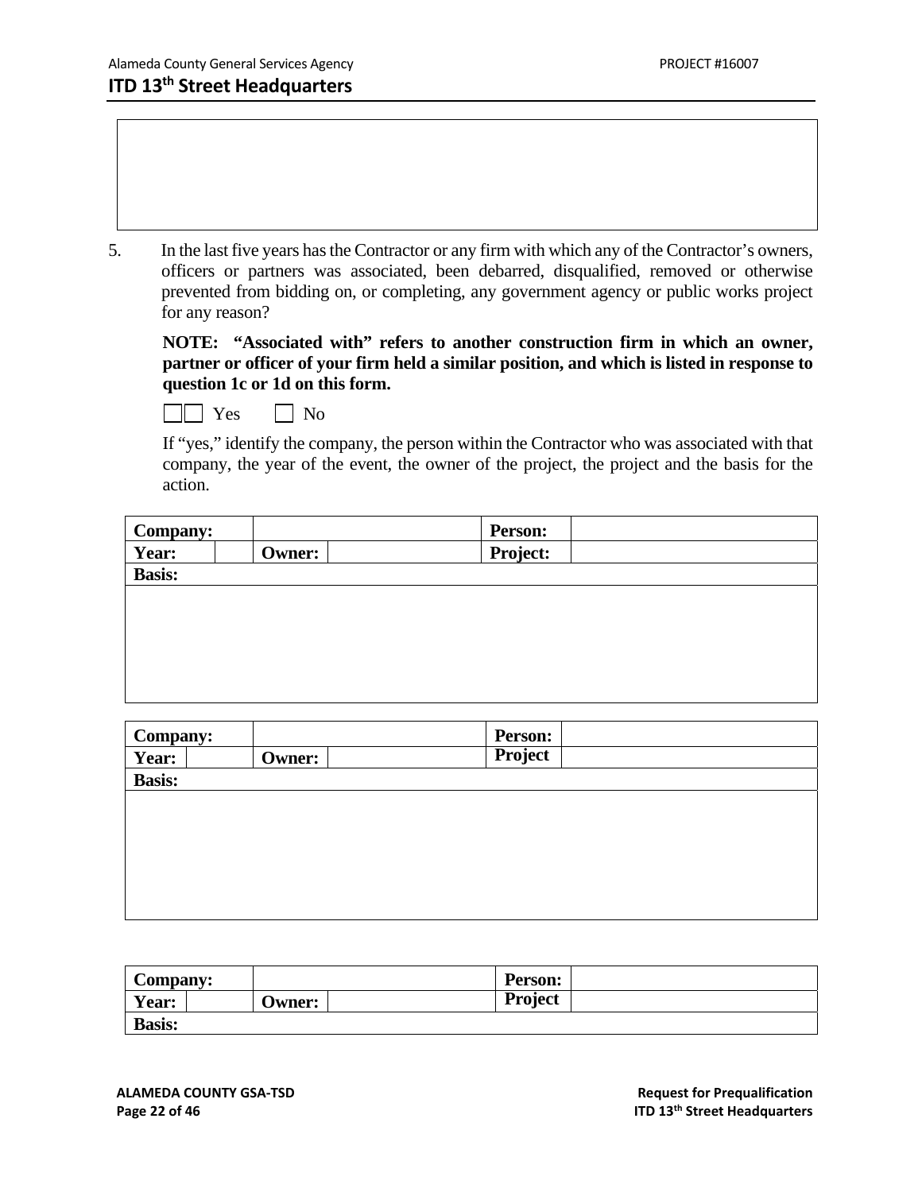5. In the last five years has the Contractor or any firm with which any of the Contractor's owners, officers or partners was associated, been debarred, disqualified, removed or otherwise prevented from bidding on, or completing, any government agency or public works project for any reason?

**NOTE: "Associated with" refers to another construction firm in which an owner, partner or officer of your firm held a similar position, and which is listed in response to question 1c or 1d on this form.**

☐☐ Yes ☐ No

If "yes," identify the company, the person within the Contractor who was associated with that company, the year of the event, the owner of the project, the project and the basis for the action.

| **Company:** | | | | **Person:** | |
|---|---|---|---|---|---|
| **Year:** | | **Owner:** | | **Project:** | |
| **Basis:** | | | | | |
| | | | | | |

| **Company:** | | | | **Person:** | |
|---|---|---|---|---|---|
| **Year:** | | **Owner:** | | **Project** | |
| **Basis:** | | | | | |
| | | | | | |

| **Company:** | | | | **Person:** | |
|---|---|---|---|---|---|
| **Year:** | | **Owner:** | | **Project** | |
| **Basis:** | | | | | |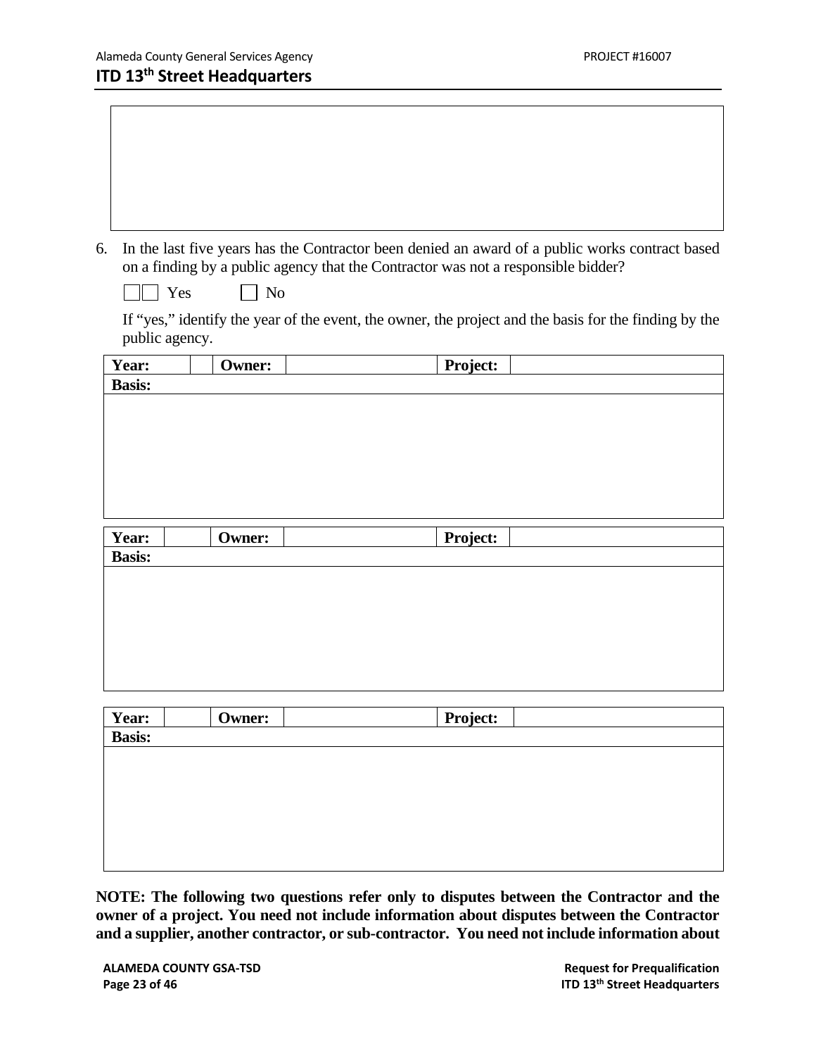|  |
|---|
|  |

6. In the last five years has the Contractor been denied an award of a public works contract based on a finding by a public agency that the Contractor was not a responsible bidder?

   ☐ Yes ☐ No

   If "yes," identify the year of the event, the owner, the project and the basis for the finding by the public agency.

| **Year:** |  | **Owner:** |  | **Project:** |  |
|---|---|---|---|---|---|
| **Basis:** | | | | | |
|  | | | | | |

| **Year:** |  | **Owner:** |  | **Project:** |  |
|---|---|---|---|---|---|
| **Basis:** | | | | | |
|  | | | | | |

| **Year:** |  | **Owner:** |  | **Project:** |  |
|---|---|---|---|---|---|
| **Basis:** | | | | | |
|  | | | | | |

**NOTE: The following two questions refer only to disputes between the Contractor and the owner of a project. You need not include information about disputes between the Contractor and a supplier, another contractor, or sub-contractor. You need not include information about**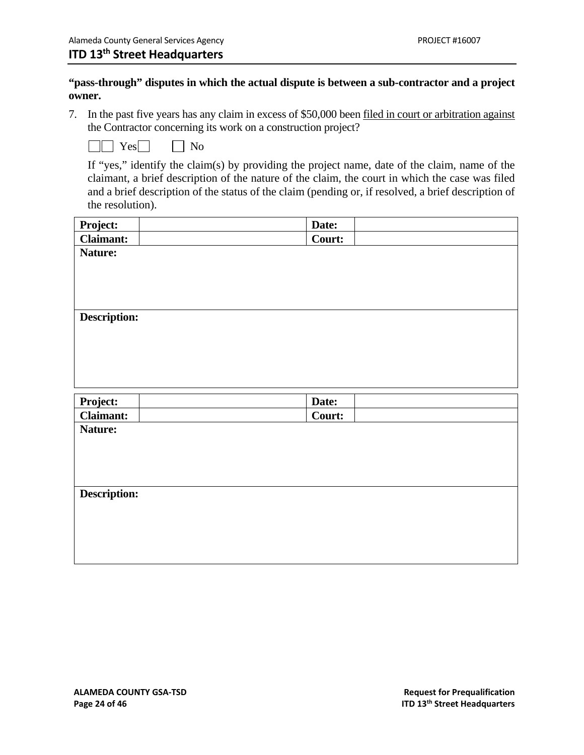**"pass-through" disputes in which the actual dispute is between a sub-contractor and a project owner.**

7. In the past five years has any claim in excess of $50,000 been filed in court or arbitration against the Contractor concerning its work on a construction project?

   ☐☐ Yes☐ ☐ No

   If "yes," identify the claim(s) by providing the project name, date of the claim, name of the claimant, a brief description of the nature of the claim, the court in which the case was filed and a brief description of the status of the claim (pending or, if resolved, a brief description of the resolution).

| **Project:** | | **Date:** | |
|---|---|---|---|
| **Claimant:** | | **Court:** | |
| **Nature:** | | | |
| **Description:** | | | |

| **Project:** | | **Date:** | |
|---|---|---|---|
| **Claimant:** | | **Court:** | |
| **Nature:** | | | |
| **Description:** | | | |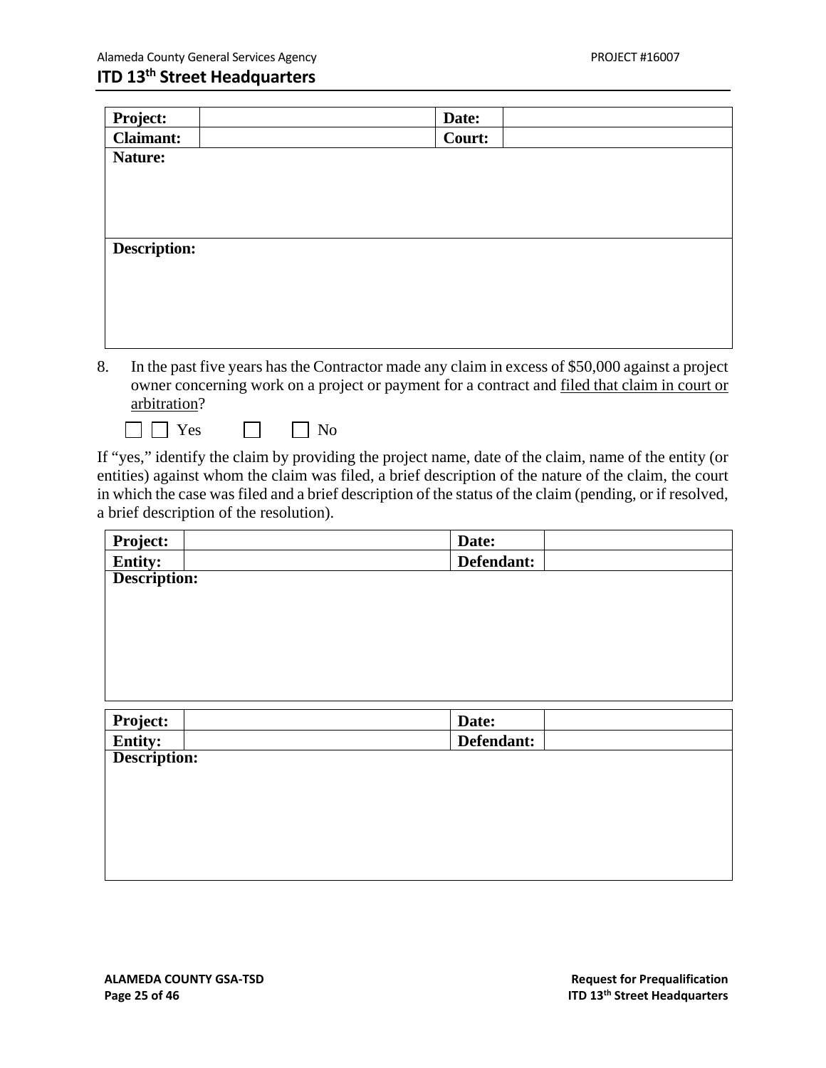| Project: | | Date: | |
|---|---|---|---|
| Claimant: | | Court: | |
| Nature: | | | |
| Description: | | | |

8. In the past five years has the Contractor made any claim in excess of $50,000 against a project owner concerning work on a project or payment for a contract and <u>filed that claim in court or arbitration</u>?

☐ ☐ Yes ☐ ☐ No

If "yes," identify the claim by providing the project name, date of the claim, name of the entity (or entities) against whom the claim was filed, a brief description of the nature of the claim, the court in which the case was filed and a brief description of the status of the claim (pending, or if resolved, a brief description of the resolution).

| Project: | | Date: | |
|---|---|---|---|
| Entity: | | Defendant: | |
| Description: | | | |

| Project: | | Date: | |
|---|---|---|---|
| Entity: | | Defendant: | |
| Description: | | | |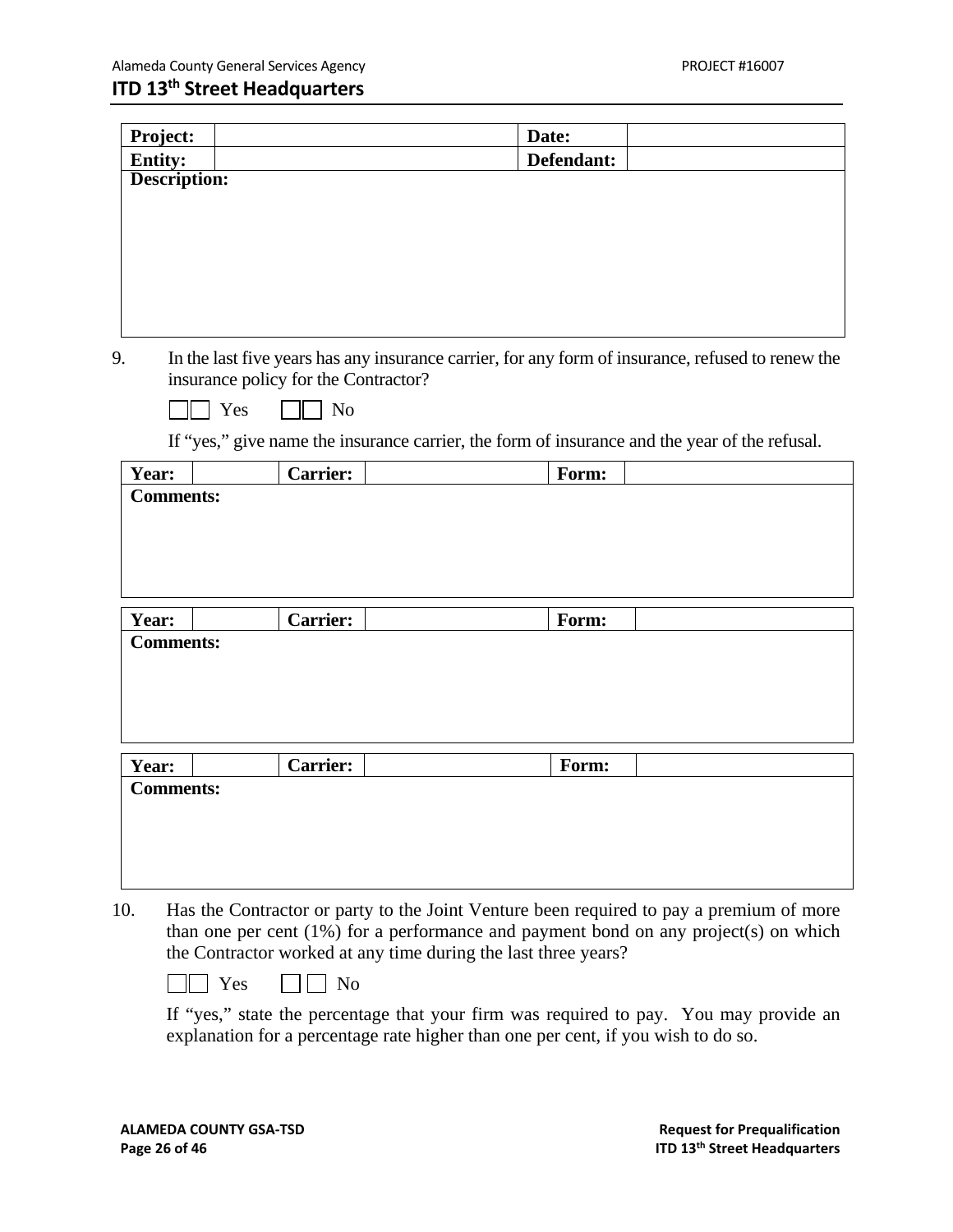| Project: | | Date: | |
|---|---|---|---|
| Entity: | | Defendant: | |
| Description: | | | |

9. In the last five years has any insurance carrier, for any form of insurance, refused to renew the insurance policy for the Contractor?

☐ Yes ☐ No

If "yes," give name the insurance carrier, the form of insurance and the year of the refusal.

| Year: | | Carrier: | | Form: | |
|---|---|---|---|---|---|
| Comments: | | | | | |

| Year: | | Carrier: | | Form: | |
|---|---|---|---|---|---|
| Comments: | | | | | |

| Year: | | Carrier: | | Form: | |
|---|---|---|---|---|---|
| Comments: | | | | | |

10. Has the Contractor or party to the Joint Venture been required to pay a premium of more than one per cent (1%) for a performance and payment bond on any project(s) on which the Contractor worked at any time during the last three years?

☐ Yes ☐ No

If "yes," state the percentage that your firm was required to pay. You may provide an explanation for a percentage rate higher than one per cent, if you wish to do so.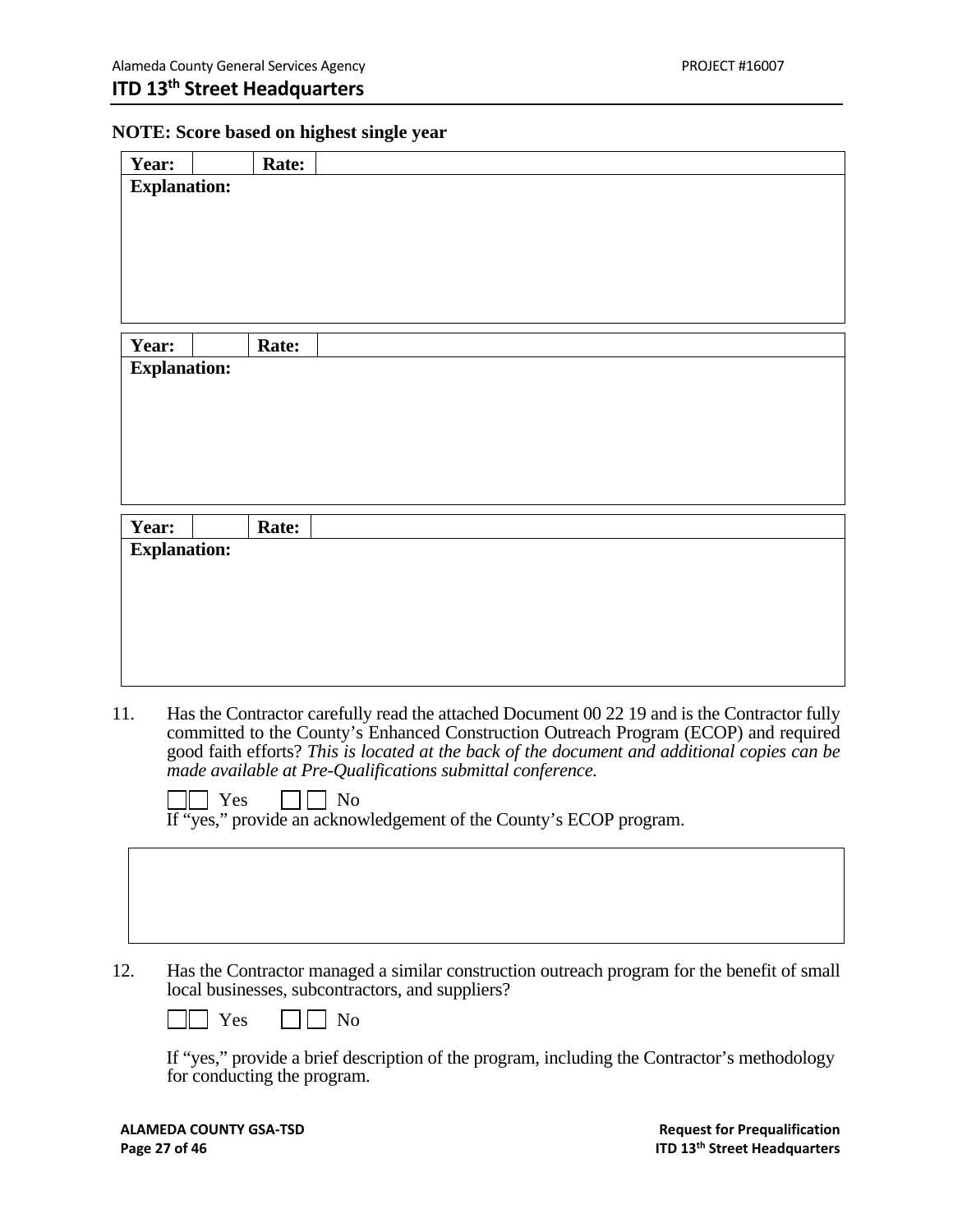**NOTE: Score based on highest single year**

| **Year:** | | **Rate:** | |
|---|---|---|---|
| **Explanation:** | | | |

| **Year:** | | **Rate:** | |
|---|---|---|---|
| **Explanation:** | | | |

| **Year:** | | **Rate:** | |
|---|---|---|---|
| **Explanation:** | | | |

11. Has the Contractor carefully read the attached Document 00 22 19 and is the Contractor fully committed to the County's Enhanced Construction Outreach Program (ECOP) and required good faith efforts? *This is located at the back of the document and additional copies can be made available at Pre-Qualifications submittal conference.*

    ☐ Yes ☐ No

    If "yes," provide an acknowledgement of the County's ECOP program.

12. Has the Contractor managed a similar construction outreach program for the benefit of small local businesses, subcontractors, and suppliers?

    ☐ Yes ☐ No

    If "yes," provide a brief description of the program, including the Contractor's methodology for conducting the program.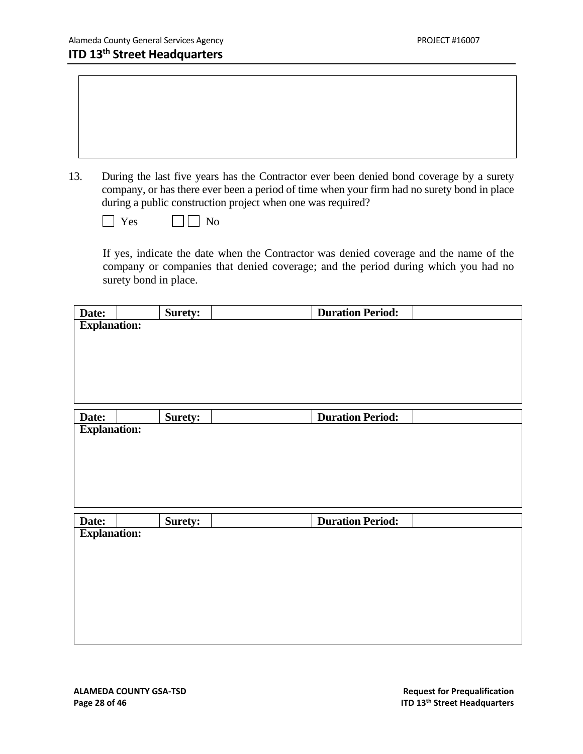|  |
|---|
|  |

13. During the last five years has the Contractor ever been denied bond coverage by a surety company, or has there ever been a period of time when your firm had no surety bond in place during a public construction project when one was required?

☐ Yes ☐ ☐ No

If yes, indicate the date when the Contractor was denied coverage and the name of the company or companies that denied coverage; and the period during which you had no surety bond in place.

| **Date:** | | **Surety:** | | **Duration Period:** | |
|---|---|---|---|---|---|
| **Explanation:** | | | | | |

| **Date:** | | **Surety:** | | **Duration Period:** | |
|---|---|---|---|---|---|
| **Explanation:** | | | | | |

| **Date:** | | **Surety:** | | **Duration Period:** | |
|---|---|---|---|---|---|
| **Explanation:** | | | | | |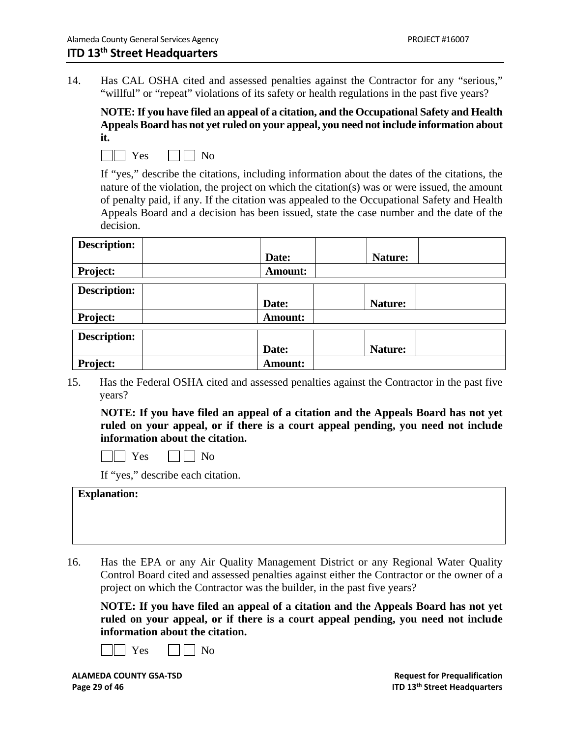14. Has CAL OSHA cited and assessed penalties against the Contractor for any "serious," "willful" or "repeat" violations of its safety or health regulations in the past five years?

    **NOTE: If you have filed an appeal of a citation, and the Occupational Safety and Health Appeals Board has not yet ruled on your appeal, you need not include information about it.**

    ☐☐ Yes    ☐☐ No

    If "yes," describe the citations, including information about the dates of the citations, the nature of the violation, the project on which the citation(s) was or were issued, the amount of penalty paid, if any. If the citation was appealed to the Occupational Safety and Health Appeals Board and a decision has been issued, state the case number and the date of the decision.

| **Description:** | | **Date:** | | **Nature:** | |
|---|---|---|---|---|---|
| **Project:** | | **Amount:** | | | |

| **Description:** | | **Date:** | | **Nature:** | |
|---|---|---|---|---|---|
| **Project:** | | **Amount:** | | | |

| **Description:** | | **Date:** | | **Nature:** | |
|---|---|---|---|---|---|
| **Project:** | | **Amount:** | | | |

15. Has the Federal OSHA cited and assessed penalties against the Contractor in the past five years?

    **NOTE: If you have filed an appeal of a citation and the Appeals Board has not yet ruled on your appeal, or if there is a court appeal pending, you need not include information about the citation.**

    ☐☐ Yes    ☐☐ No

    If "yes," describe each citation.

| **Explanation:** |
|---|
| |

16. Has the EPA or any Air Quality Management District or any Regional Water Quality Control Board cited and assessed penalties against either the Contractor or the owner of a project on which the Contractor was the builder, in the past five years?

    **NOTE: If you have filed an appeal of a citation and the Appeals Board has not yet ruled on your appeal, or if there is a court appeal pending, you need not include information about the citation.**

    ☐☐ Yes    ☐☐ No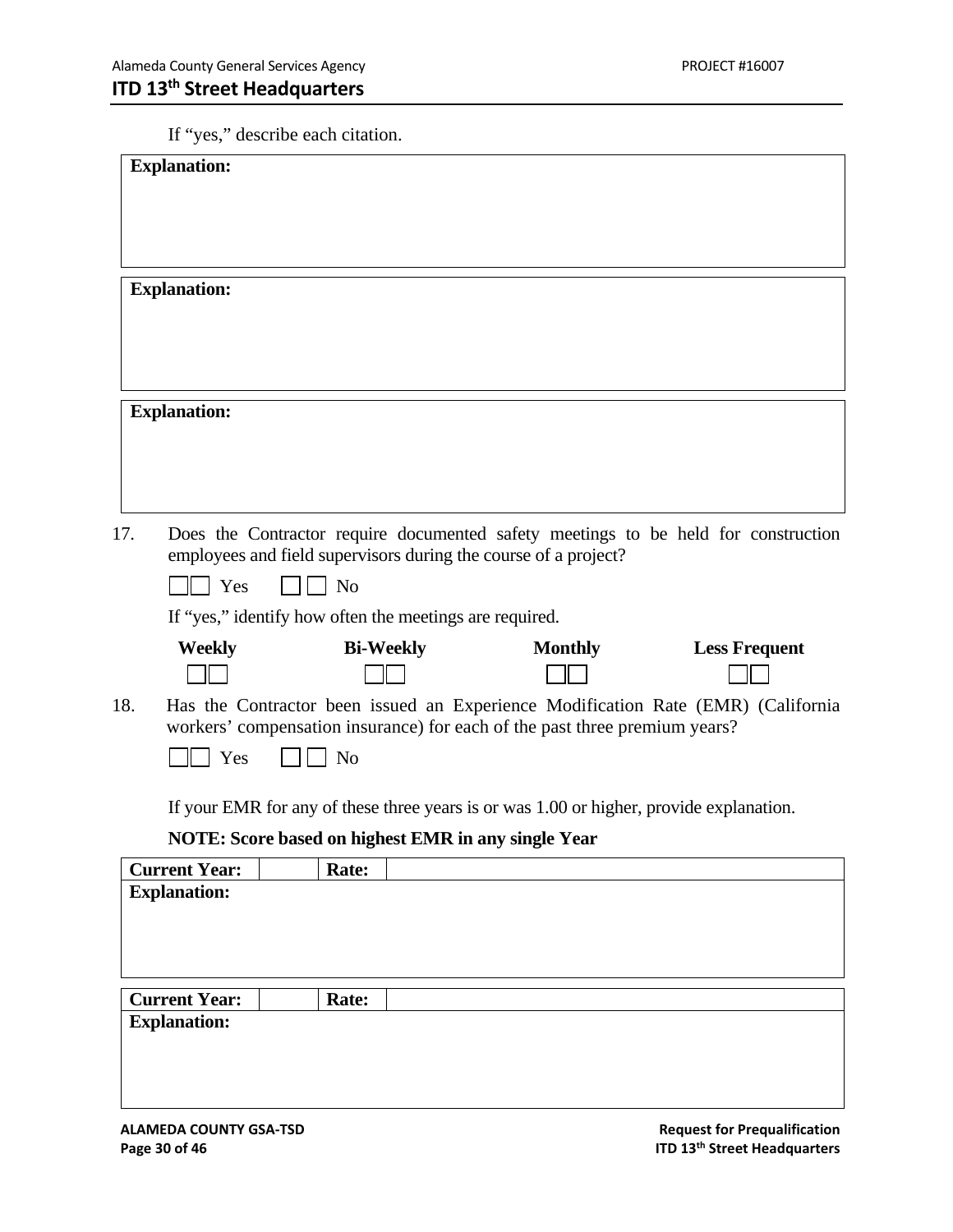If "yes," describe each citation.

| **Explanation:** |
| --- |
| |

| **Explanation:** |
| --- |
| |

| **Explanation:** |
| --- |
| |

17. Does the Contractor require documented safety meetings to be held for construction employees and field supervisors during the course of a project?

    ☐ Yes ☐ No

    If "yes," identify how often the meetings are required.

| Weekly | Bi-Weekly | Monthly | Less Frequent |
| --- | --- | --- | --- |
| ☐ | ☐ | ☐ | ☐ |

18. Has the Contractor been issued an Experience Modification Rate (EMR) (California workers' compensation insurance) for each of the past three premium years?

    ☐ Yes ☐ No

    If your EMR for any of these three years is or was 1.00 or higher, provide explanation.

    **NOTE: Score based on highest EMR in any single Year**

| **Current Year:** | | **Rate:** | |
| --- | --- | --- | --- |
| **Explanation:** | | | |

| **Current Year:** | | **Rate:** | |
| --- | --- | --- | --- |
| **Explanation:** | | | |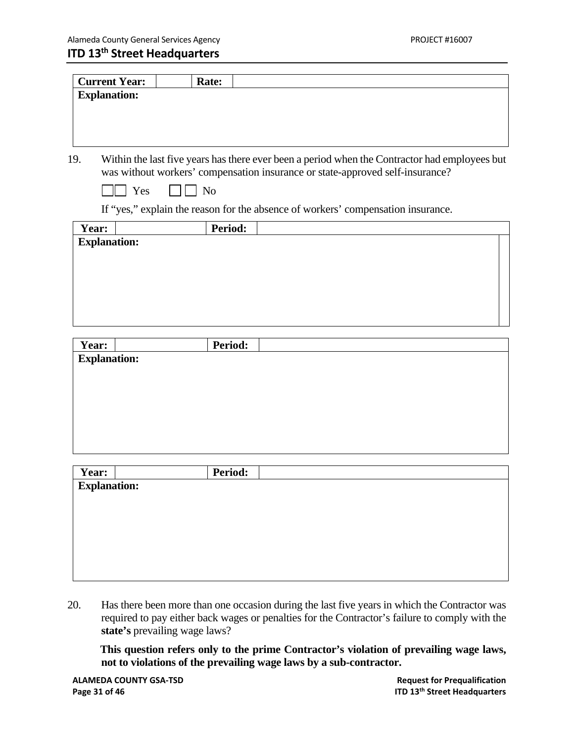| Current Year: | | Rate: | |
|---|---|---|---|
| **Explanation:** | | | |

19. Within the last five years has there ever been a period when the Contractor had employees but was without workers' compensation insurance or state-approved self-insurance?

☐☐ Yes ☐☐ No

If "yes," explain the reason for the absence of workers' compensation insurance.

| Year: | | Period: | |
|---|---|---|---|
| **Explanation:** | | | |

| Year: | | Period: | |
|---|---|---|---|
| **Explanation:** | | | |

| Year: | | Period: | |
|---|---|---|---|
| **Explanation:** | | | |

20. Has there been more than one occasion during the last five years in which the Contractor was required to pay either back wages or penalties for the Contractor's failure to comply with the **state's** prevailing wage laws?

**This question refers only to the prime Contractor's violation of prevailing wage laws, not to violations of the prevailing wage laws by a sub-contractor.**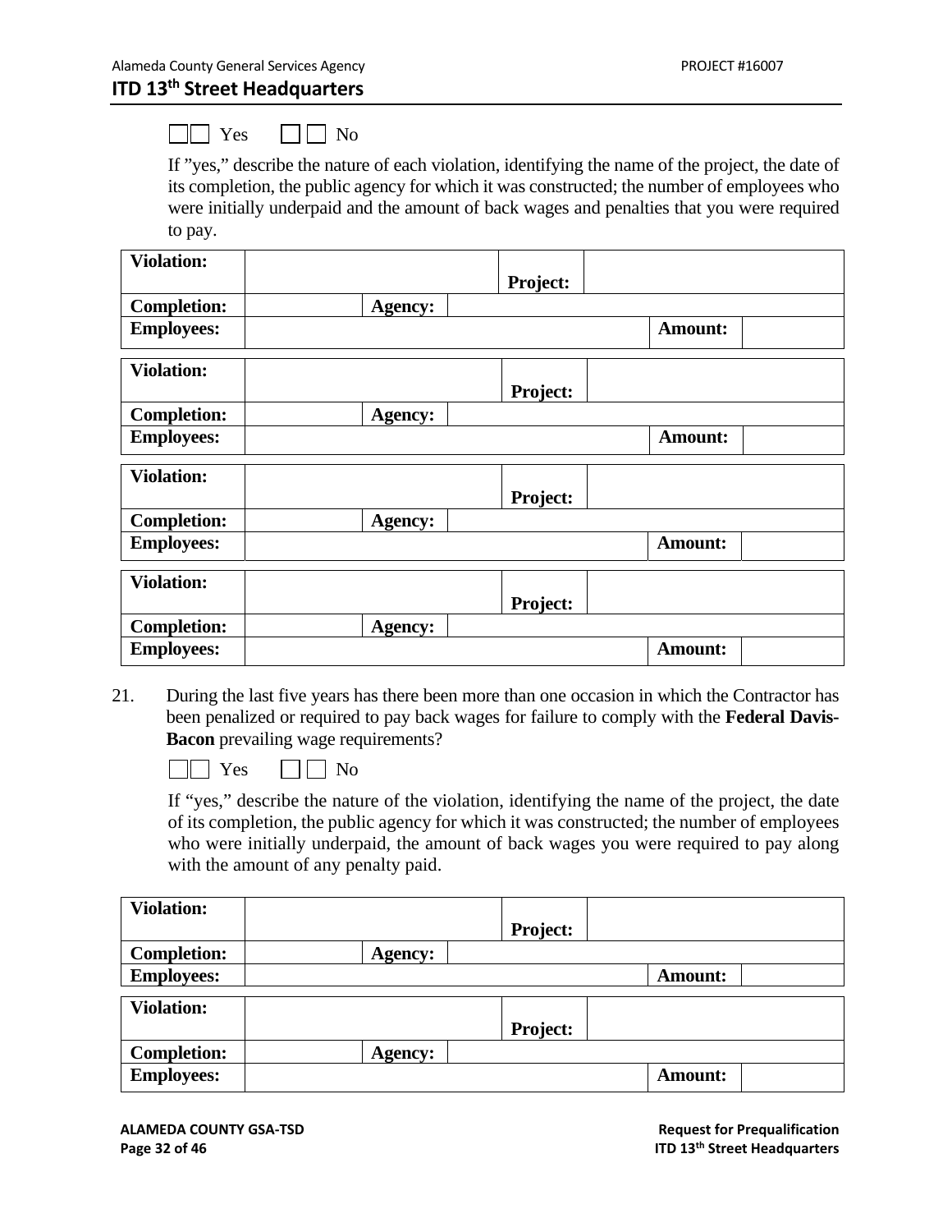☐☐ Yes ☐☐ No

If "yes," describe the nature of each violation, identifying the name of the project, the date of its completion, the public agency for which it was constructed; the number of employees who were initially underpaid and the amount of back wages and penalties that you were required to pay.

| **Violation:** | | | **Project:** | | |
|---|---|---|---|---|---|
| **Completion:** | | **Agency:** | | | |
| **Employees:** | | | | **Amount:** | |

| **Violation:** | | | **Project:** | | |
|---|---|---|---|---|---|
| **Completion:** | | **Agency:** | | | |
| **Employees:** | | | | **Amount:** | |

| **Violation:** | | | **Project:** | | |
|---|---|---|---|---|---|
| **Completion:** | | **Agency:** | | | |
| **Employees:** | | | | **Amount:** | |

| **Violation:** | | | **Project:** | | |
|---|---|---|---|---|---|
| **Completion:** | | **Agency:** | | | |
| **Employees:** | | | | **Amount:** | |

21. During the last five years has there been more than one occasion in which the Contractor has been penalized or required to pay back wages for failure to comply with the **Federal Davis-Bacon** prevailing wage requirements?

☐☐ Yes ☐☐ No

If "yes," describe the nature of the violation, identifying the name of the project, the date of its completion, the public agency for which it was constructed; the number of employees who were initially underpaid, the amount of back wages you were required to pay along with the amount of any penalty paid.

| **Violation:** | | | **Project:** | | |
|---|---|---|---|---|---|
| **Completion:** | | **Agency:** | | | |
| **Employees:** | | | | **Amount:** | |

| **Violation:** | | | **Project:** | | |
|---|---|---|---|---|---|
| **Completion:** | | **Agency:** | | | |
| **Employees:** | | | | **Amount:** | |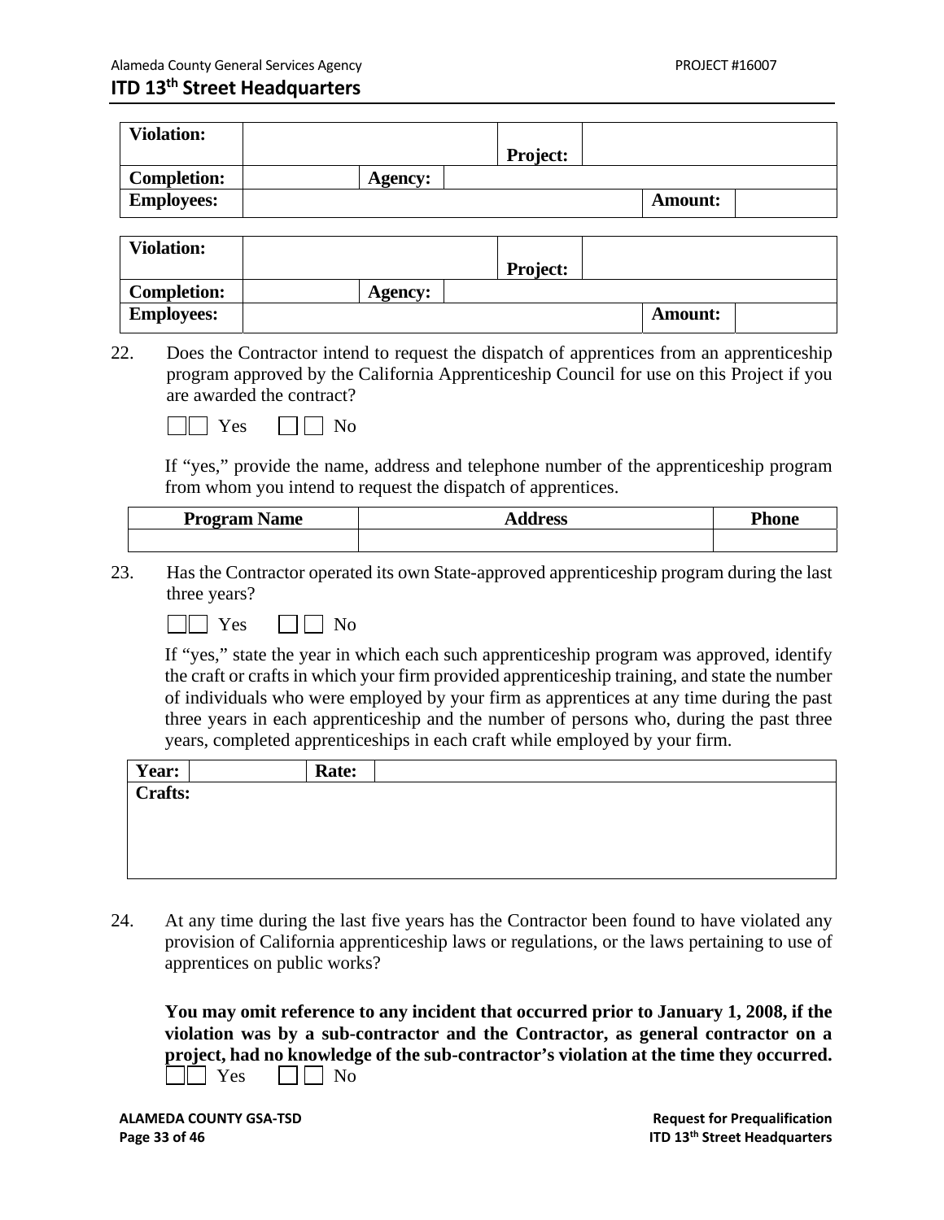| Violation: | | | Project: | | | |
|---|---|---|---|---|---|---|
| Completion: | | Agency: | | | | |
| Employees: | | | | | Amount: | |

| Violation: | | | Project: | | | |
|---|---|---|---|---|---|---|
| Completion: | | Agency: | | | | |
| Employees: | | | | | Amount: | |

22. Does the Contractor intend to request the dispatch of apprentices from an apprenticeship program approved by the California Apprenticeship Council for use on this Project if you are awarded the contract?

☐☐ Yes ☐☐ No

If "yes," provide the name, address and telephone number of the apprenticeship program from whom you intend to request the dispatch of apprentices.

| Program Name | Address | Phone |
|---|---|---|
| | | |

23. Has the Contractor operated its own State-approved apprenticeship program during the last three years?

☐☐ Yes ☐☐ No

If "yes," state the year in which each such apprenticeship program was approved, identify the craft or crafts in which your firm provided apprenticeship training, and state the number of individuals who were employed by your firm as apprentices at any time during the past three years in each apprenticeship and the number of persons who, during the past three years, completed apprenticeships in each craft while employed by your firm.

| Year: | | Rate: | |
|---|---|---|---|
| Crafts: | | | |

24. At any time during the last five years has the Contractor been found to have violated any provision of California apprenticeship laws or regulations, or the laws pertaining to use of apprentices on public works?

**You may omit reference to any incident that occurred prior to January 1, 2008, if the violation was by a sub-contractor and the Contractor, as general contractor on a project, had no knowledge of the sub-contractor's violation at the time they occurred.**

☐☐ Yes ☐☐ No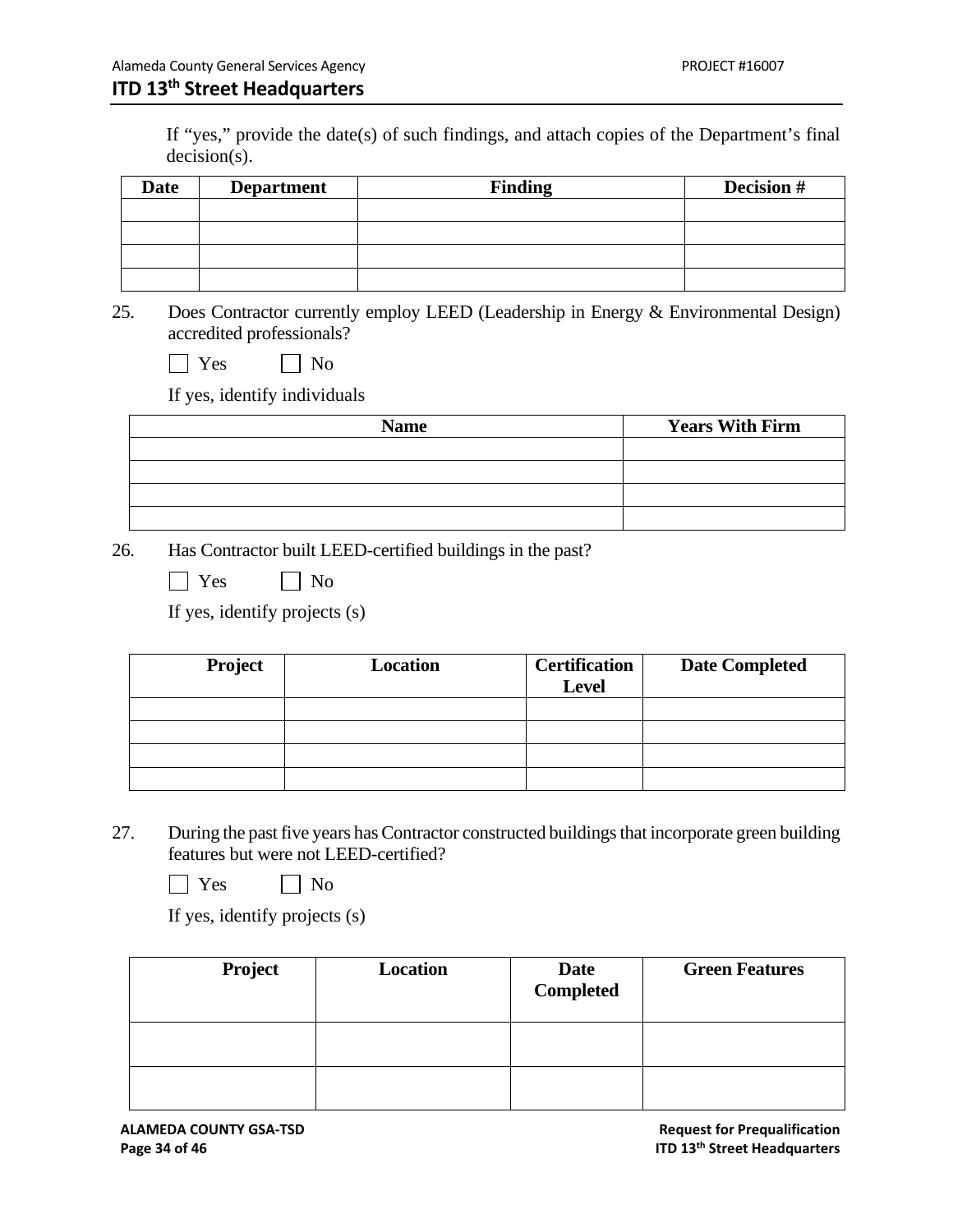If "yes," provide the date(s) of such findings, and attach copies of the Department's final decision(s).

| Date | Department | Finding | Decision # |
|---|---|---|---|
| | | | |
| | | | |
| | | | |
| | | | |

25. Does Contractor currently employ LEED (Leadership in Energy & Environmental Design) accredited professionals?

☐ Yes ☐ No

If yes, identify individuals

| Name | Years With Firm |
|---|---|
| | |
| | |
| | |
| | |

26. Has Contractor built LEED-certified buildings in the past?

☐ Yes ☐ No

If yes, identify projects (s)

| Project | Location | Certification Level | Date Completed |
|---|---|---|---|
| | | | |
| | | | |
| | | | |
| | | | |

27. During the past five years has Contractor constructed buildings that incorporate green building features but were not LEED-certified?

☐ Yes ☐ No

If yes, identify projects (s)

| Project | Location | Date Completed | Green Features |
|---|---|---|---|
| | | | |
| | | | |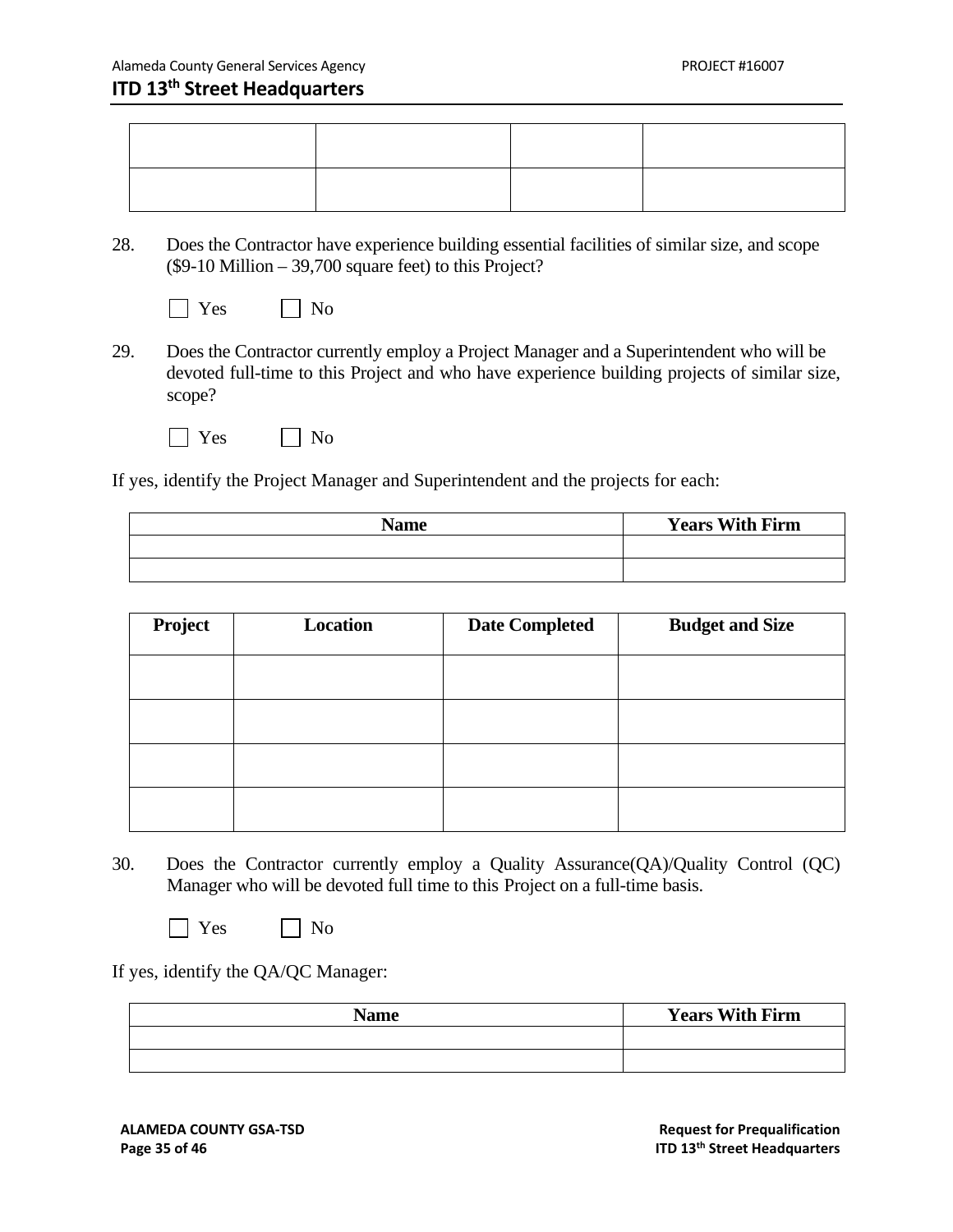| | | | |
|---|---|---|---|
| | | | |
| | | | |

28. Does the Contractor have experience building essential facilities of similar size, and scope ($9-10 Million – 39,700 square feet) to this Project?

☐ Yes ☐ No

29. Does the Contractor currently employ a Project Manager and a Superintendent who will be devoted full-time to this Project and who have experience building projects of similar size, scope?

☐ Yes ☐ No

If yes, identify the Project Manager and Superintendent and the projects for each:

| Name | Years With Firm |
|---|---|
| | |
| | |

| Project | Location | Date Completed | Budget and Size |
|---|---|---|---|
| | | | |
| | | | |
| | | | |
| | | | |

30. Does the Contractor currently employ a Quality Assurance(QA)/Quality Control (QC) Manager who will be devoted full time to this Project on a full-time basis.

☐ Yes ☐ No

If yes, identify the QA/QC Manager:

| Name | Years With Firm |
|---|---|
| | |
| | |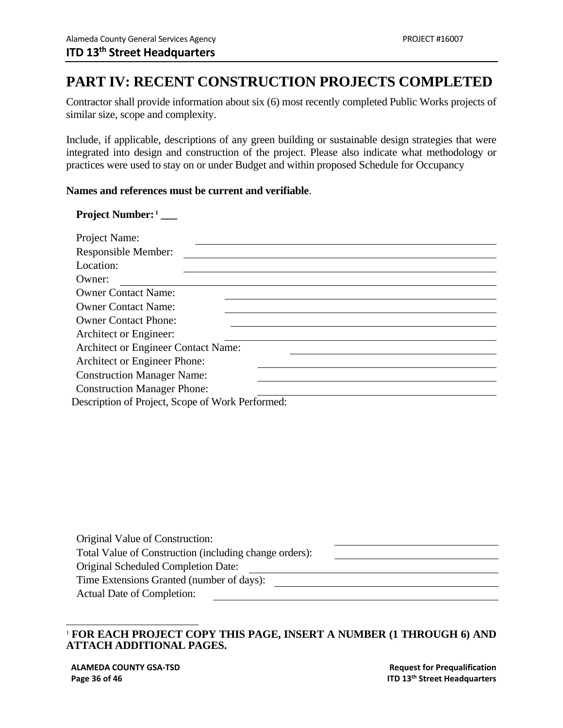# PART IV: RECENT CONSTRUCTION PROJECTS COMPLETED

Contractor shall provide information about six (6) most recently completed Public Works projects of similar size, scope and complexity.

Include, if applicable, descriptions of any green building or sustainable design strategies that were integrated into design and construction of the project. Please also indicate what methodology or practices were used to stay on or under Budget and within proposed Schedule for Occupancy

**Names and references must be current and verifiable**.

**Project Number:**[1] **___**

Project Name: ______________________________

Responsible Member: ______________________________

Location: ______________________________

Owner: ______________________________

Owner Contact Name: ______________________________

Owner Contact Name: ______________________________

Owner Contact Phone: ______________________________

Architect or Engineer: ______________________________

Architect or Engineer Contact Name: ______________________________

Architect or Engineer Phone: ______________________________

Construction Manager Name: ______________________________

Construction Manager Phone: ______________________________

Description of Project, Scope of Work Performed:

Original Value of Construction: ______________________________

Total Value of Construction (including change orders): ______________________________

Original Scheduled Completion Date: ______________________________

Time Extensions Granted (number of days): ______________________________

Actual Date of Completion: ______________________________

---

[1] **FOR EACH PROJECT COPY THIS PAGE, INSERT A NUMBER (1 THROUGH 6) AND ATTACH ADDITIONAL PAGES.**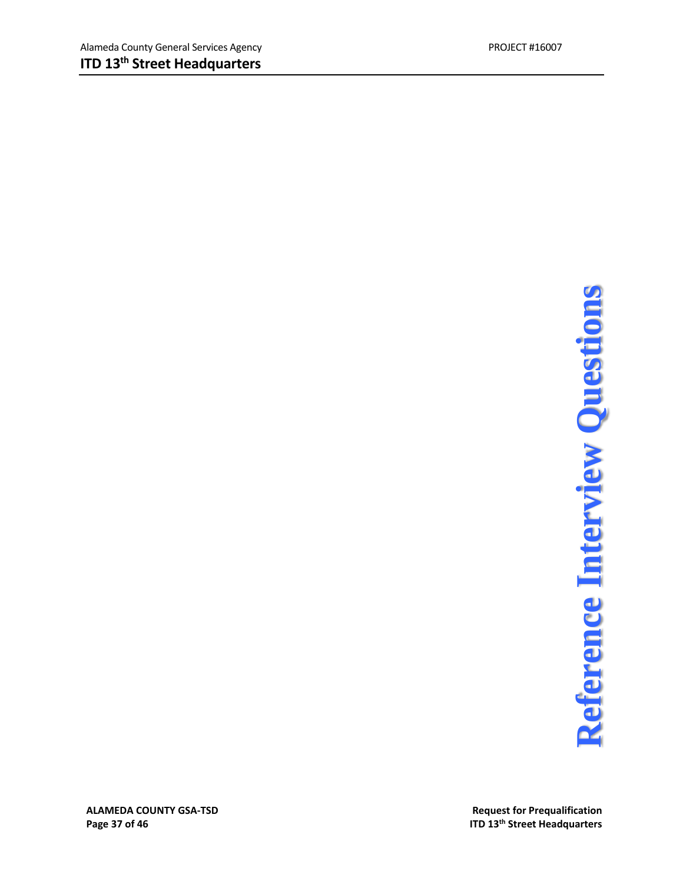# Reference Interview Questions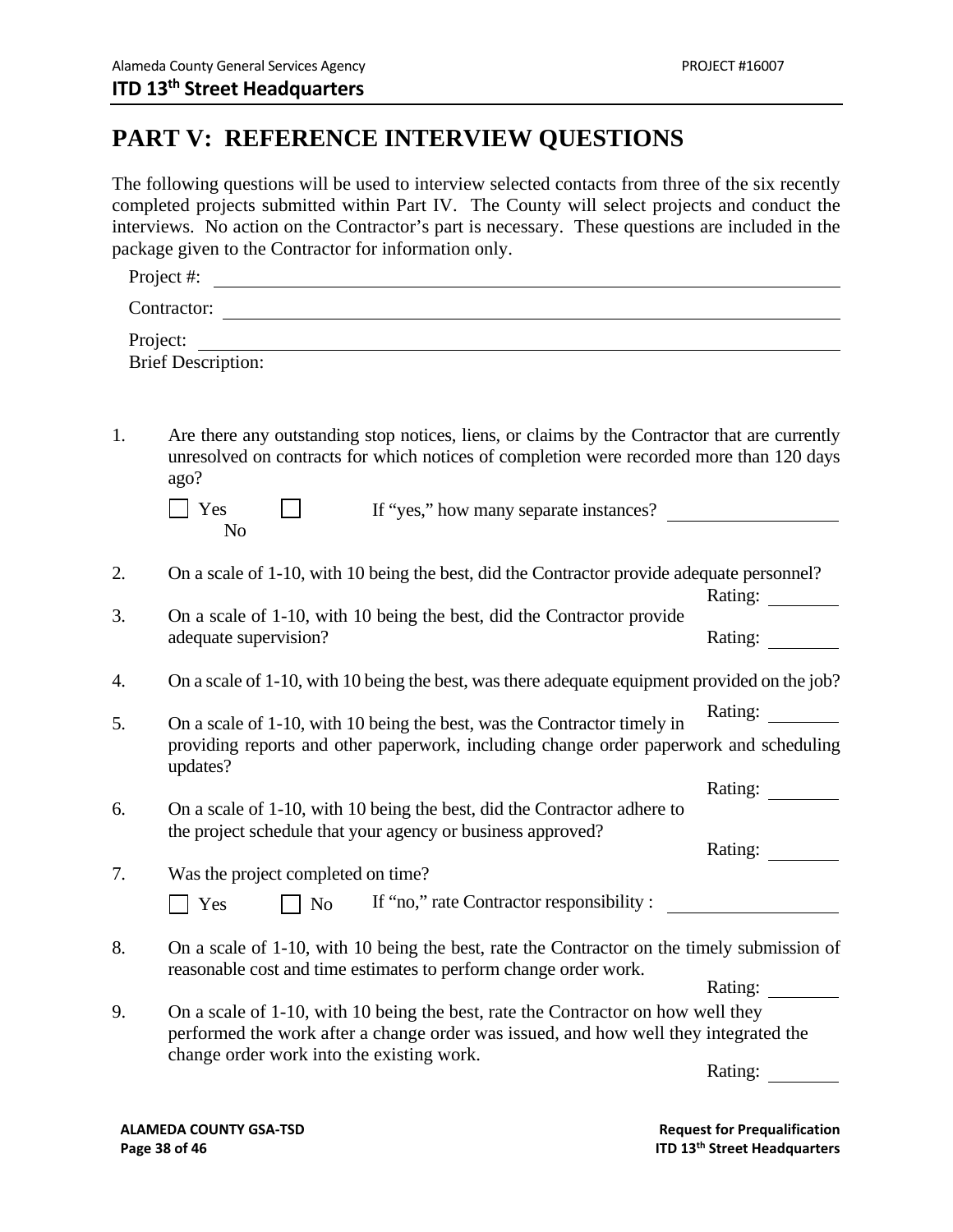# PART V: REFERENCE INTERVIEW QUESTIONS

The following questions will be used to interview selected contacts from three of the six recently completed projects submitted within Part IV. The County will select projects and conduct the interviews. No action on the Contractor's part is necessary. These questions are included in the package given to the Contractor for information only.

Project #: ______________________________

Contractor: ______________________________

Project: ______________________________
Brief Description:

1. Are there any outstanding stop notices, liens, or claims by the Contractor that are currently unresolved on contracts for which notices of completion were recorded more than 120 days ago?

   ☐ Yes ☐ No If "yes," how many separate instances? __________

2. On a scale of 1-10, with 10 being the best, did the Contractor provide adequate personnel?
   Rating: ________

3. On a scale of 1-10, with 10 being the best, did the Contractor provide adequate supervision?
   Rating: ________

4. On a scale of 1-10, with 10 being the best, was there adequate equipment provided on the job?
   Rating: ________

5. On a scale of 1-10, with 10 being the best, was the Contractor timely in providing reports and other paperwork, including change order paperwork and scheduling updates?
   Rating: ________

6. On a scale of 1-10, with 10 being the best, did the Contractor adhere to the project schedule that your agency or business approved?
   Rating: ________

7. Was the project completed on time?

   ☐ Yes ☐ No If "no," rate Contractor responsibility : __________

8. On a scale of 1-10, with 10 being the best, rate the Contractor on the timely submission of reasonable cost and time estimates to perform change order work.
   Rating: ________

9. On a scale of 1-10, with 10 being the best, rate the Contractor on how well they performed the work after a change order was issued, and how well they integrated the change order work into the existing work.
   Rating: ________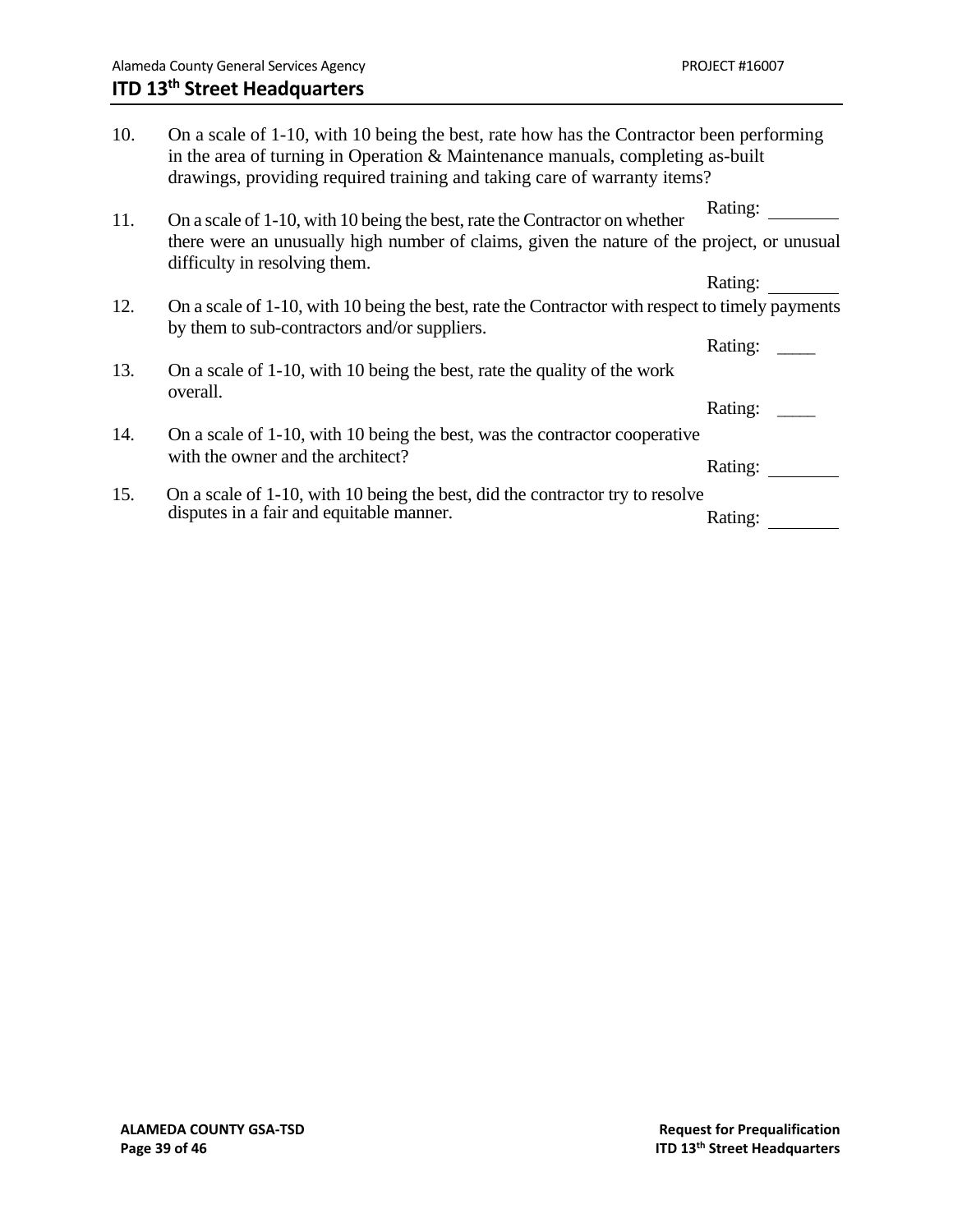10. On a scale of 1-10, with 10 being the best, rate how has the Contractor been performing in the area of turning in Operation & Maintenance manuals, completing as-built drawings, providing required training and taking care of warranty items?

    Rating: ________

11. On a scale of 1-10, with 10 being the best, rate the Contractor on whether there were an unusually high number of claims, given the nature of the project, or unusual difficulty in resolving them.

    Rating: ________

12. On a scale of 1-10, with 10 being the best, rate the Contractor with respect to timely payments by them to sub-contractors and/or suppliers.

    Rating: ____

13. On a scale of 1-10, with 10 being the best, rate the quality of the work overall.

    Rating: ____

14. On a scale of 1-10, with 10 being the best, was the contractor cooperative with the owner and the architect?

    Rating: ________

15. On a scale of 1-10, with 10 being the best, did the contractor try to resolve disputes in a fair and equitable manner.

    Rating: ________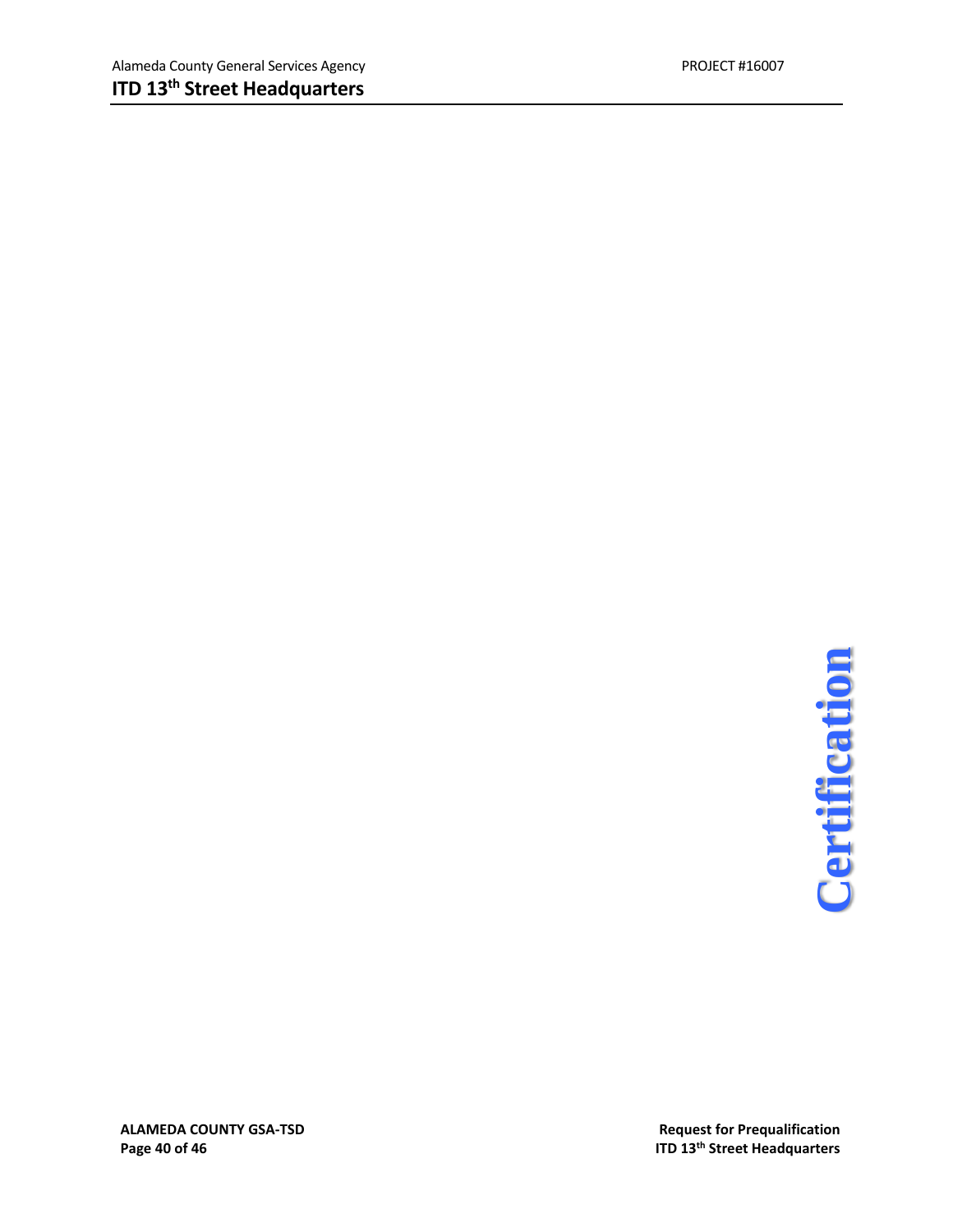# Certification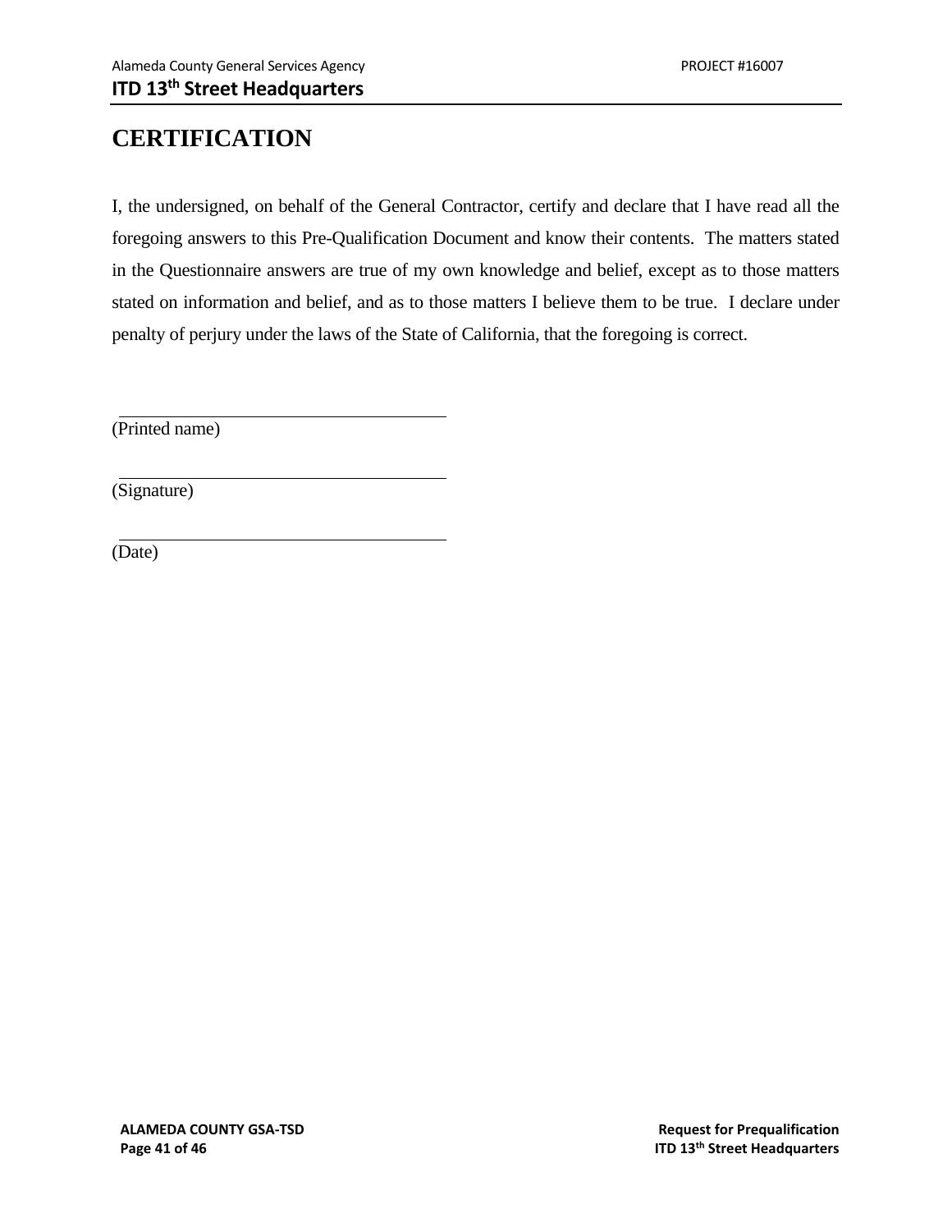# CERTIFICATION

I, the undersigned, on behalf of the General Contractor, certify and declare that I have read all the foregoing answers to this Pre-Qualification Document and know their contents. The matters stated in the Questionnaire answers are true of my own knowledge and belief, except as to those matters stated on information and belief, and as to those matters I believe them to be true. I declare under penalty of perjury under the laws of the State of California, that the foregoing is correct.

\_\_\_\_\_\_\_\_\_\_\_\_\_\_\_\_\_\_\_\_\_\_\_\_\_\_\_\_\_\_\_\_\_\_\_\_\_\_

(Printed name)

\_\_\_\_\_\_\_\_\_\_\_\_\_\_\_\_\_\_\_\_\_\_\_\_\_\_\_\_\_\_\_\_\_\_\_\_\_\_

(Signature)

\_\_\_\_\_\_\_\_\_\_\_\_\_\_\_\_\_\_\_\_\_\_\_\_\_\_\_\_\_\_\_\_\_\_\_\_\_\_

(Date)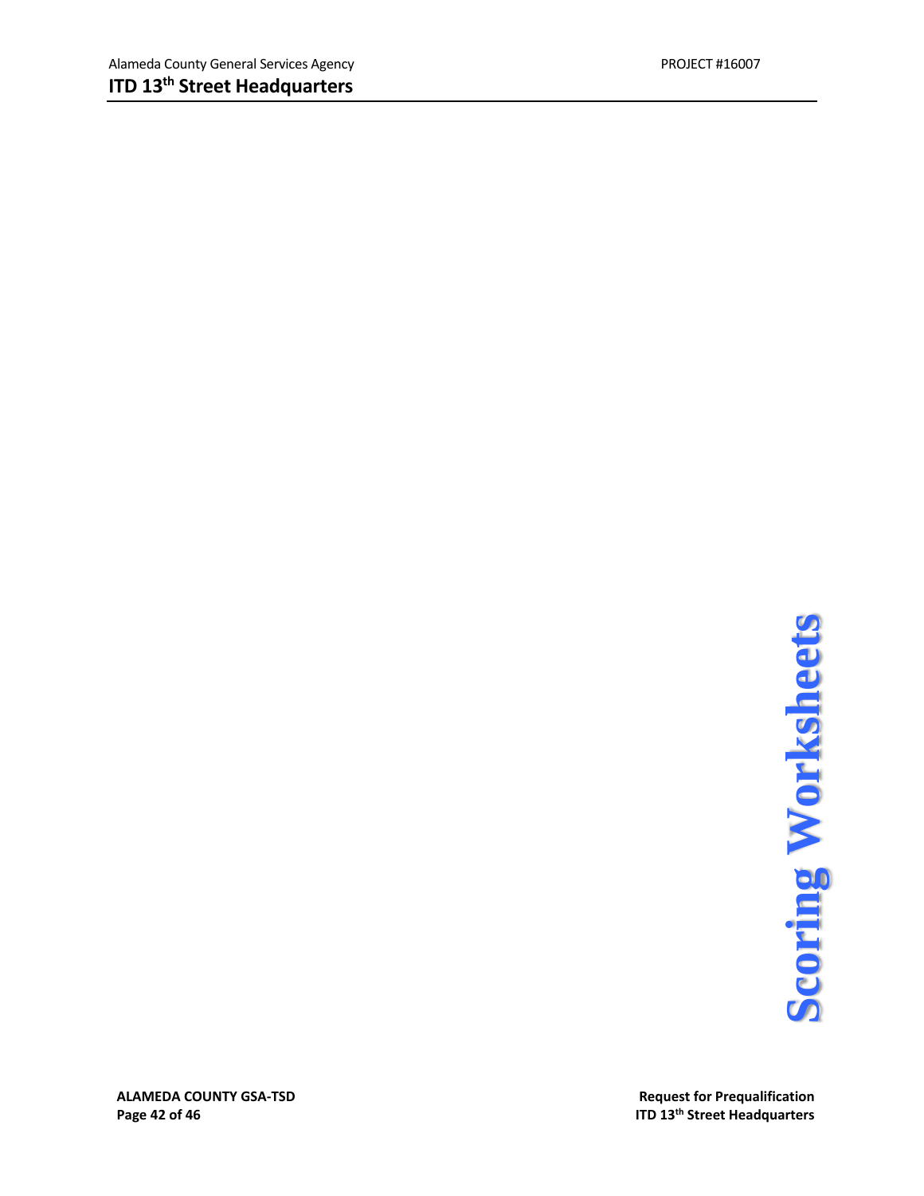# Scoring Worksheets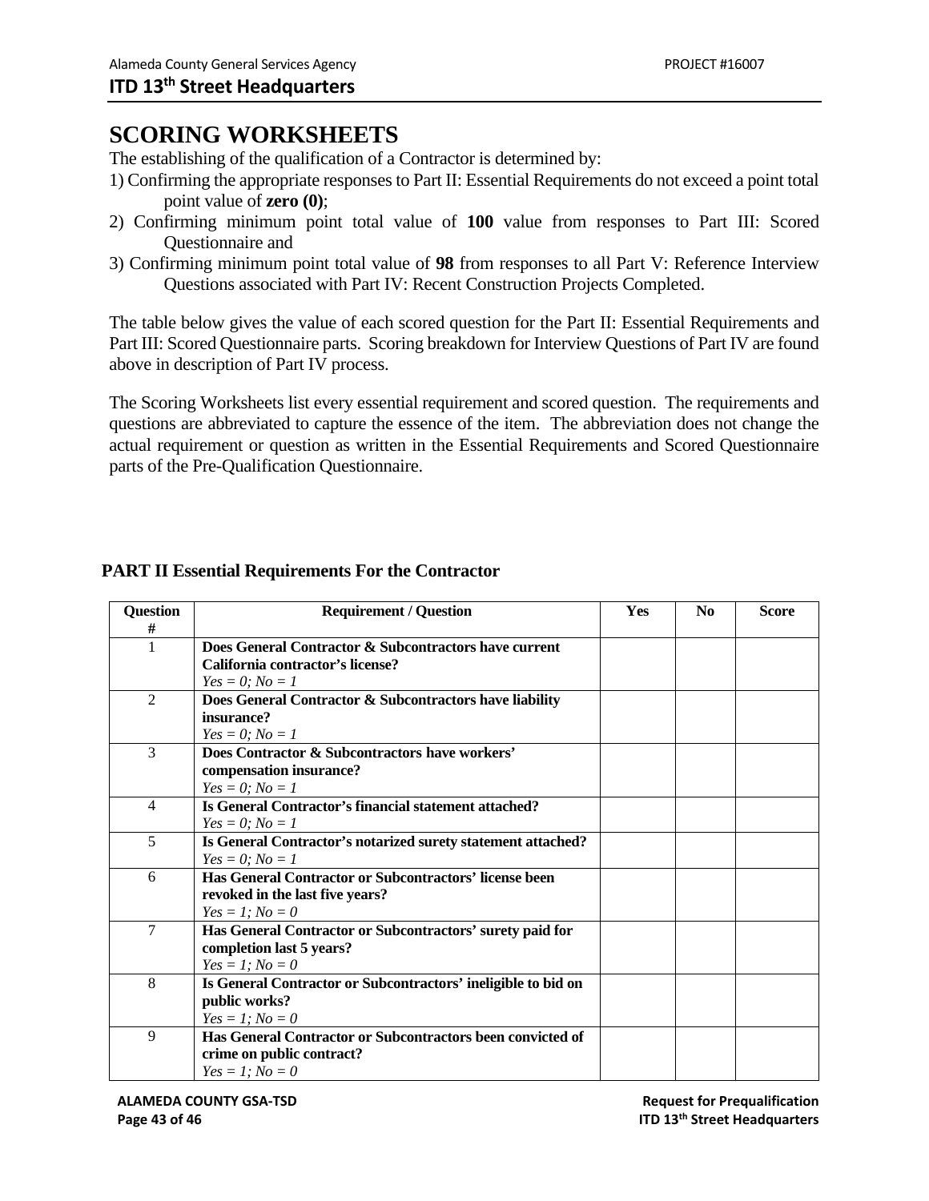# SCORING WORKSHEETS

The establishing of the qualification of a Contractor is determined by:

1) Confirming the appropriate responses to Part II: Essential Requirements do not exceed a point total point value of **zero (0)**;
2) Confirming minimum point total value of **100** value from responses to Part III: Scored Questionnaire and
3) Confirming minimum point total value of **98** from responses to all Part V: Reference Interview Questions associated with Part IV: Recent Construction Projects Completed.

The table below gives the value of each scored question for the Part II: Essential Requirements and Part III: Scored Questionnaire parts. Scoring breakdown for Interview Questions of Part IV are found above in description of Part IV process.

The Scoring Worksheets list every essential requirement and scored question. The requirements and questions are abbreviated to capture the essence of the item. The abbreviation does not change the actual requirement or question as written in the Essential Requirements and Scored Questionnaire parts of the Pre-Qualification Questionnaire.

## PART II Essential Requirements For the Contractor

| Question # | Requirement / Question | Yes | No | Score |
|---|---|---|---|---|
| 1 | **Does General Contractor & Subcontractors have current California contractor's license?** *Yes = 0; No = 1* | | | |
| 2 | **Does General Contractor & Subcontractors have liability insurance?** *Yes = 0; No = 1* | | | |
| 3 | **Does Contractor & Subcontractors have workers' compensation insurance?** *Yes = 0; No = 1* | | | |
| 4 | **Is General Contractor's financial statement attached?** *Yes = 0; No = 1* | | | |
| 5 | **Is General Contractor's notarized surety statement attached?** *Yes = 0; No = 1* | | | |
| 6 | **Has General Contractor or Subcontractors' license been revoked in the last five years?** *Yes = 1; No = 0* | | | |
| 7 | **Has General Contractor or Subcontractors' surety paid for completion last 5 years?** *Yes = 1; No = 0* | | | |
| 8 | **Is General Contractor or Subcontractors' ineligible to bid on public works?** *Yes = 1; No = 0* | | | |
| 9 | **Has General Contractor or Subcontractors been convicted of crime on public contract?** *Yes = 1; No = 0* | | | |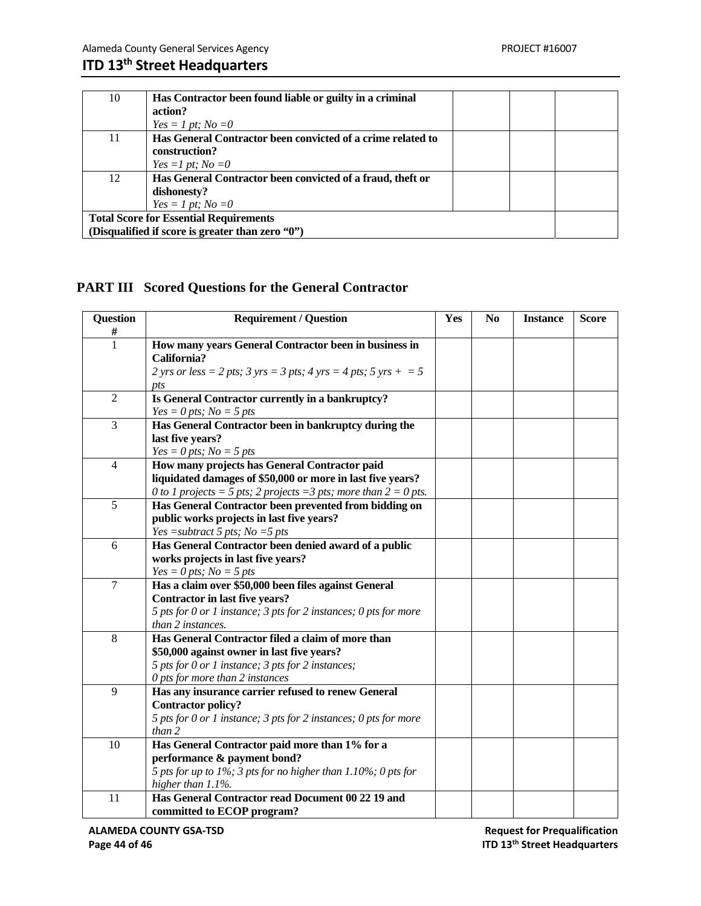| | | | | |
|---|---|---|---|---|
| 10 | **Has Contractor been found liable or guilty in a criminal action?**<br>*Yes = 1 pt; No =0* | | | |
| 11 | **Has General Contractor been convicted of a crime related to construction?**<br>*Yes =1 pt; No =0* | | | |
| 12 | **Has General Contractor been convicted of a fraud, theft or dishonesty?**<br>*Yes = 1 pt; No =0* | | | |
| **Total Score for Essential Requirements (Disqualified if score is greater than zero "0")** | | | | |

## PART III Scored Questions for the General Contractor

| Question # | Requirement / Question | Yes | No | Instance | Score |
|---|---|---|---|---|---|
| 1 | **How many years General Contractor been in business in California?**<br>*2 yrs or less = 2 pts; 3 yrs = 3 pts; 4 yrs = 4 pts; 5 yrs + = 5 pts* | | | | |
| 2 | **Is General Contractor currently in a bankruptcy?**<br>*Yes = 0 pts; No = 5 pts* | | | | |
| 3 | **Has General Contractor been in bankruptcy during the last five years?**<br>*Yes = 0 pts; No = 5 pts* | | | | |
| 4 | **How many projects has General Contractor paid liquidated damages of $50,000 or more in last five years?**<br>*0 to 1 projects = 5 pts; 2 projects =3 pts; more than 2 = 0 pts.* | | | | |
| 5 | **Has General Contractor been prevented from bidding on public works projects in last five years?**<br>*Yes =subtract 5 pts; No =5 pts* | | | | |
| 6 | **Has General Contractor been denied award of a public works projects in last five years?**<br>*Yes = 0 pts; No = 5 pts* | | | | |
| 7 | **Has a claim over $50,000 been files against General Contractor in last five years?**<br>*5 pts for 0 or 1 instance; 3 pts for 2 instances; 0 pts for more than 2 instances.* | | | | |
| 8 | **Has General Contractor filed a claim of more than $50,000 against owner in last five years?**<br>*5 pts for 0 or 1 instance; 3 pts for 2 instances; 0 pts for more than 2 instances* | | | | |
| 9 | **Has any insurance carrier refused to renew General Contractor policy?**<br>*5 pts for 0 or 1 instance; 3 pts for 2 instances; 0 pts for more than 2* | | | | |
| 10 | **Has General Contractor paid more than 1% for a performance & payment bond?**<br>*5 pts for up to 1%; 3 pts for no higher than 1.10%; 0 pts for higher than 1.1%.* | | | | |
| 11 | **Has General Contractor read Document 00 22 19 and committed to ECOP program?** | | | | |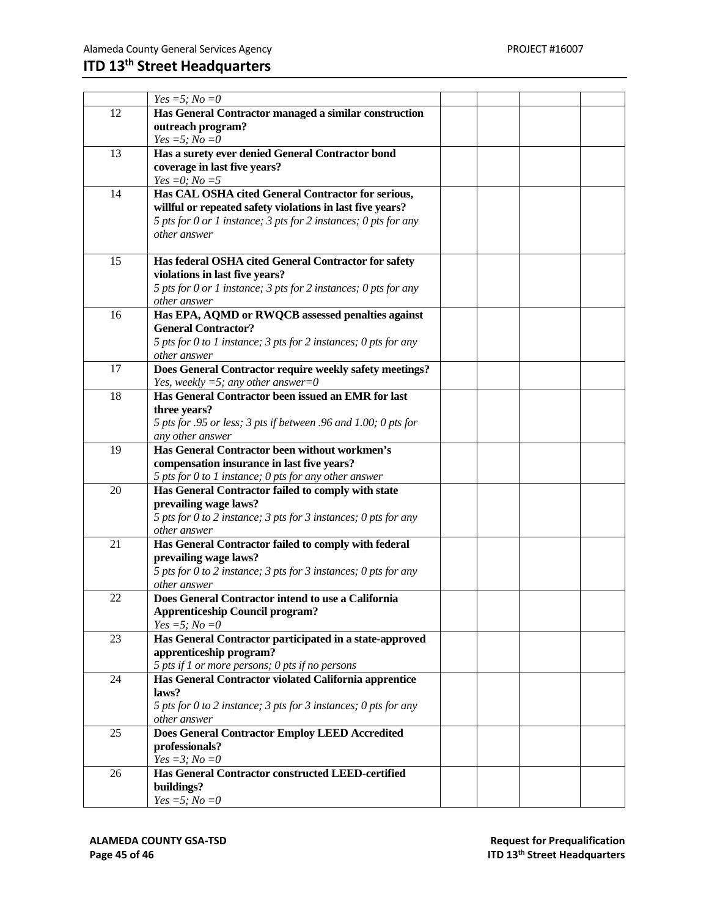| | | | | | |
|---|---|---|---|---|---|
| | *Yes =5; No =0* | | | | |
| 12 | **Has General Contractor managed a similar construction outreach program?**<br>*Yes =5; No =0* | | | | |
| 13 | **Has a surety ever denied General Contractor bond coverage in last five years?**<br>*Yes =0; No =5* | | | | |
| 14 | **Has CAL OSHA cited General Contractor for serious, willful or repeated safety violations in last five years?**<br>*5 pts for 0 or 1 instance; 3 pts for 2 instances; 0 pts for any other answer* | | | | |
| 15 | **Has federal OSHA cited General Contractor for safety violations in last five years?**<br>*5 pts for 0 or 1 instance; 3 pts for 2 instances; 0 pts for any other answer* | | | | |
| 16 | **Has EPA, AQMD or RWQCB assessed penalties against General Contractor?**<br>*5 pts for 0 to 1 instance; 3 pts for 2 instances; 0 pts for any other answer* | | | | |
| 17 | **Does General Contractor require weekly safety meetings?**<br>*Yes, weekly =5; any other answer=0* | | | | |
| 18 | **Has General Contractor been issued an EMR for last three years?**<br>*5 pts for .95 or less; 3 pts if between .96 and 1.00; 0 pts for any other answer* | | | | |
| 19 | **Has General Contractor been without workmen's compensation insurance in last five years?**<br>*5 pts for 0 to 1 instance; 0 pts for any other answer* | | | | |
| 20 | **Has General Contractor failed to comply with state prevailing wage laws?**<br>*5 pts for 0 to 2 instance; 3 pts for 3 instances; 0 pts for any other answer* | | | | |
| 21 | **Has General Contractor failed to comply with federal prevailing wage laws?**<br>*5 pts for 0 to 2 instance; 3 pts for 3 instances; 0 pts for any other answer* | | | | |
| 22 | **Does General Contractor intend to use a California Apprenticeship Council program?**<br>*Yes =5; No =0* | | | | |
| 23 | **Has General Contractor participated in a state-approved apprenticeship program?**<br>*5 pts if 1 or more persons; 0 pts if no persons* | | | | |
| 24 | **Has General Contractor violated California apprentice laws?**<br>*5 pts for 0 to 2 instance; 3 pts for 3 instances; 0 pts for any other answer* | | | | |
| 25 | **Does General Contractor Employ LEED Accredited professionals?**<br>*Yes =3; No =0* | | | | |
| 26 | **Has General Contractor constructed LEED-certified buildings?**<br>*Yes =5; No =0* | | | | |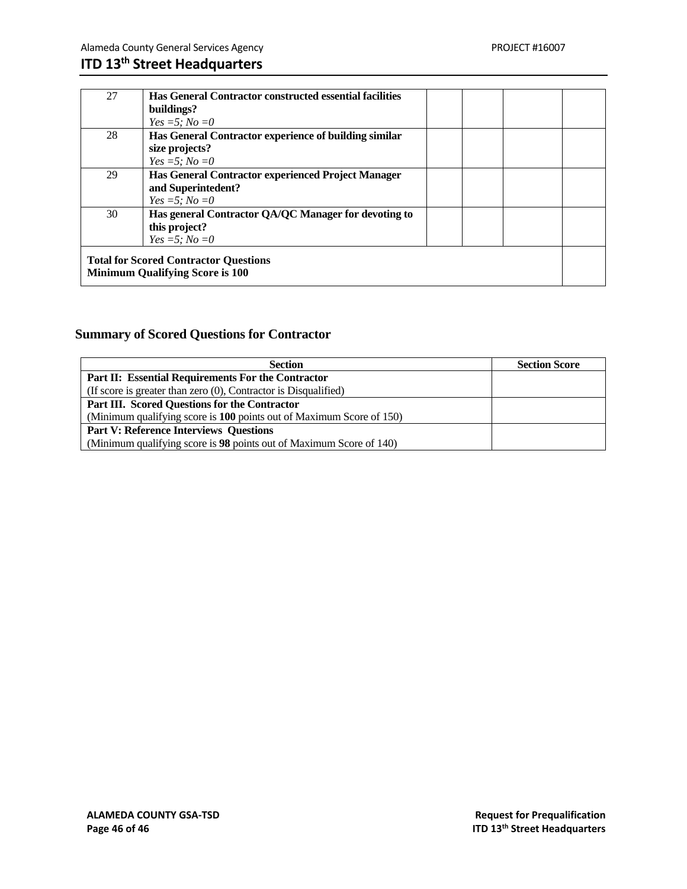| | | | | | |
|---|---|---|---|---|---|
| 27 | **Has General Contractor constructed essential facilities buildings?** *Yes =5; No =0* | | | | |
| 28 | **Has General Contractor experience of building similar size projects?** *Yes =5; No =0* | | | | |
| 29 | **Has General Contractor experienced Project Manager and Superintedent?** *Yes =5; No =0* | | | | |
| 30 | **Has general Contractor QA/QC Manager for devoting to this project?** *Yes =5; No =0* | | | | |
| **Total for Scored Contractor Questions Minimum Qualifying Score is 100** | | | | | |

## Summary of Scored Questions for Contractor

| Section | Section Score |
|---|---|
| **Part II: Essential Requirements For the Contractor** (If score is greater than zero (0), Contractor is Disqualified) | |
| **Part III. Scored Questions for the Contractor** (Minimum qualifying score is **100** points out of Maximum Score of 150) | |
| **Part V: Reference Interviews Questions** (Minimum qualifying score is **98** points out of Maximum Score of 140) | |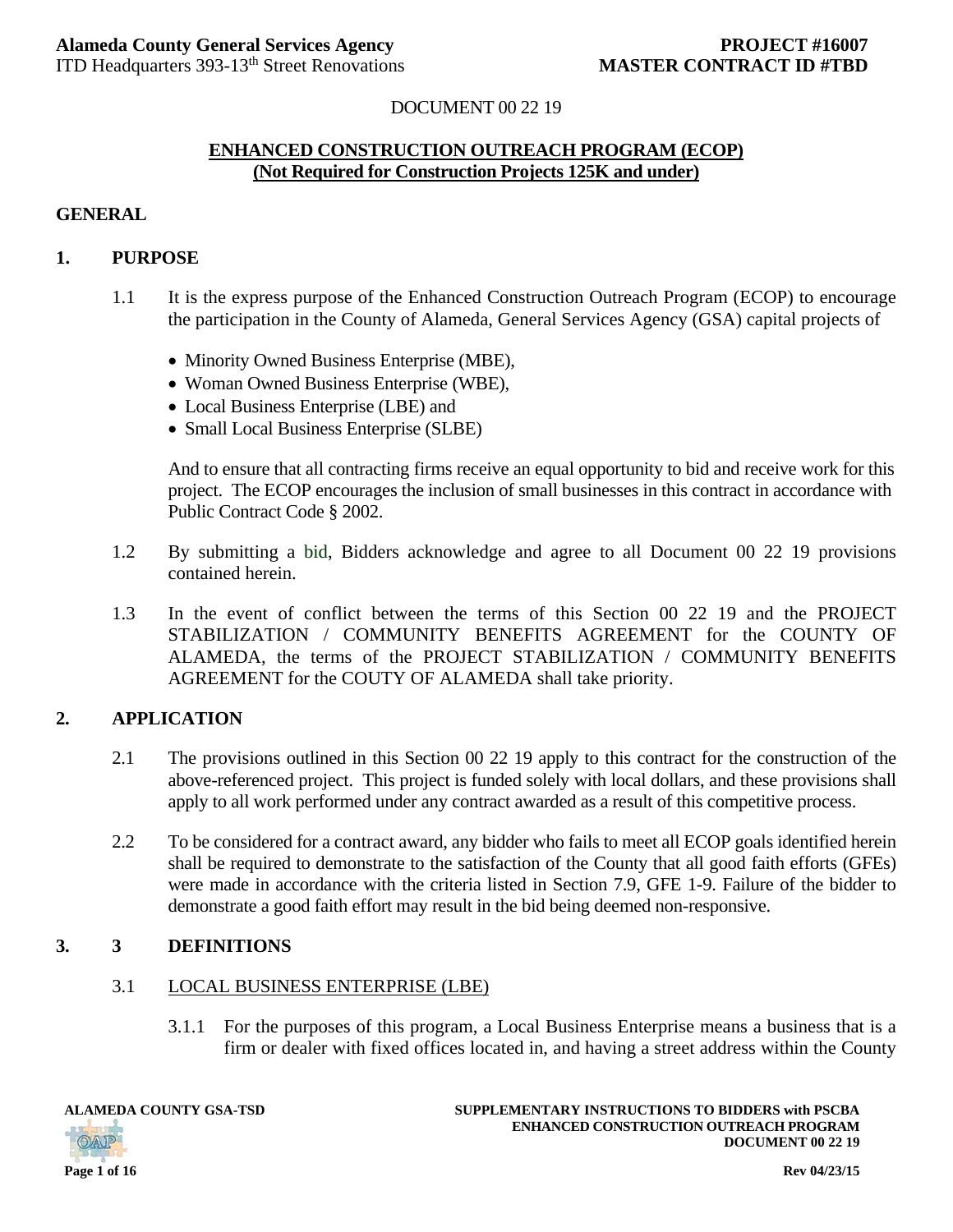DOCUMENT 00 22 19

## ENHANCED CONSTRUCTION OUTREACH PROGRAM (ECOP)
## (Not Required for Construction Projects 125K and under)

### GENERAL

### 1. PURPOSE

1.1 It is the express purpose of the Enhanced Construction Outreach Program (ECOP) to encourage the participation in the County of Alameda, General Services Agency (GSA) capital projects of

- Minority Owned Business Enterprise (MBE),
- Woman Owned Business Enterprise (WBE),
- Local Business Enterprise (LBE) and
- Small Local Business Enterprise (SLBE)

And to ensure that all contracting firms receive an equal opportunity to bid and receive work for this project. The ECOP encourages the inclusion of small businesses in this contract in accordance with Public Contract Code § 2002.

1.2 By submitting a bid, Bidders acknowledge and agree to all Document 00 22 19 provisions contained herein.

1.3 In the event of conflict between the terms of this Section 00 22 19 and the PROJECT STABILIZATION / COMMUNITY BENEFITS AGREEMENT for the COUNTY OF ALAMEDA, the terms of the PROJECT STABILIZATION / COMMUNITY BENEFITS AGREEMENT for the COUTY OF ALAMEDA shall take priority.

### 2. APPLICATION

2.1 The provisions outlined in this Section 00 22 19 apply to this contract for the construction of the above-referenced project. This project is funded solely with local dollars, and these provisions shall apply to all work performed under any contract awarded as a result of this competitive process.

2.2 To be considered for a contract award, any bidder who fails to meet all ECOP goals identified herein shall be required to demonstrate to the satisfaction of the County that all good faith efforts (GFEs) were made in accordance with the criteria listed in Section 7.9, GFE 1-9. Failure of the bidder to demonstrate a good faith effort may result in the bid being deemed non-responsive.

### 3. 3 DEFINITIONS

3.1 LOCAL BUSINESS ENTERPRISE (LBE)

3.1.1 For the purposes of this program, a Local Business Enterprise means a business that is a firm or dealer with fixed offices located in, and having a street address within the County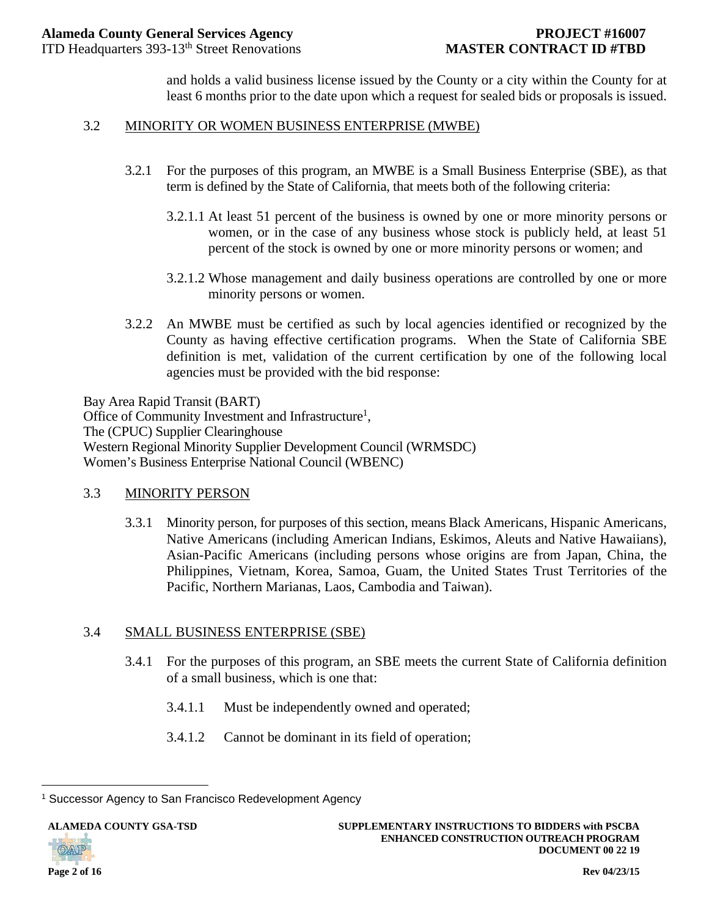and holds a valid business license issued by the County or a city within the County for at least 6 months prior to the date upon which a request for sealed bids or proposals is issued.

### 3.2 MINORITY OR WOMEN BUSINESS ENTERPRISE (MWBE)

3.2.1 For the purposes of this program, an MWBE is a Small Business Enterprise (SBE), as that term is defined by the State of California, that meets both of the following criteria:

3.2.1.1 At least 51 percent of the business is owned by one or more minority persons or women, or in the case of any business whose stock is publicly held, at least 51 percent of the stock is owned by one or more minority persons or women; and

3.2.1.2 Whose management and daily business operations are controlled by one or more minority persons or women.

3.2.2 An MWBE must be certified as such by local agencies identified or recognized by the County as having effective certification programs. When the State of California SBE definition is met, validation of the current certification by one of the following local agencies must be provided with the bid response:

Bay Area Rapid Transit (BART)
Office of Community Investment and Infrastructure[1],
The (CPUC) Supplier Clearinghouse
Western Regional Minority Supplier Development Council (WRMSDC)
Women's Business Enterprise National Council (WBENC)

### 3.3 MINORITY PERSON

3.3.1 Minority person, for purposes of this section, means Black Americans, Hispanic Americans, Native Americans (including American Indians, Eskimos, Aleuts and Native Hawaiians), Asian-Pacific Americans (including persons whose origins are from Japan, China, the Philippines, Vietnam, Korea, Samoa, Guam, the United States Trust Territories of the Pacific, Northern Marianas, Laos, Cambodia and Taiwan).

### 3.4 SMALL BUSINESS ENTERPRISE (SBE)

3.4.1 For the purposes of this program, an SBE meets the current State of California definition of a small business, which is one that:

3.4.1.1 Must be independently owned and operated;

3.4.1.2 Cannot be dominant in its field of operation;

[1] Successor Agency to San Francisco Redevelopment Agency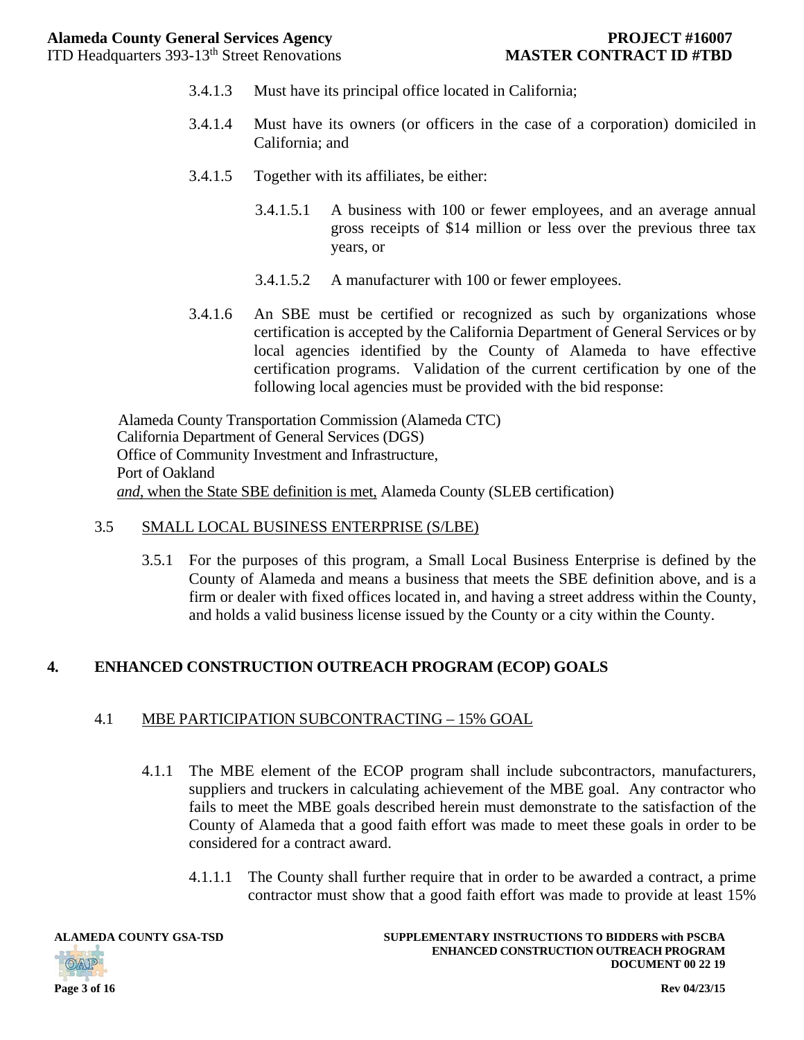3.4.1.3 Must have its principal office located in California;

3.4.1.4 Must have its owners (or officers in the case of a corporation) domiciled in California; and

3.4.1.5 Together with its affiliates, be either:

3.4.1.5.1 A business with 100 or fewer employees, and an average annual gross receipts of $14 million or less over the previous three tax years, or

3.4.1.5.2 A manufacturer with 100 or fewer employees.

3.4.1.6 An SBE must be certified or recognized as such by organizations whose certification is accepted by the California Department of General Services or by local agencies identified by the County of Alameda to have effective certification programs. Validation of the current certification by one of the following local agencies must be provided with the bid response:

Alameda County Transportation Commission (Alameda CTC)
California Department of General Services (DGS)
Office of Community Investment and Infrastructure,
Port of Oakland
*and,* when the State SBE definition is met, Alameda County (SLEB certification)

3.5 SMALL LOCAL BUSINESS ENTERPRISE (S/LBE)

3.5.1 For the purposes of this program, a Small Local Business Enterprise is defined by the County of Alameda and means a business that meets the SBE definition above, and is a firm or dealer with fixed offices located in, and having a street address within the County, and holds a valid business license issued by the County or a city within the County.

## 4. ENHANCED CONSTRUCTION OUTREACH PROGRAM (ECOP) GOALS

4.1 MBE PARTICIPATION SUBCONTRACTING – 15% GOAL

4.1.1 The MBE element of the ECOP program shall include subcontractors, manufacturers, suppliers and truckers in calculating achievement of the MBE goal. Any contractor who fails to meet the MBE goals described herein must demonstrate to the satisfaction of the County of Alameda that a good faith effort was made to meet these goals in order to be considered for a contract award.

4.1.1.1 The County shall further require that in order to be awarded a contract, a prime contractor must show that a good faith effort was made to provide at least 15%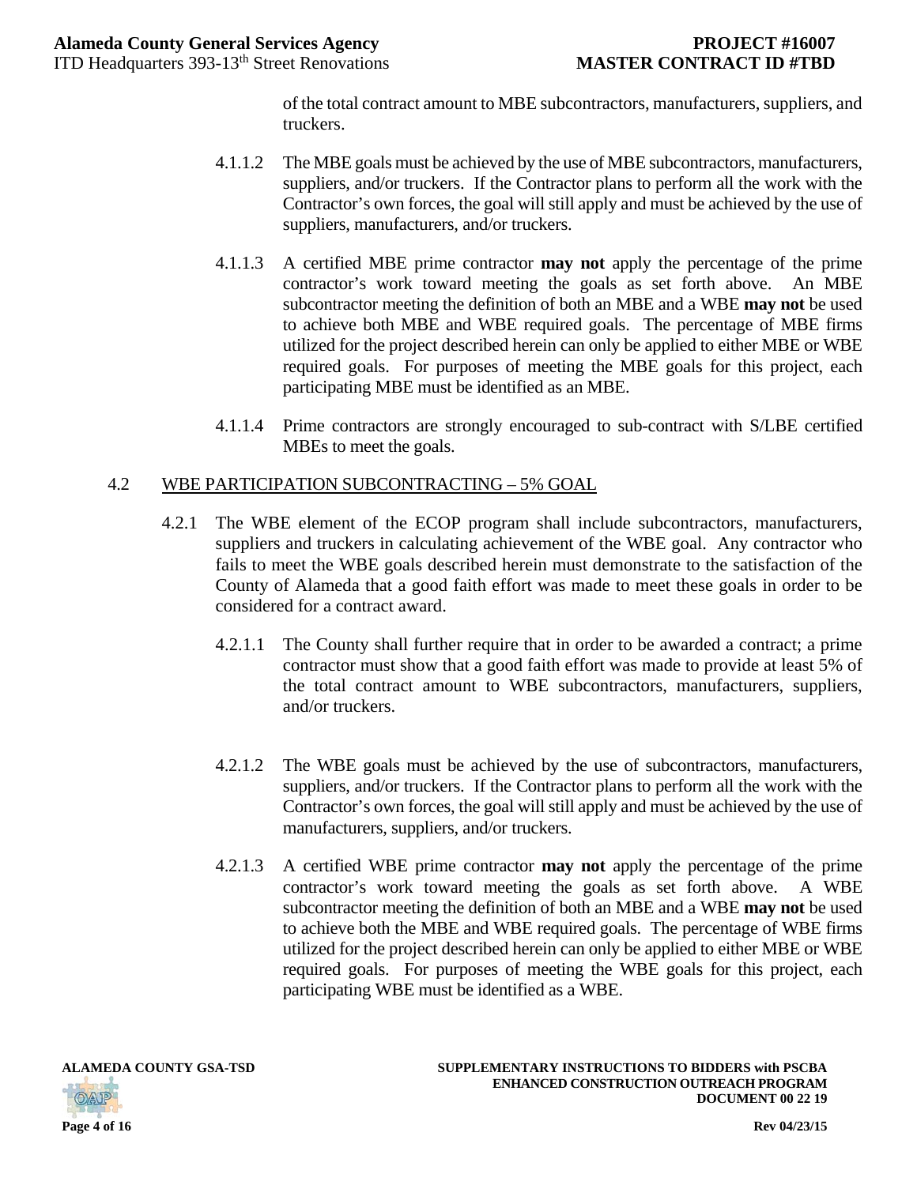of the total contract amount to MBE subcontractors, manufacturers, suppliers, and truckers.

4.1.1.2 The MBE goals must be achieved by the use of MBE subcontractors, manufacturers, suppliers, and/or truckers. If the Contractor plans to perform all the work with the Contractor's own forces, the goal will still apply and must be achieved by the use of suppliers, manufacturers, and/or truckers.

4.1.1.3 A certified MBE prime contractor **may not** apply the percentage of the prime contractor's work toward meeting the goals as set forth above. An MBE subcontractor meeting the definition of both an MBE and a WBE **may not** be used to achieve both MBE and WBE required goals. The percentage of MBE firms utilized for the project described herein can only be applied to either MBE or WBE required goals. For purposes of meeting the MBE goals for this project, each participating MBE must be identified as an MBE.

4.1.1.4 Prime contractors are strongly encouraged to sub-contract with S/LBE certified MBEs to meet the goals.

## 4.2 WBE PARTICIPATION SUBCONTRACTING – 5% GOAL

4.2.1 The WBE element of the ECOP program shall include subcontractors, manufacturers, suppliers and truckers in calculating achievement of the WBE goal. Any contractor who fails to meet the WBE goals described herein must demonstrate to the satisfaction of the County of Alameda that a good faith effort was made to meet these goals in order to be considered for a contract award.

4.2.1.1 The County shall further require that in order to be awarded a contract; a prime contractor must show that a good faith effort was made to provide at least 5% of the total contract amount to WBE subcontractors, manufacturers, suppliers, and/or truckers.

4.2.1.2 The WBE goals must be achieved by the use of subcontractors, manufacturers, suppliers, and/or truckers. If the Contractor plans to perform all the work with the Contractor's own forces, the goal will still apply and must be achieved by the use of manufacturers, suppliers, and/or truckers.

4.2.1.3 A certified WBE prime contractor **may not** apply the percentage of the prime contractor's work toward meeting the goals as set forth above. A WBE subcontractor meeting the definition of both an MBE and a WBE **may not** be used to achieve both the MBE and WBE required goals. The percentage of WBE firms utilized for the project described herein can only be applied to either MBE or WBE required goals. For purposes of meeting the WBE goals for this project, each participating WBE must be identified as a WBE.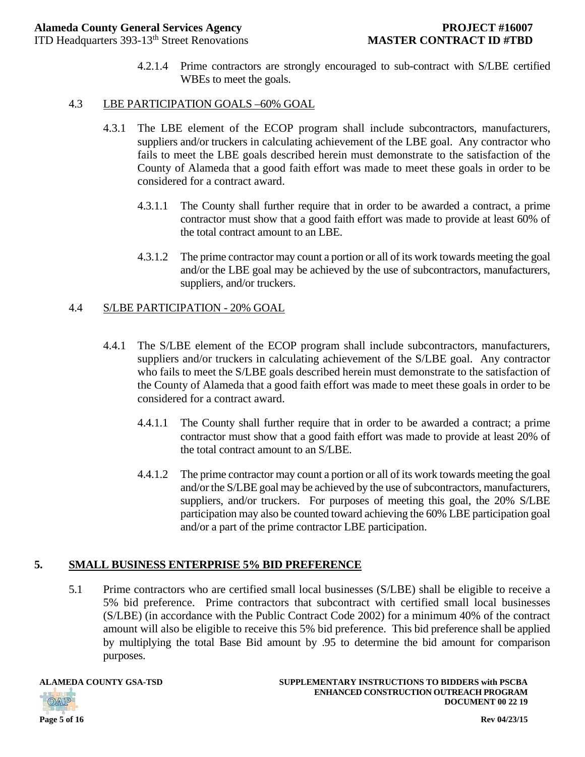4.2.1.4 Prime contractors are strongly encouraged to sub-contract with S/LBE certified WBEs to meet the goals.

### 4.3 LBE PARTICIPATION GOALS –60% GOAL

4.3.1 The LBE element of the ECOP program shall include subcontractors, manufacturers, suppliers and/or truckers in calculating achievement of the LBE goal. Any contractor who fails to meet the LBE goals described herein must demonstrate to the satisfaction of the County of Alameda that a good faith effort was made to meet these goals in order to be considered for a contract award.

4.3.1.1 The County shall further require that in order to be awarded a contract, a prime contractor must show that a good faith effort was made to provide at least 60% of the total contract amount to an LBE.

4.3.1.2 The prime contractor may count a portion or all of its work towards meeting the goal and/or the LBE goal may be achieved by the use of subcontractors, manufacturers, suppliers, and/or truckers.

### 4.4 S/LBE PARTICIPATION - 20% GOAL

4.4.1 The S/LBE element of the ECOP program shall include subcontractors, manufacturers, suppliers and/or truckers in calculating achievement of the S/LBE goal. Any contractor who fails to meet the S/LBE goals described herein must demonstrate to the satisfaction of the County of Alameda that a good faith effort was made to meet these goals in order to be considered for a contract award.

4.4.1.1 The County shall further require that in order to be awarded a contract; a prime contractor must show that a good faith effort was made to provide at least 20% of the total contract amount to an S/LBE.

4.4.1.2 The prime contractor may count a portion or all of its work towards meeting the goal and/or the S/LBE goal may be achieved by the use of subcontractors, manufacturers, suppliers, and/or truckers. For purposes of meeting this goal, the 20% S/LBE participation may also be counted toward achieving the 60% LBE participation goal and/or a part of the prime contractor LBE participation.

## 5. SMALL BUSINESS ENTERPRISE 5% BID PREFERENCE

5.1 Prime contractors who are certified small local businesses (S/LBE) shall be eligible to receive a 5% bid preference. Prime contractors that subcontract with certified small local businesses (S/LBE) (in accordance with the Public Contract Code 2002) for a minimum 40% of the contract amount will also be eligible to receive this 5% bid preference. This bid preference shall be applied by multiplying the total Base Bid amount by .95 to determine the bid amount for comparison purposes.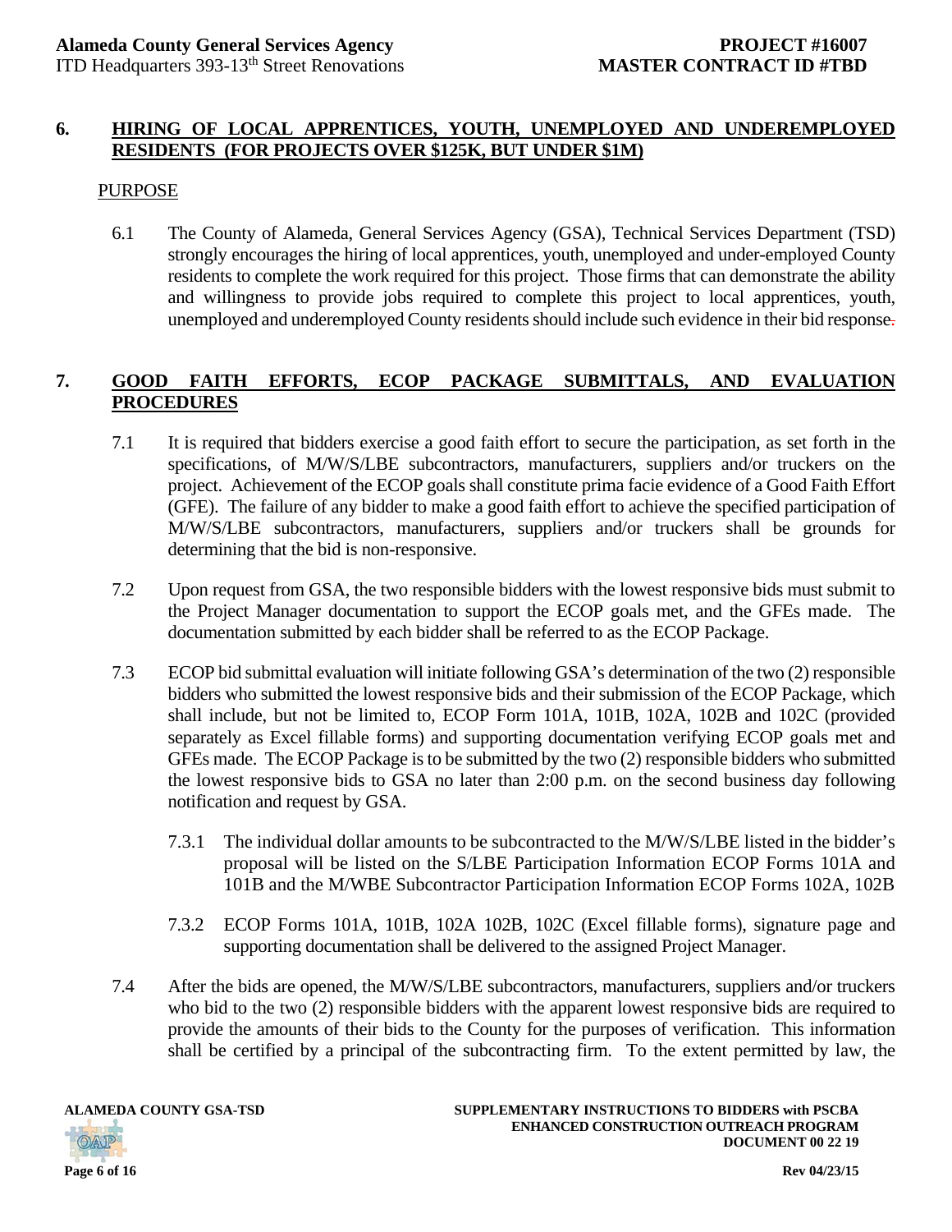## 6. HIRING OF LOCAL APPRENTICES, YOUTH, UNEMPLOYED AND UNDEREMPLOYED RESIDENTS (FOR PROJECTS OVER $125K, BUT UNDER $1M)

PURPOSE

6.1 The County of Alameda, General Services Agency (GSA), Technical Services Department (TSD) strongly encourages the hiring of local apprentices, youth, unemployed and under-employed County residents to complete the work required for this project. Those firms that can demonstrate the ability and willingness to provide jobs required to complete this project to local apprentices, youth, unemployed and underemployed County residents should include such evidence in their bid response.

## 7. GOOD FAITH EFFORTS, ECOP PACKAGE SUBMITTALS, AND EVALUATION PROCEDURES

7.1 It is required that bidders exercise a good faith effort to secure the participation, as set forth in the specifications, of M/W/S/LBE subcontractors, manufacturers, suppliers and/or truckers on the project. Achievement of the ECOP goals shall constitute prima facie evidence of a Good Faith Effort (GFE). The failure of any bidder to make a good faith effort to achieve the specified participation of M/W/S/LBE subcontractors, manufacturers, suppliers and/or truckers shall be grounds for determining that the bid is non-responsive.

7.2 Upon request from GSA, the two responsible bidders with the lowest responsive bids must submit to the Project Manager documentation to support the ECOP goals met, and the GFEs made. The documentation submitted by each bidder shall be referred to as the ECOP Package.

7.3 ECOP bid submittal evaluation will initiate following GSA's determination of the two (2) responsible bidders who submitted the lowest responsive bids and their submission of the ECOP Package, which shall include, but not be limited to, ECOP Form 101A, 101B, 102A, 102B and 102C (provided separately as Excel fillable forms) and supporting documentation verifying ECOP goals met and GFEs made. The ECOP Package is to be submitted by the two (2) responsible bidders who submitted the lowest responsive bids to GSA no later than 2:00 p.m. on the second business day following notification and request by GSA.

7.3.1 The individual dollar amounts to be subcontracted to the M/W/S/LBE listed in the bidder's proposal will be listed on the S/LBE Participation Information ECOP Forms 101A and 101B and the M/WBE Subcontractor Participation Information ECOP Forms 102A, 102B

7.3.2 ECOP Forms 101A, 101B, 102A 102B, 102C (Excel fillable forms), signature page and supporting documentation shall be delivered to the assigned Project Manager.

7.4 After the bids are opened, the M/W/S/LBE subcontractors, manufacturers, suppliers and/or truckers who bid to the two (2) responsible bidders with the apparent lowest responsive bids are required to provide the amounts of their bids to the County for the purposes of verification. This information shall be certified by a principal of the subcontracting firm. To the extent permitted by law, the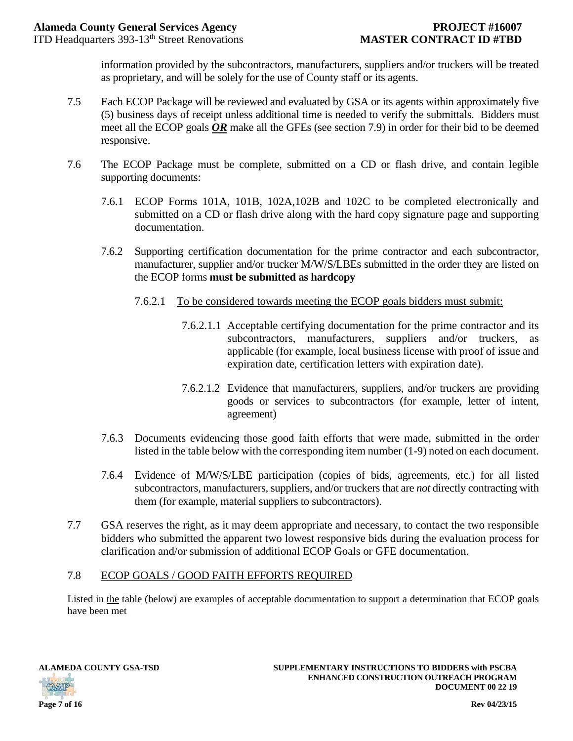information provided by the subcontractors, manufacturers, suppliers and/or truckers will be treated as proprietary, and will be solely for the use of County staff or its agents.

7.5 Each ECOP Package will be reviewed and evaluated by GSA or its agents within approximately five (5) business days of receipt unless additional time is needed to verify the submittals. Bidders must meet all the ECOP goals ***OR*** make all the GFEs (see section 7.9) in order for their bid to be deemed responsive.

7.6 The ECOP Package must be complete, submitted on a CD or flash drive, and contain legible supporting documents:

7.6.1 ECOP Forms 101A, 101B, 102A,102B and 102C to be completed electronically and submitted on a CD or flash drive along with the hard copy signature page and supporting documentation.

7.6.2 Supporting certification documentation for the prime contractor and each subcontractor, manufacturer, supplier and/or trucker M/W/S/LBEs submitted in the order they are listed on the ECOP forms **must be submitted as hardcopy**

7.6.2.1 To be considered towards meeting the ECOP goals bidders must submit:

7.6.2.1.1 Acceptable certifying documentation for the prime contractor and its subcontractors, manufacturers, suppliers and/or truckers, as applicable (for example, local business license with proof of issue and expiration date, certification letters with expiration date).

7.6.2.1.2 Evidence that manufacturers, suppliers, and/or truckers are providing goods or services to subcontractors (for example, letter of intent, agreement)

7.6.3 Documents evidencing those good faith efforts that were made, submitted in the order listed in the table below with the corresponding item number (1-9) noted on each document.

7.6.4 Evidence of M/W/S/LBE participation (copies of bids, agreements, etc.) for all listed subcontractors, manufacturers, suppliers, and/or truckers that are *not* directly contracting with them (for example, material suppliers to subcontractors).

7.7 GSA reserves the right, as it may deem appropriate and necessary, to contact the two responsible bidders who submitted the apparent two lowest responsive bids during the evaluation process for clarification and/or submission of additional ECOP Goals or GFE documentation.

7.8 ECOP GOALS / GOOD FAITH EFFORTS REQUIRED

Listed in the table (below) are examples of acceptable documentation to support a determination that ECOP goals have been met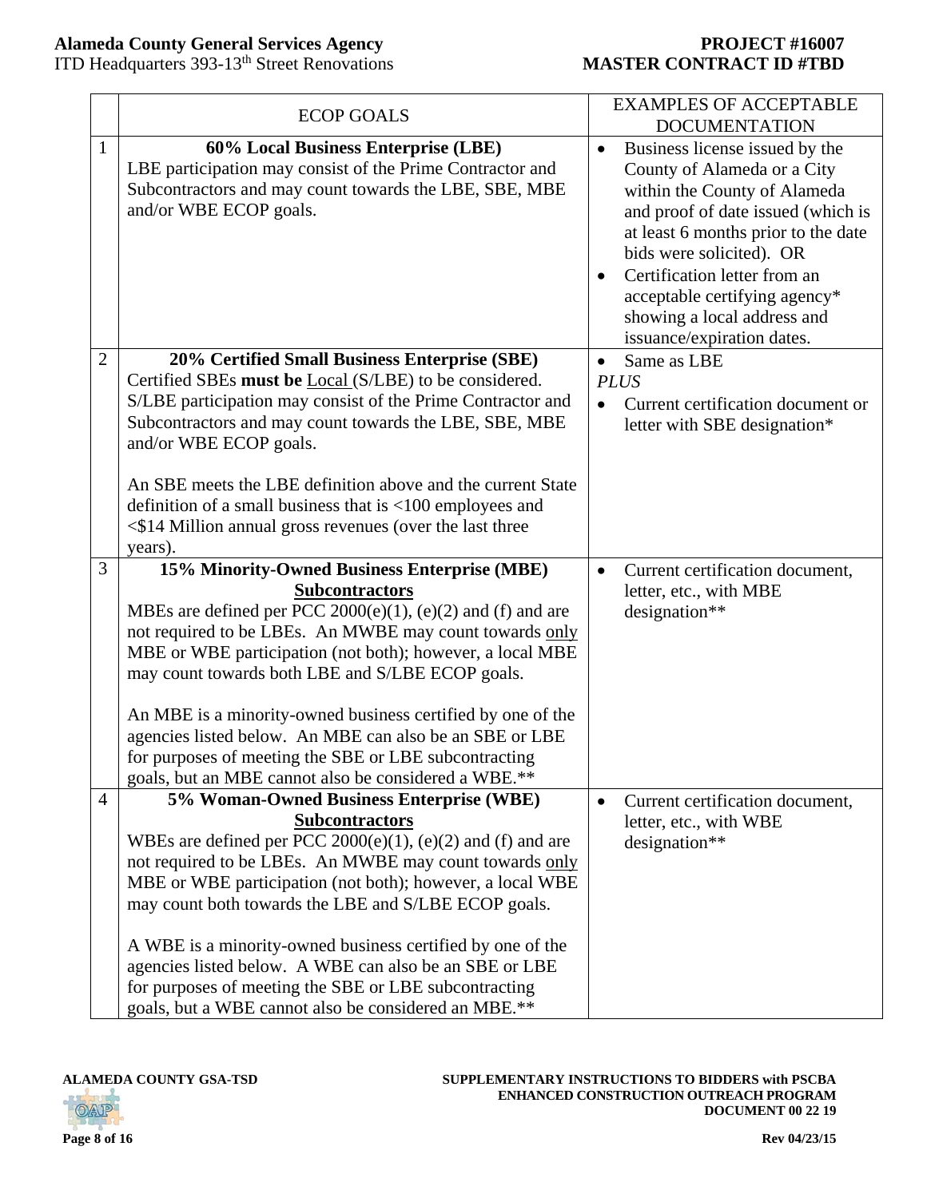| | ECOP GOALS | EXAMPLES OF ACCEPTABLE DOCUMENTATION |
|---|---|---|
| 1 | **60% Local Business Enterprise (LBE)**<br>LBE participation may consist of the Prime Contractor and Subcontractors and may count towards the LBE, SBE, MBE and/or WBE ECOP goals. | • Business license issued by the County of Alameda or a City within the County of Alameda and proof of date issued (which is at least 6 months prior to the date bids were solicited). OR<br>• Certification letter from an acceptable certifying agency* showing a local address and issuance/expiration dates. |
| 2 | **20% Certified Small Business Enterprise (SBE)**<br>Certified SBEs **must be** Local (S/LBE) to be considered. S/LBE participation may consist of the Prime Contractor and Subcontractors and may count towards the LBE, SBE, MBE and/or WBE ECOP goals.<br><br>An SBE meets the LBE definition above and the current State definition of a small business that is <100 employees and <$14 Million annual gross revenues (over the last three years). | • Same as LBE<br>*PLUS*<br>• Current certification document or letter with SBE designation* |
| 3 | **15% Minority-Owned Business Enterprise (MBE) Subcontractors**<br>MBEs are defined per PCC 2000(e)(1), (e)(2) and (f) and are not required to be LBEs. An MWBE may count towards only MBE or WBE participation (not both); however, a local MBE may count towards both LBE and S/LBE ECOP goals.<br><br>An MBE is a minority-owned business certified by one of the agencies listed below. An MBE can also be an SBE or LBE for purposes of meeting the SBE or LBE subcontracting goals, but an MBE cannot also be considered a WBE.** | • Current certification document, letter, etc., with MBE designation** |
| 4 | **5% Woman-Owned Business Enterprise (WBE) Subcontractors**<br>WBEs are defined per PCC 2000(e)(1), (e)(2) and (f) and are not required to be LBEs. An MWBE may count towards only MBE or WBE participation (not both); however, a local WBE may count both towards the LBE and S/LBE ECOP goals.<br><br>A WBE is a minority-owned business certified by one of the agencies listed below. A WBE can also be an SBE or LBE for purposes of meeting the SBE or LBE subcontracting goals, but a WBE cannot also be considered an MBE.** | • Current certification document, letter, etc., with WBE designation** |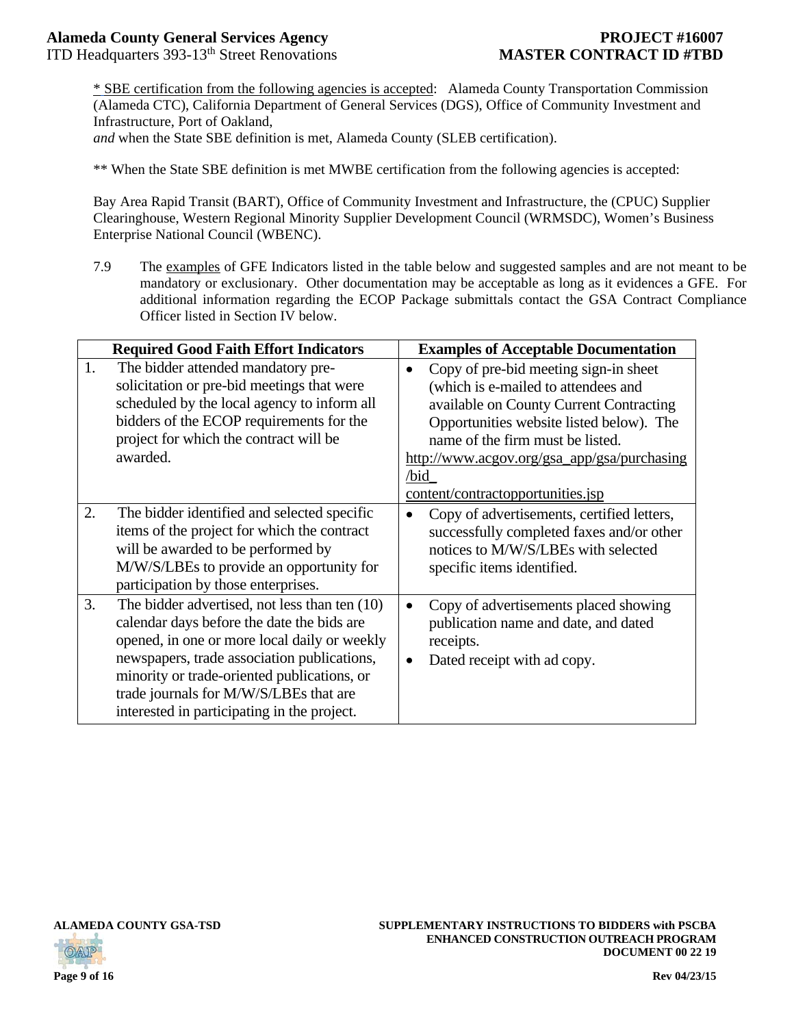<u>* SBE certification from the following agencies is accepted</u>: Alameda County Transportation Commission (Alameda CTC), California Department of General Services (DGS), Office of Community Investment and Infrastructure, Port of Oakland,
*and* when the State SBE definition is met, Alameda County (SLEB certification).

** When the State SBE definition is met MWBE certification from the following agencies is accepted:

Bay Area Rapid Transit (BART), Office of Community Investment and Infrastructure, the (CPUC) Supplier Clearinghouse, Western Regional Minority Supplier Development Council (WRMSDC), Women's Business Enterprise National Council (WBENC).

7.9 The <u>examples</u> of GFE Indicators listed in the table below and suggested samples and are not meant to be mandatory or exclusionary. Other documentation may be acceptable as long as it evidences a GFE. For additional information regarding the ECOP Package submittals contact the GSA Contract Compliance Officer listed in Section IV below.

| Required Good Faith Effort Indicators | Examples of Acceptable Documentation |
|---|---|
| 1. The bidder attended mandatory pre-solicitation or pre-bid meetings that were scheduled by the local agency to inform all bidders of the ECOP requirements for the project for which the contract will be awarded. | • Copy of pre-bid meeting sign-in sheet (which is e-mailed to attendees and available on County Current Contracting Opportunities website listed below). The name of the firm must be listed. http://www.acgov.org/gsa_app/gsa/purchasing/bid_content/contractopportunities.jsp |
| 2. The bidder identified and selected specific items of the project for which the contract will be awarded to be performed by M/W/S/LBEs to provide an opportunity for participation by those enterprises. | • Copy of advertisements, certified letters, successfully completed faxes and/or other notices to M/W/S/LBEs with selected specific items identified. |
| 3. The bidder advertised, not less than ten (10) calendar days before the date the bids are opened, in one or more local daily or weekly newspapers, trade association publications, minority or trade-oriented publications, or trade journals for M/W/S/LBEs that are interested in participating in the project. | • Copy of advertisements placed showing publication name and date, and dated receipts. • Dated receipt with ad copy. |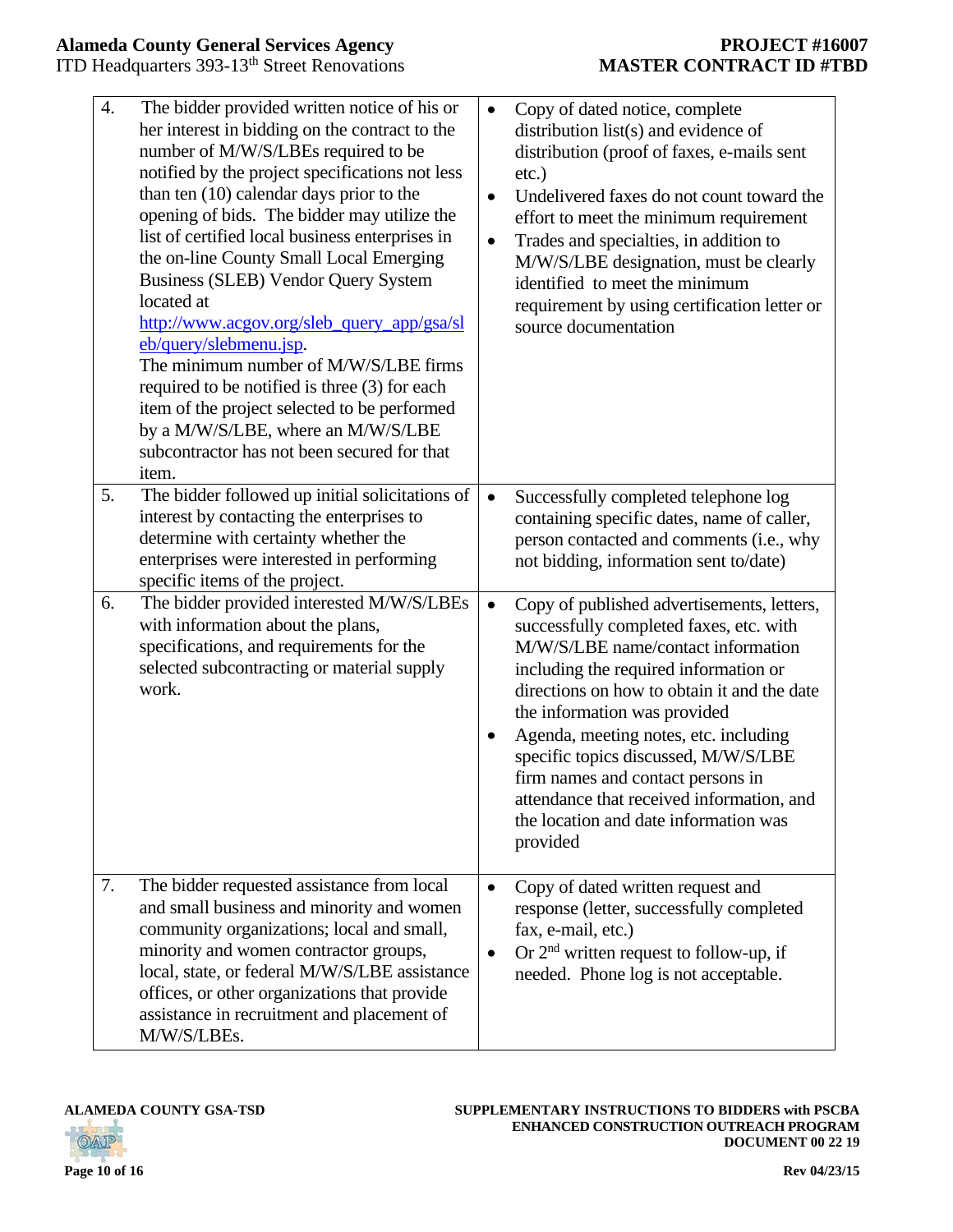| | | |
|---|---|---|
| 4. | The bidder provided written notice of his or her interest in bidding on the contract to the number of M/W/S/LBEs required to be notified by the project specifications not less than ten (10) calendar days prior to the opening of bids. The bidder may utilize the list of certified local business enterprises in the on-line County Small Local Emerging Business (SLEB) Vendor Query System located at http://www.acgov.org/sleb_query_app/gsa/sleb/query/slebmenu.jsp. The minimum number of M/W/S/LBE firms required to be notified is three (3) for each item of the project selected to be performed by a M/W/S/LBE, where an M/W/S/LBE subcontractor has not been secured for that item. | • Copy of dated notice, complete distribution list(s) and evidence of distribution (proof of faxes, e-mails sent etc.)<br>• Undelivered faxes do not count toward the effort to meet the minimum requirement<br>• Trades and specialties, in addition to M/W/S/LBE designation, must be clearly identified to meet the minimum requirement by using certification letter or source documentation |
| 5. | The bidder followed up initial solicitations of interest by contacting the enterprises to determine with certainty whether the enterprises were interested in performing specific items of the project. | • Successfully completed telephone log containing specific dates, name of caller, person contacted and comments (i.e., why not bidding, information sent to/date) |
| 6. | The bidder provided interested M/W/S/LBEs with information about the plans, specifications, and requirements for the selected subcontracting or material supply work. | • Copy of published advertisements, letters, successfully completed faxes, etc. with M/W/S/LBE name/contact information including the required information or directions on how to obtain it and the date the information was provided<br>• Agenda, meeting notes, etc. including specific topics discussed, M/W/S/LBE firm names and contact persons in attendance that received information, and the location and date information was provided |
| 7. | The bidder requested assistance from local and small business and minority and women community organizations; local and small, minority and women contractor groups, local, state, or federal M/W/S/LBE assistance offices, or other organizations that provide assistance in recruitment and placement of M/W/S/LBEs. | • Copy of dated written request and response (letter, successfully completed fax, e-mail, etc.)<br>• Or 2nd written request to follow-up, if needed. Phone log is not acceptable. |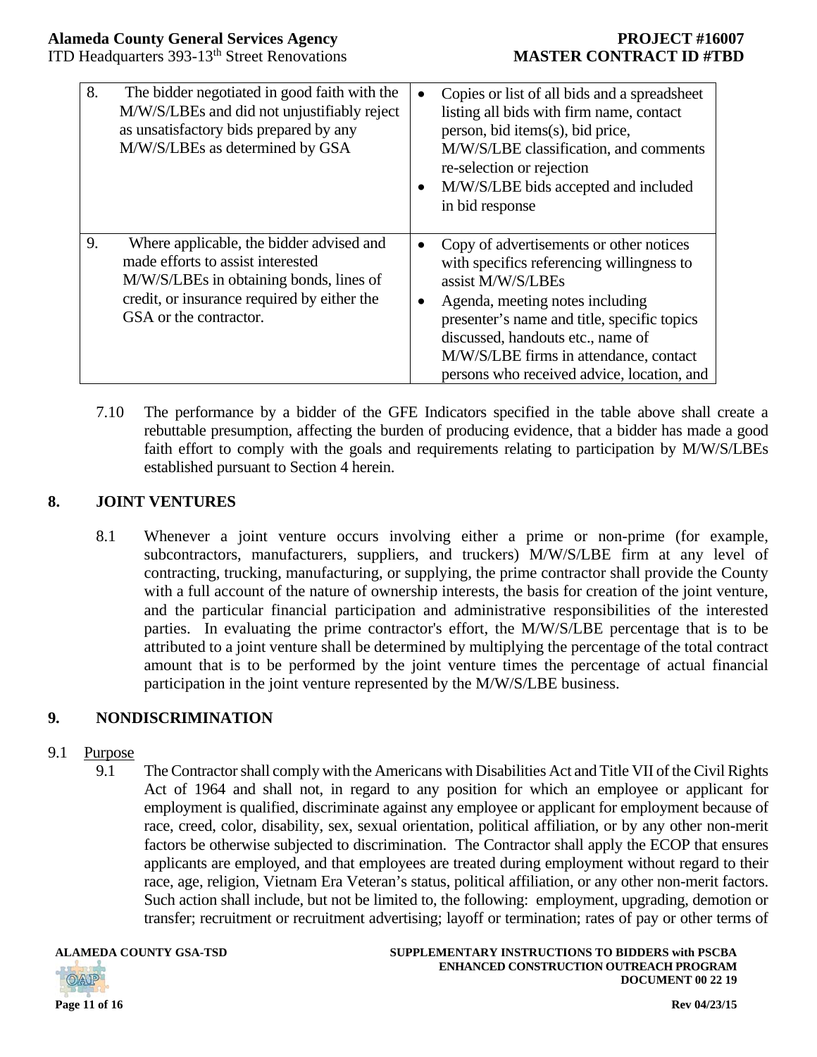| | |
|---|---|
| 8. The bidder negotiated in good faith with the M/W/S/LBEs and did not unjustifiably reject as unsatisfactory bids prepared by any M/W/S/LBEs as determined by GSA | • Copies or list of all bids and a spreadsheet listing all bids with firm name, contact person, bid items(s), bid price, M/W/S/LBE classification, and comments re-selection or rejection<br>• M/W/S/LBE bids accepted and included in bid response |
| 9. Where applicable, the bidder advised and made efforts to assist interested M/W/S/LBEs in obtaining bonds, lines of credit, or insurance required by either the GSA or the contractor. | • Copy of advertisements or other notices with specifics referencing willingness to assist M/W/S/LBEs<br>• Agenda, meeting notes including presenter's name and title, specific topics discussed, handouts etc., name of M/W/S/LBE firms in attendance, contact persons who received advice, location, and |

7.10 The performance by a bidder of the GFE Indicators specified in the table above shall create a rebuttable presumption, affecting the burden of producing evidence, that a bidder has made a good faith effort to comply with the goals and requirements relating to participation by M/W/S/LBEs established pursuant to Section 4 herein.

## 8. JOINT VENTURES

8.1 Whenever a joint venture occurs involving either a prime or non-prime (for example, subcontractors, manufacturers, suppliers, and truckers) M/W/S/LBE firm at any level of contracting, trucking, manufacturing, or supplying, the prime contractor shall provide the County with a full account of the nature of ownership interests, the basis for creation of the joint venture, and the particular financial participation and administrative responsibilities of the interested parties. In evaluating the prime contractor's effort, the M/W/S/LBE percentage that is to be attributed to a joint venture shall be determined by multiplying the percentage of the total contract amount that is to be performed by the joint venture times the percentage of actual financial participation in the joint venture represented by the M/W/S/LBE business.

## 9. NONDISCRIMINATION

9.1 Purpose

9.1 The Contractor shall comply with the Americans with Disabilities Act and Title VII of the Civil Rights Act of 1964 and shall not, in regard to any position for which an employee or applicant for employment is qualified, discriminate against any employee or applicant for employment because of race, creed, color, disability, sex, sexual orientation, political affiliation, or by any other non-merit factors be otherwise subjected to discrimination. The Contractor shall apply the ECOP that ensures applicants are employed, and that employees are treated during employment without regard to their race, age, religion, Vietnam Era Veteran's status, political affiliation, or any other non-merit factors. Such action shall include, but not be limited to, the following: employment, upgrading, demotion or transfer; recruitment or recruitment advertising; layoff or termination; rates of pay or other terms of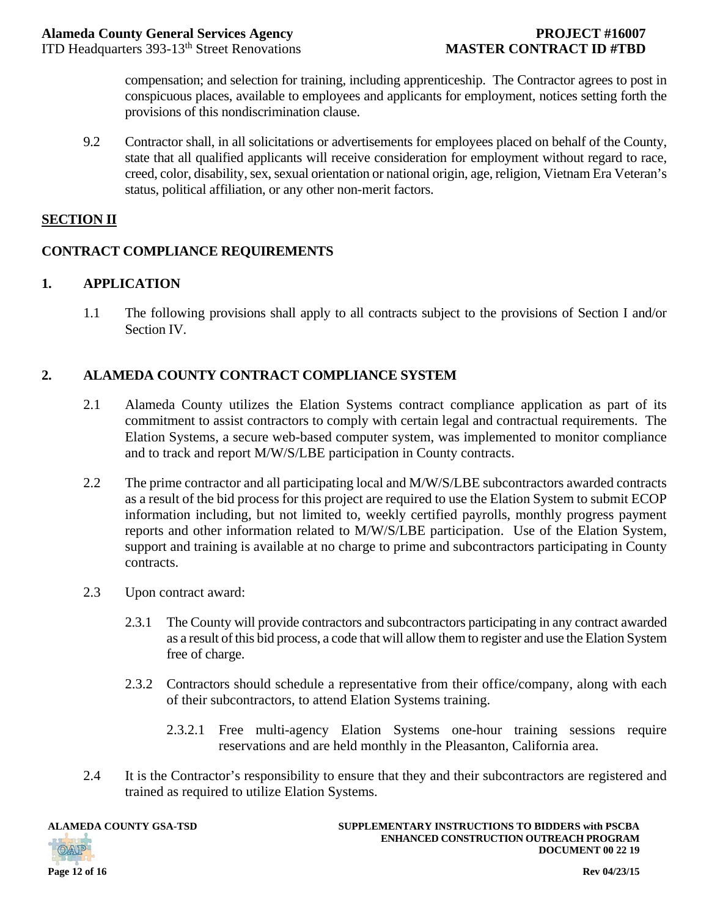compensation; and selection for training, including apprenticeship. The Contractor agrees to post in conspicuous places, available to employees and applicants for employment, notices setting forth the provisions of this nondiscrimination clause.

9.2 Contractor shall, in all solicitations or advertisements for employees placed on behalf of the County, state that all qualified applicants will receive consideration for employment without regard to race, creed, color, disability, sex, sexual orientation or national origin, age, religion, Vietnam Era Veteran's status, political affiliation, or any other non-merit factors.

## SECTION II

## CONTRACT COMPLIANCE REQUIREMENTS

### 1. APPLICATION

1.1 The following provisions shall apply to all contracts subject to the provisions of Section I and/or Section IV.

### 2. ALAMEDA COUNTY CONTRACT COMPLIANCE SYSTEM

2.1 Alameda County utilizes the Elation Systems contract compliance application as part of its commitment to assist contractors to comply with certain legal and contractual requirements. The Elation Systems, a secure web-based computer system, was implemented to monitor compliance and to track and report M/W/S/LBE participation in County contracts.

2.2 The prime contractor and all participating local and M/W/S/LBE subcontractors awarded contracts as a result of the bid process for this project are required to use the Elation System to submit ECOP information including, but not limited to, weekly certified payrolls, monthly progress payment reports and other information related to M/W/S/LBE participation. Use of the Elation System, support and training is available at no charge to prime and subcontractors participating in County contracts.

2.3 Upon contract award:

2.3.1 The County will provide contractors and subcontractors participating in any contract awarded as a result of this bid process, a code that will allow them to register and use the Elation System free of charge.

2.3.2 Contractors should schedule a representative from their office/company, along with each of their subcontractors, to attend Elation Systems training.

2.3.2.1 Free multi-agency Elation Systems one-hour training sessions require reservations and are held monthly in the Pleasanton, California area.

2.4 It is the Contractor's responsibility to ensure that they and their subcontractors are registered and trained as required to utilize Elation Systems.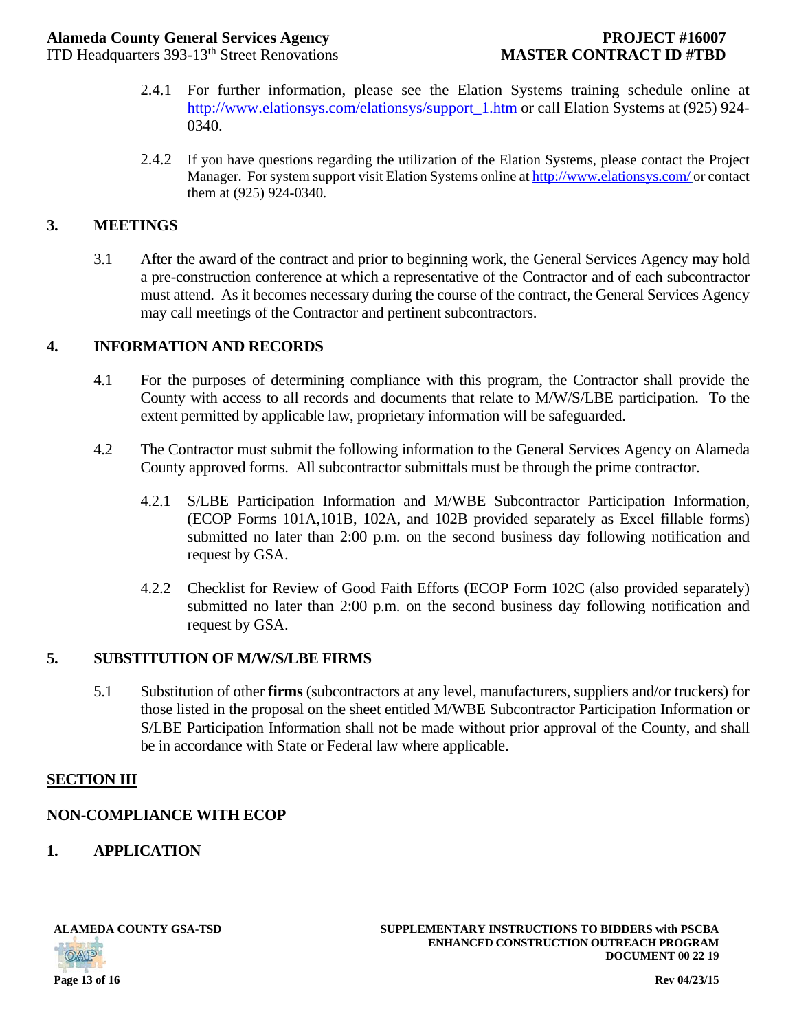2.4.1 For further information, please see the Elation Systems training schedule online at http://www.elationsys.com/elationsys/support_1.htm or call Elation Systems at (925) 924-0340.

2.4.2 If you have questions regarding the utilization of the Elation Systems, please contact the Project Manager. For system support visit Elation Systems online at http://www.elationsys.com/ or contact them at (925) 924-0340.

## 3. MEETINGS

3.1 After the award of the contract and prior to beginning work, the General Services Agency may hold a pre-construction conference at which a representative of the Contractor and of each subcontractor must attend. As it becomes necessary during the course of the contract, the General Services Agency may call meetings of the Contractor and pertinent subcontractors.

## 4. INFORMATION AND RECORDS

4.1 For the purposes of determining compliance with this program, the Contractor shall provide the County with access to all records and documents that relate to M/W/S/LBE participation. To the extent permitted by applicable law, proprietary information will be safeguarded.

4.2 The Contractor must submit the following information to the General Services Agency on Alameda County approved forms. All subcontractor submittals must be through the prime contractor.

4.2.1 S/LBE Participation Information and M/WBE Subcontractor Participation Information, (ECOP Forms 101A,101B, 102A, and 102B provided separately as Excel fillable forms) submitted no later than 2:00 p.m. on the second business day following notification and request by GSA.

4.2.2 Checklist for Review of Good Faith Efforts (ECOP Form 102C (also provided separately) submitted no later than 2:00 p.m. on the second business day following notification and request by GSA.

## 5. SUBSTITUTION OF M/W/S/LBE FIRMS

5.1 Substitution of other **firms** (subcontractors at any level, manufacturers, suppliers and/or truckers) for those listed in the proposal on the sheet entitled M/WBE Subcontractor Participation Information or S/LBE Participation Information shall not be made without prior approval of the County, and shall be in accordance with State or Federal law where applicable.

## SECTION III

## NON-COMPLIANCE WITH ECOP

## 1. APPLICATION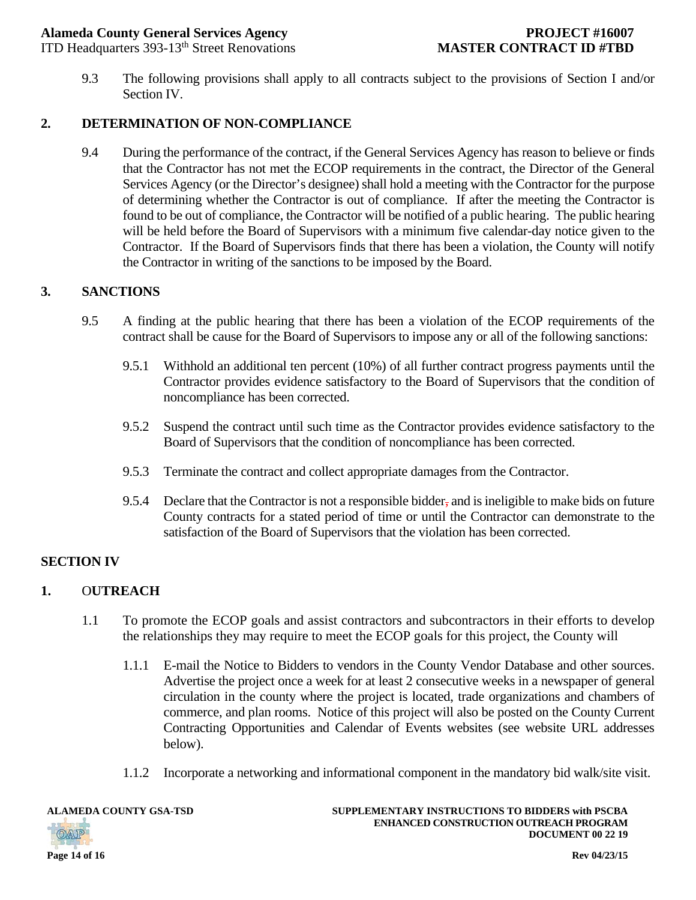9.3 The following provisions shall apply to all contracts subject to the provisions of Section I and/or Section IV.

## 2. DETERMINATION OF NON-COMPLIANCE

9.4 During the performance of the contract, if the General Services Agency has reason to believe or finds that the Contractor has not met the ECOP requirements in the contract, the Director of the General Services Agency (or the Director's designee) shall hold a meeting with the Contractor for the purpose of determining whether the Contractor is out of compliance. If after the meeting the Contractor is found to be out of compliance, the Contractor will be notified of a public hearing. The public hearing will be held before the Board of Supervisors with a minimum five calendar-day notice given to the Contractor. If the Board of Supervisors finds that there has been a violation, the County will notify the Contractor in writing of the sanctions to be imposed by the Board.

## 3. SANCTIONS

9.5 A finding at the public hearing that there has been a violation of the ECOP requirements of the contract shall be cause for the Board of Supervisors to impose any or all of the following sanctions:

9.5.1 Withhold an additional ten percent (10%) of all further contract progress payments until the Contractor provides evidence satisfactory to the Board of Supervisors that the condition of noncompliance has been corrected.

9.5.2 Suspend the contract until such time as the Contractor provides evidence satisfactory to the Board of Supervisors that the condition of noncompliance has been corrected.

9.5.3 Terminate the contract and collect appropriate damages from the Contractor.

9.5.4 Declare that the Contractor is not a responsible bidder, and is ineligible to make bids on future County contracts for a stated period of time or until the Contractor can demonstrate to the satisfaction of the Board of Supervisors that the violation has been corrected.

# SECTION IV

## 1. OUTREACH

1.1 To promote the ECOP goals and assist contractors and subcontractors in their efforts to develop the relationships they may require to meet the ECOP goals for this project, the County will

1.1.1 E-mail the Notice to Bidders to vendors in the County Vendor Database and other sources. Advertise the project once a week for at least 2 consecutive weeks in a newspaper of general circulation in the county where the project is located, trade organizations and chambers of commerce, and plan rooms. Notice of this project will also be posted on the County Current Contracting Opportunities and Calendar of Events websites (see website URL addresses below).

1.1.2 Incorporate a networking and informational component in the mandatory bid walk/site visit.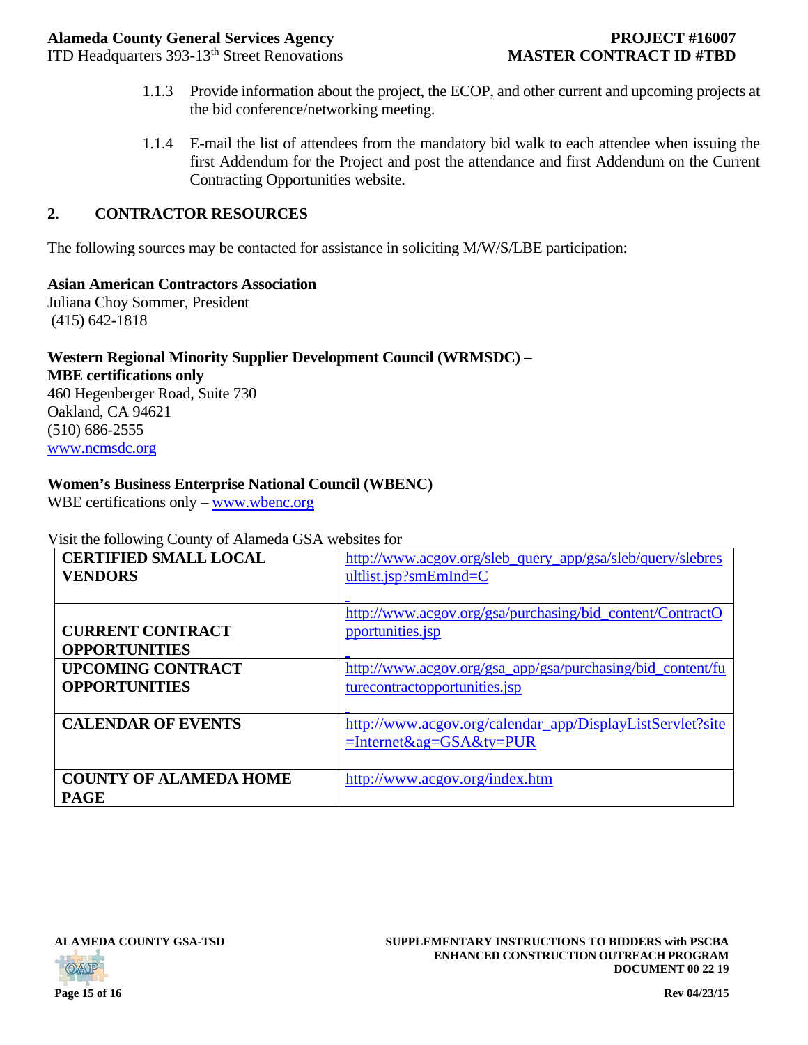1.1.3 Provide information about the project, the ECOP, and other current and upcoming projects at the bid conference/networking meeting.

1.1.4 E-mail the list of attendees from the mandatory bid walk to each attendee when issuing the first Addendum for the Project and post the attendance and first Addendum on the Current Contracting Opportunities website.

## 2. CONTRACTOR RESOURCES

The following sources may be contacted for assistance in soliciting M/W/S/LBE participation:

**Asian American Contractors Association**
Juliana Choy Sommer, President
(415) 642-1818

**Western Regional Minority Supplier Development Council (WRMSDC) – MBE certifications only**
460 Hegenberger Road, Suite 730
Oakland, CA 94621
(510) 686-2555
www.ncmsdc.org

**Women's Business Enterprise National Council (WBENC)**
WBE certifications only – www.wbenc.org

Visit the following County of Alameda GSA websites for

| | |
|---|---|
| **CERTIFIED SMALL LOCAL VENDORS** | http://www.acgov.org/sleb_query_app/gsa/sleb/query/slebresultlist.jsp?smEmInd=C |
| **CURRENT CONTRACT OPPORTUNITIES** | http://www.acgov.org/gsa/purchasing/bid_content/ContractOpportunities.jsp |
| **UPCOMING CONTRACT OPPORTUNITIES** | http://www.acgov.org/gsa_app/gsa/purchasing/bid_content/futurecontractopportunities.jsp |
| **CALENDAR OF EVENTS** | http://www.acgov.org/calendar_app/DisplayListServlet?site=Internet&ag=GSA&ty=PUR |
| **COUNTY OF ALAMEDA HOME PAGE** | http://www.acgov.org/index.htm |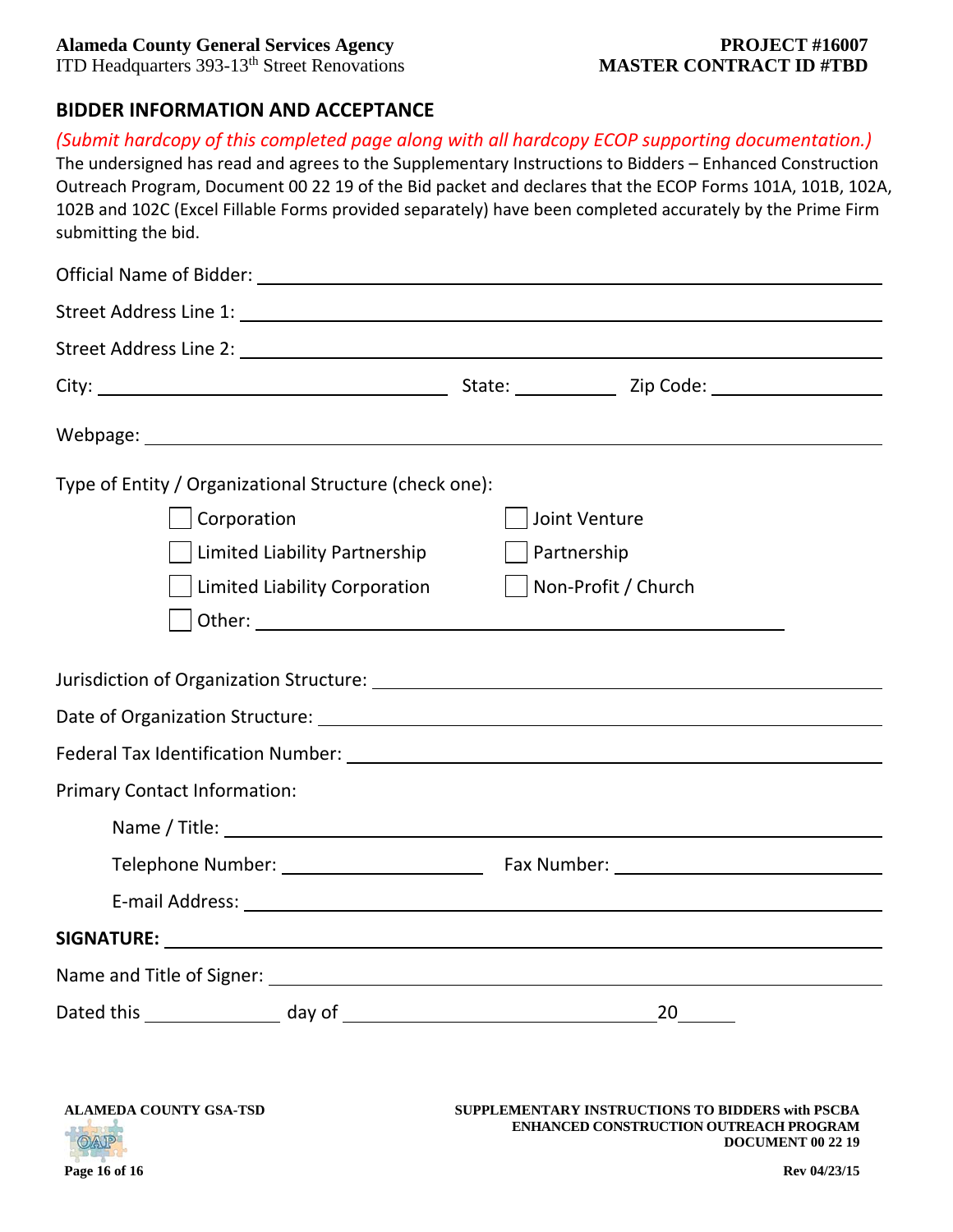## BIDDER INFORMATION AND ACCEPTANCE

*(Submit hardcopy of this completed page along with all hardcopy ECOP supporting documentation.)*

The undersigned has read and agrees to the Supplementary Instructions to Bidders – Enhanced Construction Outreach Program, Document 00 22 19 of the Bid packet and declares that the ECOP Forms 101A, 101B, 102A, 102B and 102C (Excel Fillable Forms provided separately) have been completed accurately by the Prime Firm submitting the bid.

Official Name of Bidder: ______________________________

Street Address Line 1: ______________________________

Street Address Line 2: ______________________________

City: ____________________ State: __________ Zip Code: ______________

Webpage: ______________________________

Type of Entity / Organizational Structure (check one):

- ☐ Corporation
- ☐ Joint Venture
- ☐ Limited Liability Partnership
- ☐ Partnership
- ☐ Limited Liability Corporation
- ☐ Non-Profit / Church
- ☐ Other: ______________________________

Jurisdiction of Organization Structure: ______________________________

Date of Organization Structure: ______________________________

Federal Tax Identification Number: ______________________________

Primary Contact Information:

Name / Title: ______________________________

Telephone Number: ____________________ Fax Number: ____________________

E-mail Address: ______________________________

**SIGNATURE:** ______________________________

Name and Title of Signer: ______________________________

Dated this __________ day of ____________________ 20______